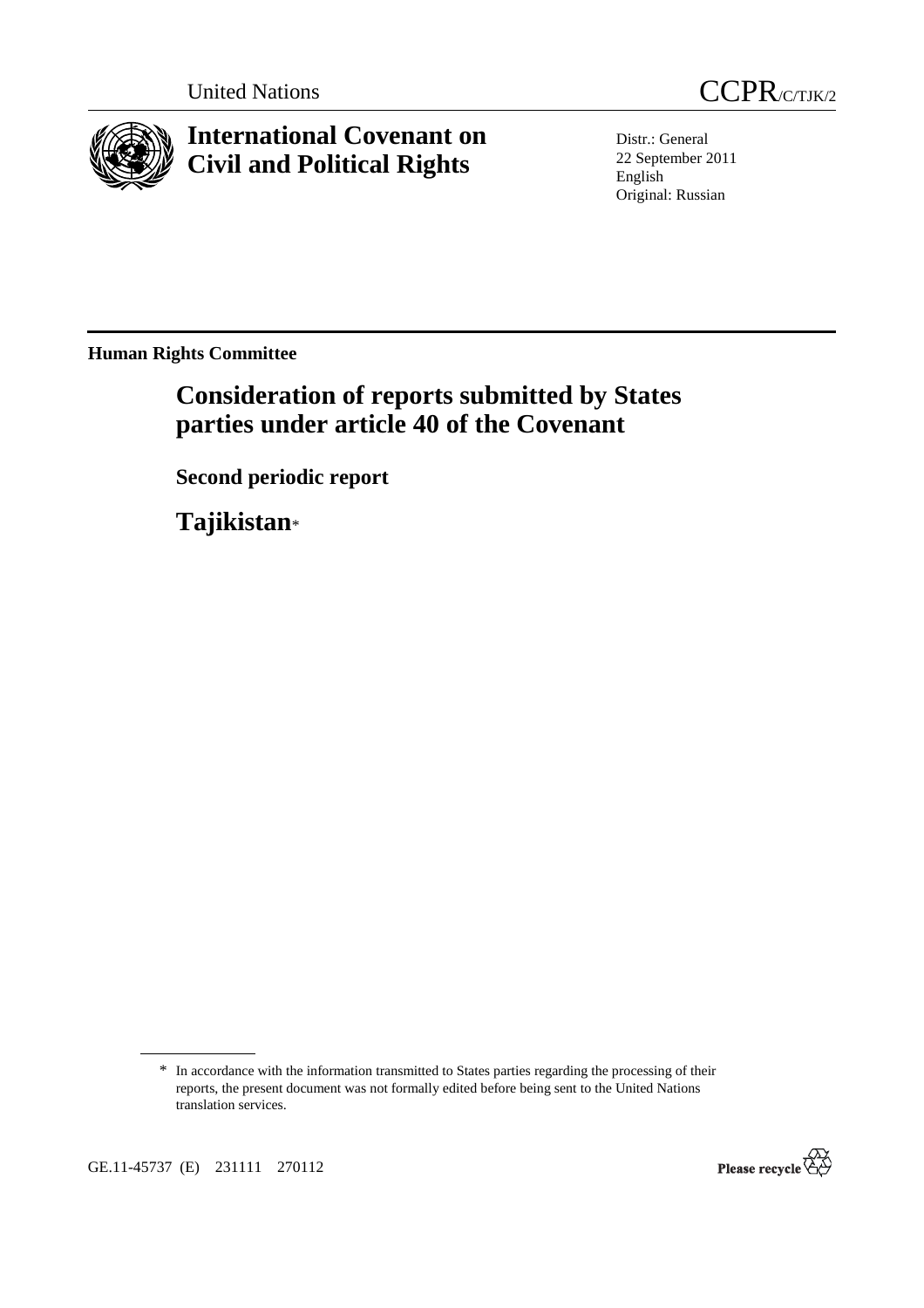United Nations

CCPR/C/TJK/2

# International Covenant on Civil and Political Rights

Distr.: General
22 September 2011
English
Original: Russian

**Human Rights Committee**

## Consideration of reports submitted by States parties under article 40 of the Covenant

### Second periodic report

## Tajikistan*

---

\* In accordance with the information transmitted to States parties regarding the processing of their reports, the present document was not formally edited before being sent to the United Nations translation services.

GE.11-45737 (E) 231111 270112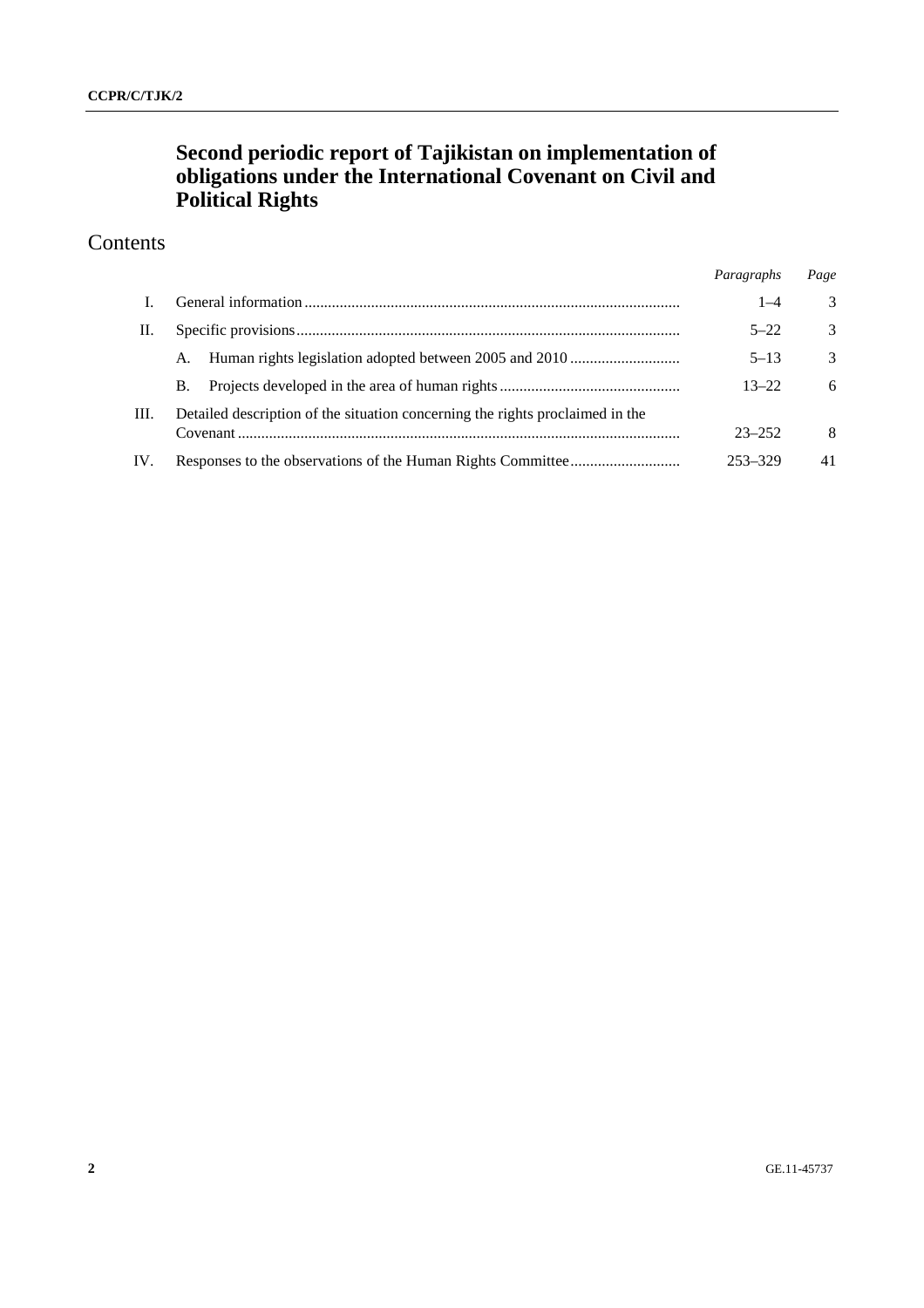# Second periodic report of Tajikistan on implementation of obligations under the International Covenant on Civil and Political Rights

## Contents

| | | *Paragraphs* | *Page* |
|---|---|---|---|
| I. | General information | 1–4 | 3 |
| II. | Specific provisions | 5–22 | 3 |
| | A. Human rights legislation adopted between 2005 and 2010 | 5–13 | 3 |
| | B. Projects developed in the area of human rights | 13–22 | 6 |
| III. | Detailed description of the situation concerning the rights proclaimed in the Covenant | 23–252 | 8 |
| IV. | Responses to the observations of the Human Rights Committee | 253–329 | 41 |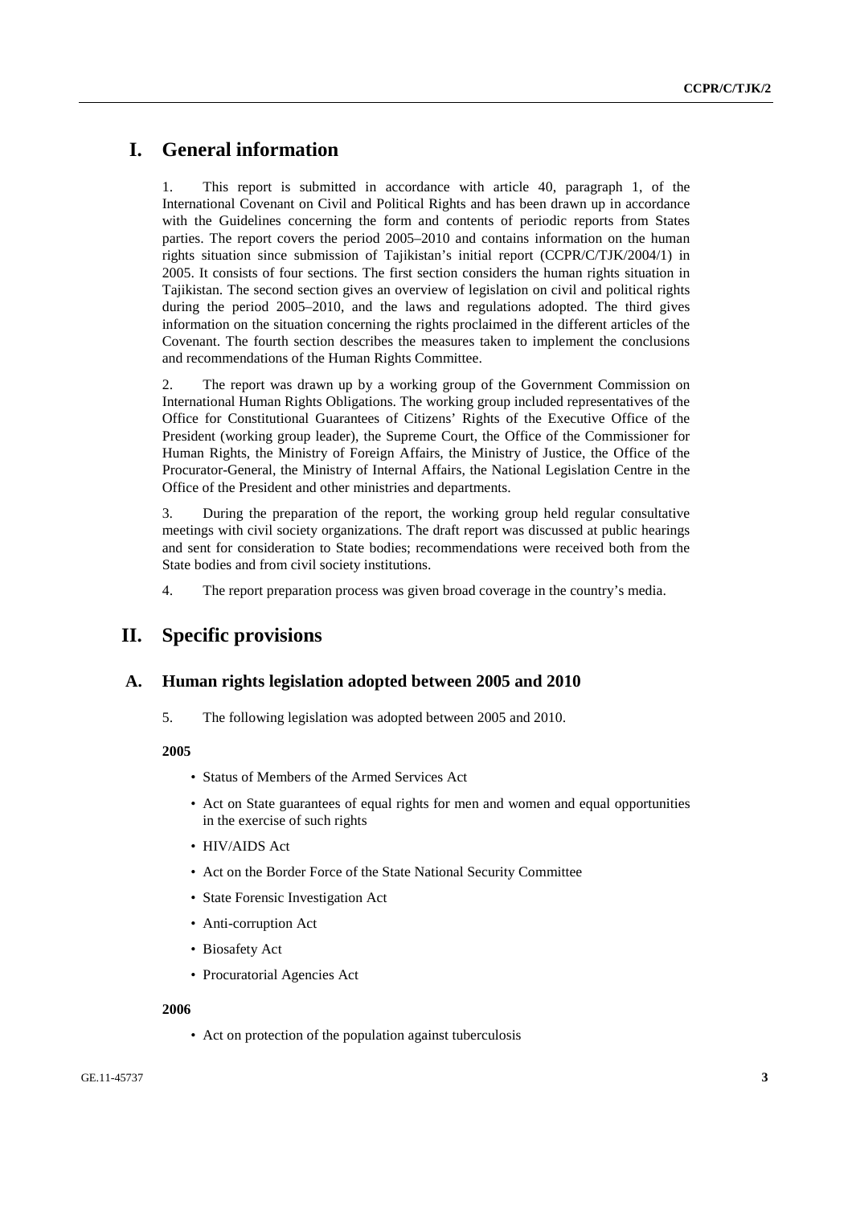# I. General information

1. This report is submitted in accordance with article 40, paragraph 1, of the International Covenant on Civil and Political Rights and has been drawn up in accordance with the Guidelines concerning the form and contents of periodic reports from States parties. The report covers the period 2005–2010 and contains information on the human rights situation since submission of Tajikistan's initial report (CCPR/C/TJK/2004/1) in 2005. It consists of four sections. The first section considers the human rights situation in Tajikistan. The second section gives an overview of legislation on civil and political rights during the period 2005–2010, and the laws and regulations adopted. The third gives information on the situation concerning the rights proclaimed in the different articles of the Covenant. The fourth section describes the measures taken to implement the conclusions and recommendations of the Human Rights Committee.

2. The report was drawn up by a working group of the Government Commission on International Human Rights Obligations. The working group included representatives of the Office for Constitutional Guarantees of Citizens' Rights of the Executive Office of the President (working group leader), the Supreme Court, the Office of the Commissioner for Human Rights, the Ministry of Foreign Affairs, the Ministry of Justice, the Office of the Procurator-General, the Ministry of Internal Affairs, the National Legislation Centre in the Office of the President and other ministries and departments.

3. During the preparation of the report, the working group held regular consultative meetings with civil society organizations. The draft report was discussed at public hearings and sent for consideration to State bodies; recommendations were received both from the State bodies and from civil society institutions.

4. The report preparation process was given broad coverage in the country's media.

# II. Specific provisions

## A. Human rights legislation adopted between 2005 and 2010

5. The following legislation was adopted between 2005 and 2010.

**2005**

- Status of Members of the Armed Services Act
- Act on State guarantees of equal rights for men and women and equal opportunities in the exercise of such rights
- HIV/AIDS Act
- Act on the Border Force of the State National Security Committee
- State Forensic Investigation Act
- Anti-corruption Act
- Biosafety Act
- Procuratorial Agencies Act

**2006**

- Act on protection of the population against tuberculosis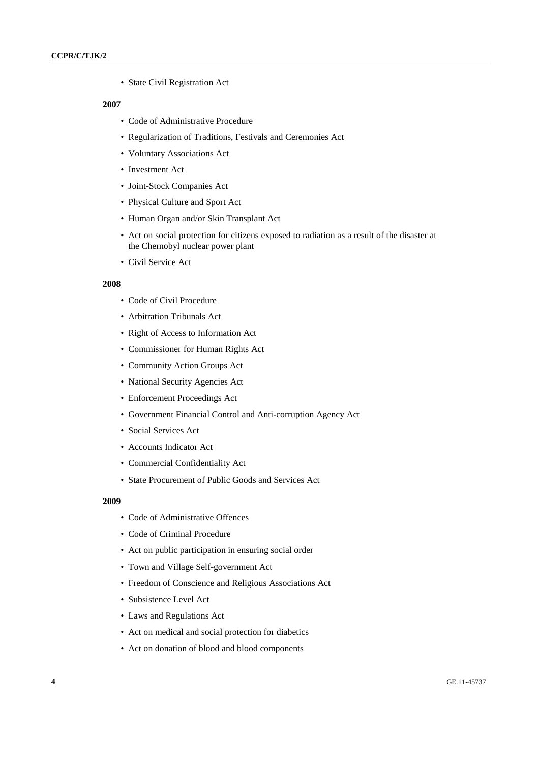- State Civil Registration Act

**2007**

- Code of Administrative Procedure
- Regularization of Traditions, Festivals and Ceremonies Act
- Voluntary Associations Act
- Investment Act
- Joint-Stock Companies Act
- Physical Culture and Sport Act
- Human Organ and/or Skin Transplant Act
- Act on social protection for citizens exposed to radiation as a result of the disaster at the Chernobyl nuclear power plant
- Civil Service Act

**2008**

- Code of Civil Procedure
- Arbitration Tribunals Act
- Right of Access to Information Act
- Commissioner for Human Rights Act
- Community Action Groups Act
- National Security Agencies Act
- Enforcement Proceedings Act
- Government Financial Control and Anti-corruption Agency Act
- Social Services Act
- Accounts Indicator Act
- Commercial Confidentiality Act
- State Procurement of Public Goods and Services Act

**2009**

- Code of Administrative Offences
- Code of Criminal Procedure
- Act on public participation in ensuring social order
- Town and Village Self-government Act
- Freedom of Conscience and Religious Associations Act
- Subsistence Level Act
- Laws and Regulations Act
- Act on medical and social protection for diabetics
- Act on donation of blood and blood components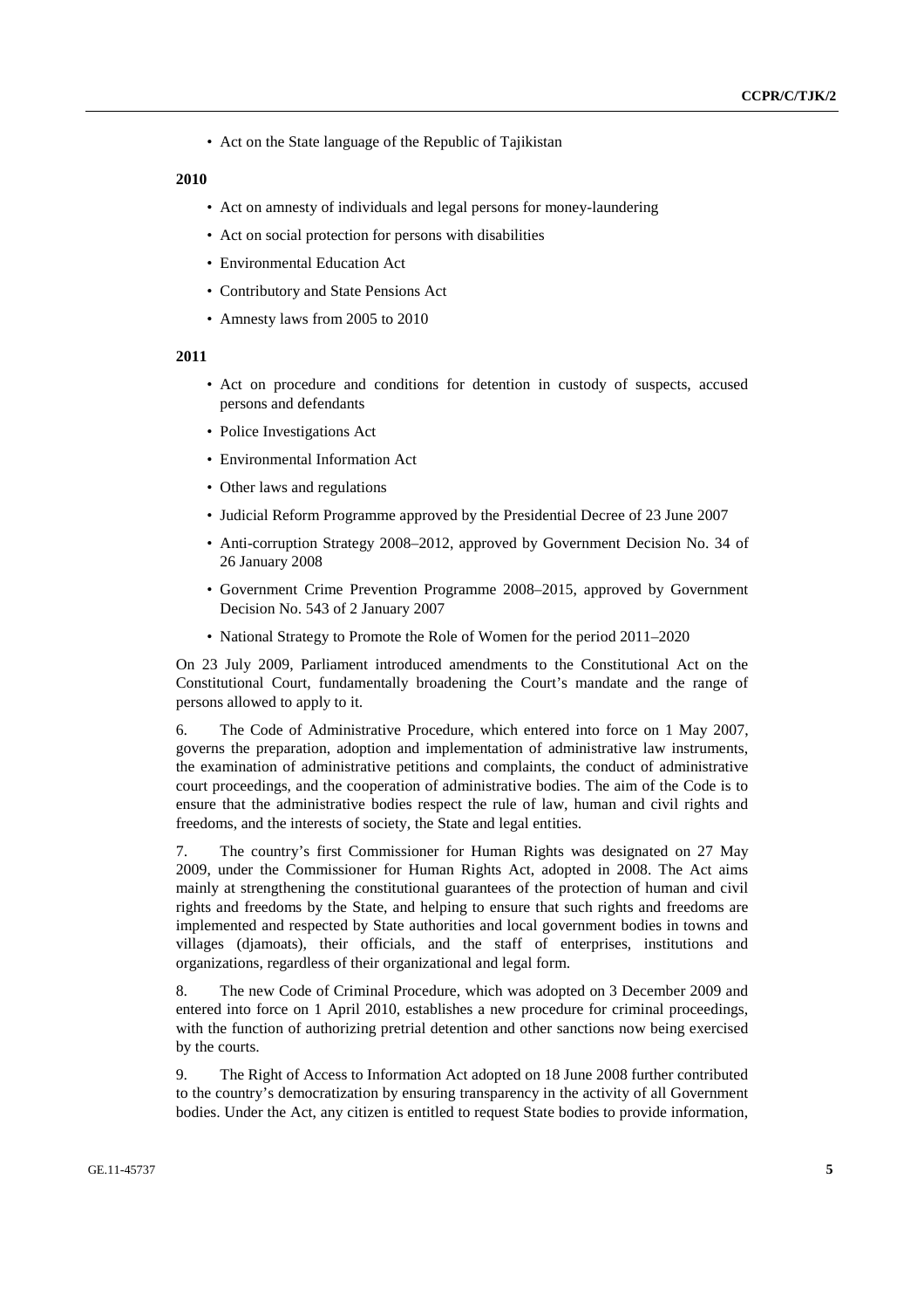- Act on the State language of the Republic of Tajikistan

**2010**

- Act on amnesty of individuals and legal persons for money-laundering
- Act on social protection for persons with disabilities
- Environmental Education Act
- Contributory and State Pensions Act
- Amnesty laws from 2005 to 2010

**2011**

- Act on procedure and conditions for detention in custody of suspects, accused persons and defendants
- Police Investigations Act
- Environmental Information Act
- Other laws and regulations
- Judicial Reform Programme approved by the Presidential Decree of 23 June 2007
- Anti-corruption Strategy 2008–2012, approved by Government Decision No. 34 of 26 January 2008
- Government Crime Prevention Programme 2008–2015, approved by Government Decision No. 543 of 2 January 2007
- National Strategy to Promote the Role of Women for the period 2011–2020

On 23 July 2009, Parliament introduced amendments to the Constitutional Act on the Constitutional Court, fundamentally broadening the Court's mandate and the range of persons allowed to apply to it.

6. The Code of Administrative Procedure, which entered into force on 1 May 2007, governs the preparation, adoption and implementation of administrative law instruments, the examination of administrative petitions and complaints, the conduct of administrative court proceedings, and the cooperation of administrative bodies. The aim of the Code is to ensure that the administrative bodies respect the rule of law, human and civil rights and freedoms, and the interests of society, the State and legal entities.

7. The country's first Commissioner for Human Rights was designated on 27 May 2009, under the Commissioner for Human Rights Act, adopted in 2008. The Act aims mainly at strengthening the constitutional guarantees of the protection of human and civil rights and freedoms by the State, and helping to ensure that such rights and freedoms are implemented and respected by State authorities and local government bodies in towns and villages (djamoats), their officials, and the staff of enterprises, institutions and organizations, regardless of their organizational and legal form.

8. The new Code of Criminal Procedure, which was adopted on 3 December 2009 and entered into force on 1 April 2010, establishes a new procedure for criminal proceedings, with the function of authorizing pretrial detention and other sanctions now being exercised by the courts.

9. The Right of Access to Information Act adopted on 18 June 2008 further contributed to the country's democratization by ensuring transparency in the activity of all Government bodies. Under the Act, any citizen is entitled to request State bodies to provide information,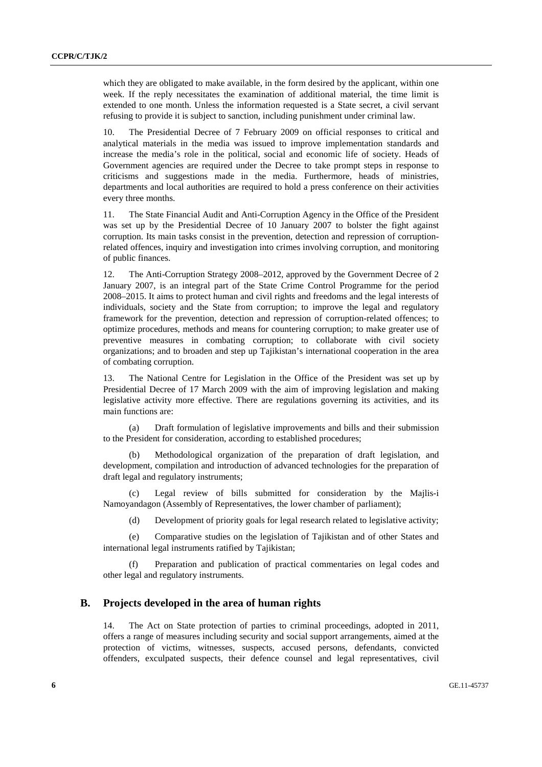which they are obligated to make available, in the form desired by the applicant, within one week. If the reply necessitates the examination of additional material, the time limit is extended to one month. Unless the information requested is a State secret, a civil servant refusing to provide it is subject to sanction, including punishment under criminal law.

10. The Presidential Decree of 7 February 2009 on official responses to critical and analytical materials in the media was issued to improve implementation standards and increase the media's role in the political, social and economic life of society. Heads of Government agencies are required under the Decree to take prompt steps in response to criticisms and suggestions made in the media. Furthermore, heads of ministries, departments and local authorities are required to hold a press conference on their activities every three months.

11. The State Financial Audit and Anti-Corruption Agency in the Office of the President was set up by the Presidential Decree of 10 January 2007 to bolster the fight against corruption. Its main tasks consist in the prevention, detection and repression of corruption-related offences, inquiry and investigation into crimes involving corruption, and monitoring of public finances.

12. The Anti-Corruption Strategy 2008–2012, approved by the Government Decree of 2 January 2007, is an integral part of the State Crime Control Programme for the period 2008–2015. It aims to protect human and civil rights and freedoms and the legal interests of individuals, society and the State from corruption; to improve the legal and regulatory framework for the prevention, detection and repression of corruption-related offences; to optimize procedures, methods and means for countering corruption; to make greater use of preventive measures in combating corruption; to collaborate with civil society organizations; and to broaden and step up Tajikistan's international cooperation in the area of combating corruption.

13. The National Centre for Legislation in the Office of the President was set up by Presidential Decree of 17 March 2009 with the aim of improving legislation and making legislative activity more effective. There are regulations governing its activities, and its main functions are:

(a) Draft formulation of legislative improvements and bills and their submission to the President for consideration, according to established procedures;

(b) Methodological organization of the preparation of draft legislation, and development, compilation and introduction of advanced technologies for the preparation of draft legal and regulatory instruments;

(c) Legal review of bills submitted for consideration by the Majlis-i Namoyandagon (Assembly of Representatives, the lower chamber of parliament);

(d) Development of priority goals for legal research related to legislative activity;

(e) Comparative studies on the legislation of Tajikistan and of other States and international legal instruments ratified by Tajikistan;

(f) Preparation and publication of practical commentaries on legal codes and other legal and regulatory instruments.

## B. Projects developed in the area of human rights

14. The Act on State protection of parties to criminal proceedings, adopted in 2011, offers a range of measures including security and social support arrangements, aimed at the protection of victims, witnesses, suspects, accused persons, defendants, convicted offenders, exculpated suspects, their defence counsel and legal representatives, civil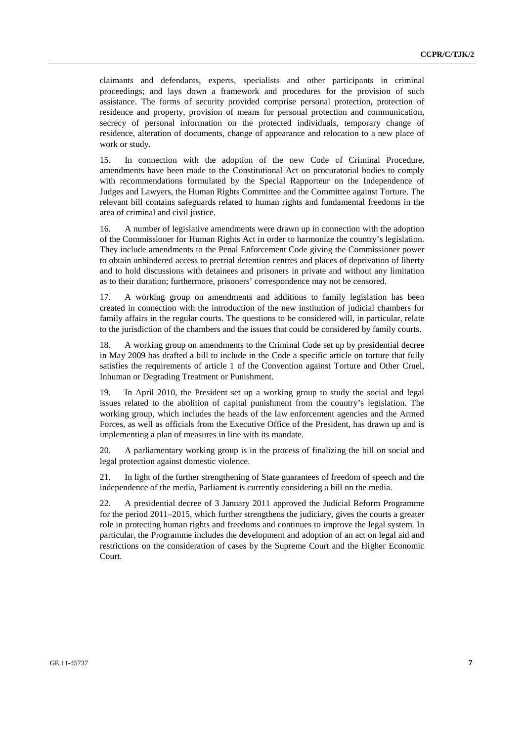claimants and defendants, experts, specialists and other participants in criminal proceedings; and lays down a framework and procedures for the provision of such assistance. The forms of security provided comprise personal protection, protection of residence and property, provision of means for personal protection and communication, secrecy of personal information on the protected individuals, temporary change of residence, alteration of documents, change of appearance and relocation to a new place of work or study.

15. In connection with the adoption of the new Code of Criminal Procedure, amendments have been made to the Constitutional Act on procuratorial bodies to comply with recommendations formulated by the Special Rapporteur on the Independence of Judges and Lawyers, the Human Rights Committee and the Committee against Torture. The relevant bill contains safeguards related to human rights and fundamental freedoms in the area of criminal and civil justice.

16. A number of legislative amendments were drawn up in connection with the adoption of the Commissioner for Human Rights Act in order to harmonize the country's legislation. They include amendments to the Penal Enforcement Code giving the Commissioner power to obtain unhindered access to pretrial detention centres and places of deprivation of liberty and to hold discussions with detainees and prisoners in private and without any limitation as to their duration; furthermore, prisoners' correspondence may not be censored.

17. A working group on amendments and additions to family legislation has been created in connection with the introduction of the new institution of judicial chambers for family affairs in the regular courts. The questions to be considered will, in particular, relate to the jurisdiction of the chambers and the issues that could be considered by family courts.

18. A working group on amendments to the Criminal Code set up by presidential decree in May 2009 has drafted a bill to include in the Code a specific article on torture that fully satisfies the requirements of article 1 of the Convention against Torture and Other Cruel, Inhuman or Degrading Treatment or Punishment.

19. In April 2010, the President set up a working group to study the social and legal issues related to the abolition of capital punishment from the country's legislation. The working group, which includes the heads of the law enforcement agencies and the Armed Forces, as well as officials from the Executive Office of the President, has drawn up and is implementing a plan of measures in line with its mandate.

20. A parliamentary working group is in the process of finalizing the bill on social and legal protection against domestic violence.

21. In light of the further strengthening of State guarantees of freedom of speech and the independence of the media, Parliament is currently considering a bill on the media.

22. A presidential decree of 3 January 2011 approved the Judicial Reform Programme for the period 2011–2015, which further strengthens the judiciary, gives the courts a greater role in protecting human rights and freedoms and continues to improve the legal system. In particular, the Programme includes the development and adoption of an act on legal aid and restrictions on the consideration of cases by the Supreme Court and the Higher Economic Court.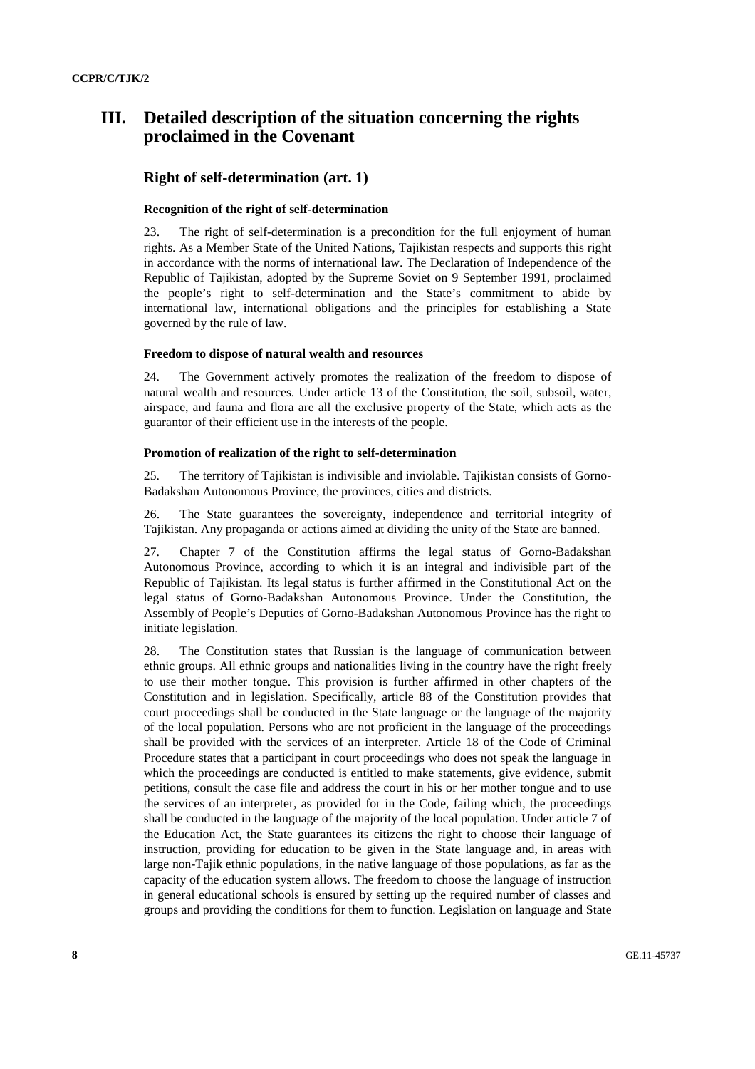# III. Detailed description of the situation concerning the rights proclaimed in the Covenant

## Right of self-determination (art. 1)

### Recognition of the right of self-determination

23. The right of self-determination is a precondition for the full enjoyment of human rights. As a Member State of the United Nations, Tajikistan respects and supports this right in accordance with the norms of international law. The Declaration of Independence of the Republic of Tajikistan, adopted by the Supreme Soviet on 9 September 1991, proclaimed the people's right to self-determination and the State's commitment to abide by international law, international obligations and the principles for establishing a State governed by the rule of law.

### Freedom to dispose of natural wealth and resources

24. The Government actively promotes the realization of the freedom to dispose of natural wealth and resources. Under article 13 of the Constitution, the soil, subsoil, water, airspace, and fauna and flora are all the exclusive property of the State, which acts as the guarantor of their efficient use in the interests of the people.

### Promotion of realization of the right to self-determination

25. The territory of Tajikistan is indivisible and inviolable. Tajikistan consists of Gorno-Badakshan Autonomous Province, the provinces, cities and districts.

26. The State guarantees the sovereignty, independence and territorial integrity of Tajikistan. Any propaganda or actions aimed at dividing the unity of the State are banned.

27. Chapter 7 of the Constitution affirms the legal status of Gorno-Badakshan Autonomous Province, according to which it is an integral and indivisible part of the Republic of Tajikistan. Its legal status is further affirmed in the Constitutional Act on the legal status of Gorno-Badakshan Autonomous Province. Under the Constitution, the Assembly of People's Deputies of Gorno-Badakshan Autonomous Province has the right to initiate legislation.

28. The Constitution states that Russian is the language of communication between ethnic groups. All ethnic groups and nationalities living in the country have the right freely to use their mother tongue. This provision is further affirmed in other chapters of the Constitution and in legislation. Specifically, article 88 of the Constitution provides that court proceedings shall be conducted in the State language or the language of the majority of the local population. Persons who are not proficient in the language of the proceedings shall be provided with the services of an interpreter. Article 18 of the Code of Criminal Procedure states that a participant in court proceedings who does not speak the language in which the proceedings are conducted is entitled to make statements, give evidence, submit petitions, consult the case file and address the court in his or her mother tongue and to use the services of an interpreter, as provided for in the Code, failing which, the proceedings shall be conducted in the language of the majority of the local population. Under article 7 of the Education Act, the State guarantees its citizens the right to choose their language of instruction, providing for education to be given in the State language and, in areas with large non-Tajik ethnic populations, in the native language of those populations, as far as the capacity of the education system allows. The freedom to choose the language of instruction in general educational schools is ensured by setting up the required number of classes and groups and providing the conditions for them to function. Legislation on language and State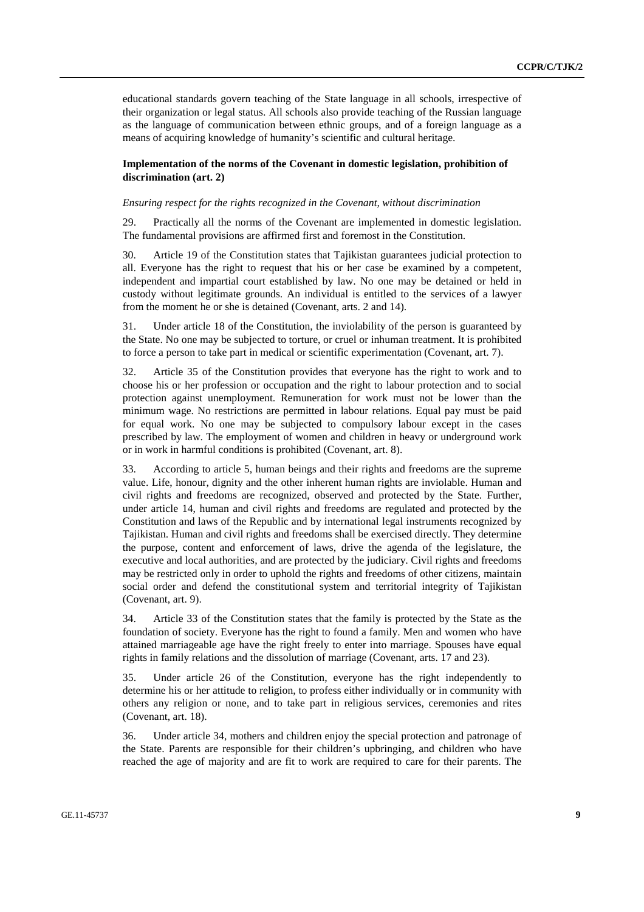educational standards govern teaching of the State language in all schools, irrespective of their organization or legal status. All schools also provide teaching of the Russian language as the language of communication between ethnic groups, and of a foreign language as a means of acquiring knowledge of humanity's scientific and cultural heritage.

### Implementation of the norms of the Covenant in domestic legislation, prohibition of discrimination (art. 2)

*Ensuring respect for the rights recognized in the Covenant, without discrimination*

29. Practically all the norms of the Covenant are implemented in domestic legislation. The fundamental provisions are affirmed first and foremost in the Constitution.

30. Article 19 of the Constitution states that Tajikistan guarantees judicial protection to all. Everyone has the right to request that his or her case be examined by a competent, independent and impartial court established by law. No one may be detained or held in custody without legitimate grounds. An individual is entitled to the services of a lawyer from the moment he or she is detained (Covenant, arts. 2 and 14).

31. Under article 18 of the Constitution, the inviolability of the person is guaranteed by the State. No one may be subjected to torture, or cruel or inhuman treatment. It is prohibited to force a person to take part in medical or scientific experimentation (Covenant, art. 7).

32. Article 35 of the Constitution provides that everyone has the right to work and to choose his or her profession or occupation and the right to labour protection and to social protection against unemployment. Remuneration for work must not be lower than the minimum wage. No restrictions are permitted in labour relations. Equal pay must be paid for equal work. No one may be subjected to compulsory labour except in the cases prescribed by law. The employment of women and children in heavy or underground work or in work in harmful conditions is prohibited (Covenant, art. 8).

33. According to article 5, human beings and their rights and freedoms are the supreme value. Life, honour, dignity and the other inherent human rights are inviolable. Human and civil rights and freedoms are recognized, observed and protected by the State. Further, under article 14, human and civil rights and freedoms are regulated and protected by the Constitution and laws of the Republic and by international legal instruments recognized by Tajikistan. Human and civil rights and freedoms shall be exercised directly. They determine the purpose, content and enforcement of laws, drive the agenda of the legislature, the executive and local authorities, and are protected by the judiciary. Civil rights and freedoms may be restricted only in order to uphold the rights and freedoms of other citizens, maintain social order and defend the constitutional system and territorial integrity of Tajikistan (Covenant, art. 9).

34. Article 33 of the Constitution states that the family is protected by the State as the foundation of society. Everyone has the right to found a family. Men and women who have attained marriageable age have the right freely to enter into marriage. Spouses have equal rights in family relations and the dissolution of marriage (Covenant, arts. 17 and 23).

35. Under article 26 of the Constitution, everyone has the right independently to determine his or her attitude to religion, to profess either individually or in community with others any religion or none, and to take part in religious services, ceremonies and rites (Covenant, art. 18).

36. Under article 34, mothers and children enjoy the special protection and patronage of the State. Parents are responsible for their children's upbringing, and children who have reached the age of majority and are fit to work are required to care for their parents. The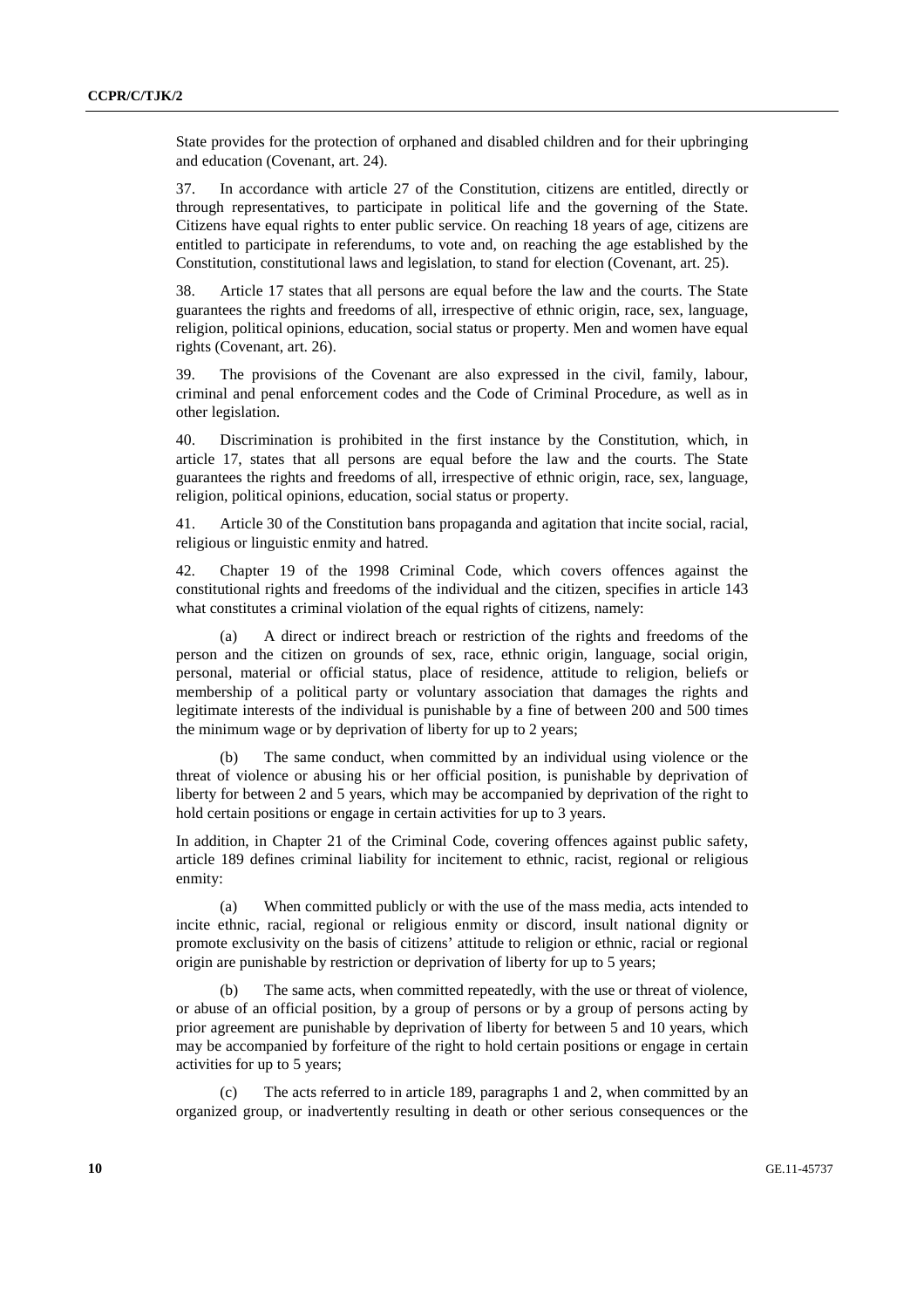State provides for the protection of orphaned and disabled children and for their upbringing and education (Covenant, art. 24).

37. In accordance with article 27 of the Constitution, citizens are entitled, directly or through representatives, to participate in political life and the governing of the State. Citizens have equal rights to enter public service. On reaching 18 years of age, citizens are entitled to participate in referendums, to vote and, on reaching the age established by the Constitution, constitutional laws and legislation, to stand for election (Covenant, art. 25).

38. Article 17 states that all persons are equal before the law and the courts. The State guarantees the rights and freedoms of all, irrespective of ethnic origin, race, sex, language, religion, political opinions, education, social status or property. Men and women have equal rights (Covenant, art. 26).

39. The provisions of the Covenant are also expressed in the civil, family, labour, criminal and penal enforcement codes and the Code of Criminal Procedure, as well as in other legislation.

40. Discrimination is prohibited in the first instance by the Constitution, which, in article 17, states that all persons are equal before the law and the courts. The State guarantees the rights and freedoms of all, irrespective of ethnic origin, race, sex, language, religion, political opinions, education, social status or property.

41. Article 30 of the Constitution bans propaganda and agitation that incite social, racial, religious or linguistic enmity and hatred.

42. Chapter 19 of the 1998 Criminal Code, which covers offences against the constitutional rights and freedoms of the individual and the citizen, specifies in article 143 what constitutes a criminal violation of the equal rights of citizens, namely:

(a) A direct or indirect breach or restriction of the rights and freedoms of the person and the citizen on grounds of sex, race, ethnic origin, language, social origin, personal, material or official status, place of residence, attitude to religion, beliefs or membership of a political party or voluntary association that damages the rights and legitimate interests of the individual is punishable by a fine of between 200 and 500 times the minimum wage or by deprivation of liberty for up to 2 years;

(b) The same conduct, when committed by an individual using violence or the threat of violence or abusing his or her official position, is punishable by deprivation of liberty for between 2 and 5 years, which may be accompanied by deprivation of the right to hold certain positions or engage in certain activities for up to 3 years.

In addition, in Chapter 21 of the Criminal Code, covering offences against public safety, article 189 defines criminal liability for incitement to ethnic, racist, regional or religious enmity:

(a) When committed publicly or with the use of the mass media, acts intended to incite ethnic, racial, regional or religious enmity or discord, insult national dignity or promote exclusivity on the basis of citizens' attitude to religion or ethnic, racial or regional origin are punishable by restriction or deprivation of liberty for up to 5 years;

(b) The same acts, when committed repeatedly, with the use or threat of violence, or abuse of an official position, by a group of persons or by a group of persons acting by prior agreement are punishable by deprivation of liberty for between 5 and 10 years, which may be accompanied by forfeiture of the right to hold certain positions or engage in certain activities for up to 5 years;

(c) The acts referred to in article 189, paragraphs 1 and 2, when committed by an organized group, or inadvertently resulting in death or other serious consequences or the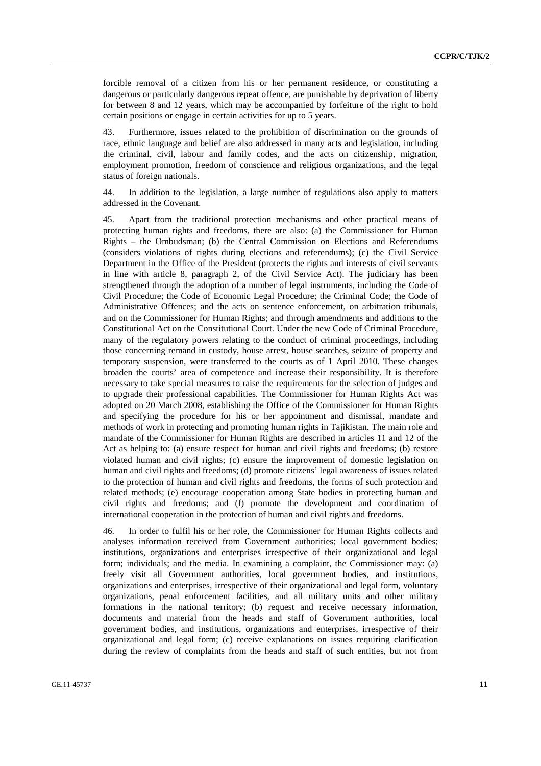forcible removal of a citizen from his or her permanent residence, or constituting a dangerous or particularly dangerous repeat offence, are punishable by deprivation of liberty for between 8 and 12 years, which may be accompanied by forfeiture of the right to hold certain positions or engage in certain activities for up to 5 years.

43. Furthermore, issues related to the prohibition of discrimination on the grounds of race, ethnic language and belief are also addressed in many acts and legislation, including the criminal, civil, labour and family codes, and the acts on citizenship, migration, employment promotion, freedom of conscience and religious organizations, and the legal status of foreign nationals.

44. In addition to the legislation, a large number of regulations also apply to matters addressed in the Covenant.

45. Apart from the traditional protection mechanisms and other practical means of protecting human rights and freedoms, there are also: (a) the Commissioner for Human Rights – the Ombudsman; (b) the Central Commission on Elections and Referendums (considers violations of rights during elections and referendums); (c) the Civil Service Department in the Office of the President (protects the rights and interests of civil servants in line with article 8, paragraph 2, of the Civil Service Act). The judiciary has been strengthened through the adoption of a number of legal instruments, including the Code of Civil Procedure; the Code of Economic Legal Procedure; the Criminal Code; the Code of Administrative Offences; and the acts on sentence enforcement, on arbitration tribunals, and on the Commissioner for Human Rights; and through amendments and additions to the Constitutional Act on the Constitutional Court. Under the new Code of Criminal Procedure, many of the regulatory powers relating to the conduct of criminal proceedings, including those concerning remand in custody, house arrest, house searches, seizure of property and temporary suspension, were transferred to the courts as of 1 April 2010. These changes broaden the courts' area of competence and increase their responsibility. It is therefore necessary to take special measures to raise the requirements for the selection of judges and to upgrade their professional capabilities. The Commissioner for Human Rights Act was adopted on 20 March 2008, establishing the Office of the Commissioner for Human Rights and specifying the procedure for his or her appointment and dismissal, mandate and methods of work in protecting and promoting human rights in Tajikistan. The main role and mandate of the Commissioner for Human Rights are described in articles 11 and 12 of the Act as helping to: (a) ensure respect for human and civil rights and freedoms; (b) restore violated human and civil rights; (c) ensure the improvement of domestic legislation on human and civil rights and freedoms; (d) promote citizens' legal awareness of issues related to the protection of human and civil rights and freedoms, the forms of such protection and related methods; (e) encourage cooperation among State bodies in protecting human and civil rights and freedoms; and (f) promote the development and coordination of international cooperation in the protection of human and civil rights and freedoms.

46. In order to fulfil his or her role, the Commissioner for Human Rights collects and analyses information received from Government authorities; local government bodies; institutions, organizations and enterprises irrespective of their organizational and legal form; individuals; and the media. In examining a complaint, the Commissioner may: (a) freely visit all Government authorities, local government bodies, and institutions, organizations and enterprises, irrespective of their organizational and legal form, voluntary organizations, penal enforcement facilities, and all military units and other military formations in the national territory; (b) request and receive necessary information, documents and material from the heads and staff of Government authorities, local government bodies, and institutions, organizations and enterprises, irrespective of their organizational and legal form; (c) receive explanations on issues requiring clarification during the review of complaints from the heads and staff of such entities, but not from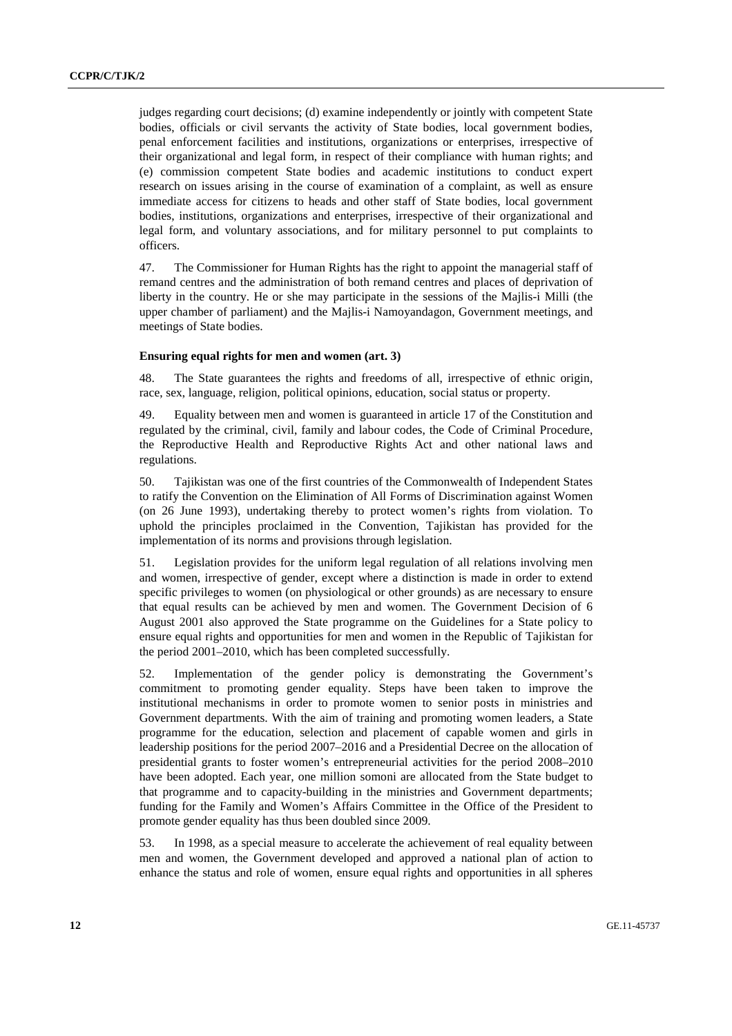judges regarding court decisions; (d) examine independently or jointly with competent State bodies, officials or civil servants the activity of State bodies, local government bodies, penal enforcement facilities and institutions, organizations or enterprises, irrespective of their organizational and legal form, in respect of their compliance with human rights; and (e) commission competent State bodies and academic institutions to conduct expert research on issues arising in the course of examination of a complaint, as well as ensure immediate access for citizens to heads and other staff of State bodies, local government bodies, institutions, organizations and enterprises, irrespective of their organizational and legal form, and voluntary associations, and for military personnel to put complaints to officers.

47. The Commissioner for Human Rights has the right to appoint the managerial staff of remand centres and the administration of both remand centres and places of deprivation of liberty in the country. He or she may participate in the sessions of the Majlis-i Milli (the upper chamber of parliament) and the Majlis-i Namoyandagon, Government meetings, and meetings of State bodies.

**Ensuring equal rights for men and women (art. 3)**

48. The State guarantees the rights and freedoms of all, irrespective of ethnic origin, race, sex, language, religion, political opinions, education, social status or property.

49. Equality between men and women is guaranteed in article 17 of the Constitution and regulated by the criminal, civil, family and labour codes, the Code of Criminal Procedure, the Reproductive Health and Reproductive Rights Act and other national laws and regulations.

50. Tajikistan was one of the first countries of the Commonwealth of Independent States to ratify the Convention on the Elimination of All Forms of Discrimination against Women (on 26 June 1993), undertaking thereby to protect women's rights from violation. To uphold the principles proclaimed in the Convention, Tajikistan has provided for the implementation of its norms and provisions through legislation.

51. Legislation provides for the uniform legal regulation of all relations involving men and women, irrespective of gender, except where a distinction is made in order to extend specific privileges to women (on physiological or other grounds) as are necessary to ensure that equal results can be achieved by men and women. The Government Decision of 6 August 2001 also approved the State programme on the Guidelines for a State policy to ensure equal rights and opportunities for men and women in the Republic of Tajikistan for the period 2001–2010, which has been completed successfully.

52. Implementation of the gender policy is demonstrating the Government's commitment to promoting gender equality. Steps have been taken to improve the institutional mechanisms in order to promote women to senior posts in ministries and Government departments. With the aim of training and promoting women leaders, a State programme for the education, selection and placement of capable women and girls in leadership positions for the period 2007–2016 and a Presidential Decree on the allocation of presidential grants to foster women's entrepreneurial activities for the period 2008–2010 have been adopted. Each year, one million somoni are allocated from the State budget to that programme and to capacity-building in the ministries and Government departments; funding for the Family and Women's Affairs Committee in the Office of the President to promote gender equality has thus been doubled since 2009.

53. In 1998, as a special measure to accelerate the achievement of real equality between men and women, the Government developed and approved a national plan of action to enhance the status and role of women, ensure equal rights and opportunities in all spheres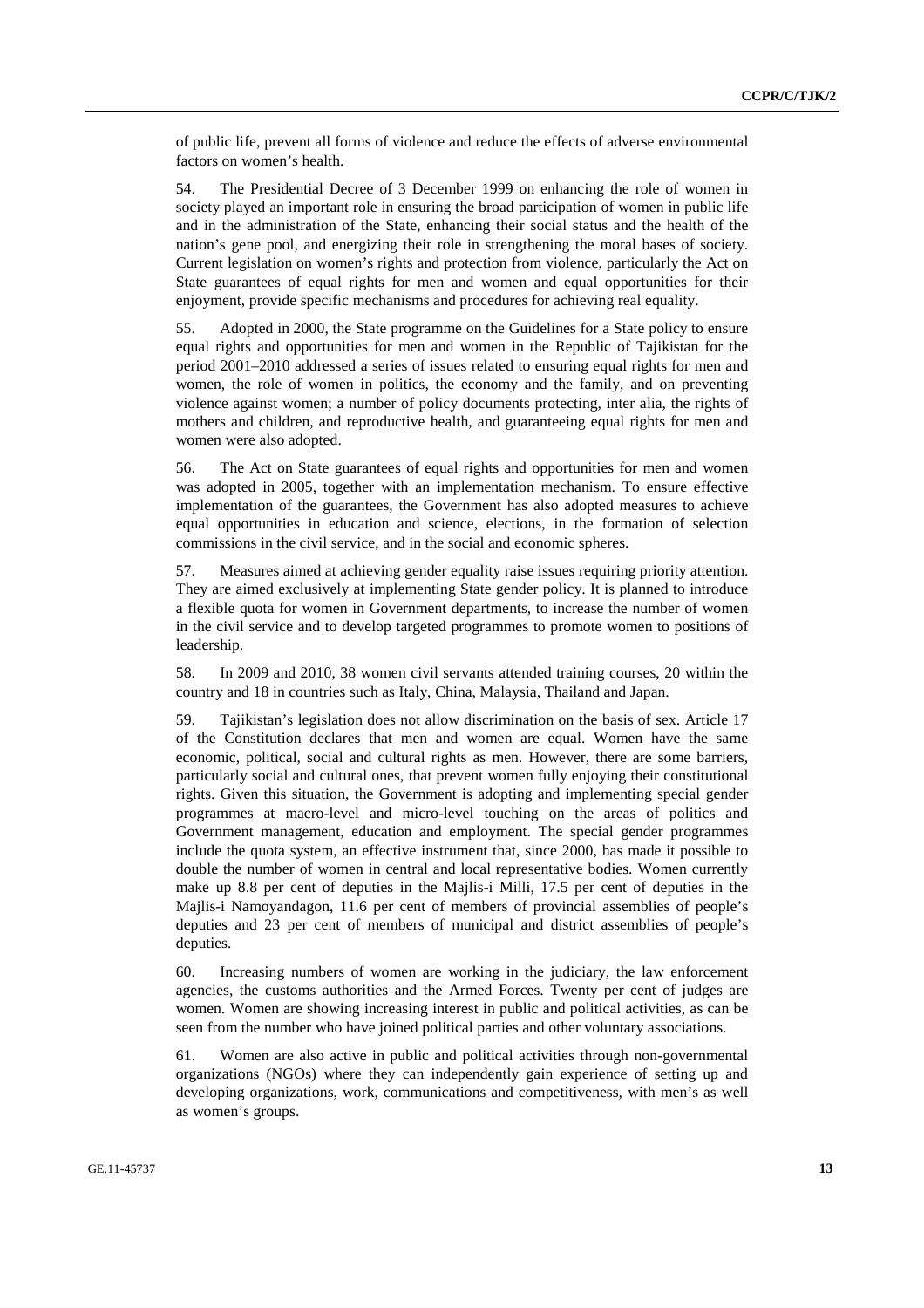of public life, prevent all forms of violence and reduce the effects of adverse environmental factors on women's health.

54. The Presidential Decree of 3 December 1999 on enhancing the role of women in society played an important role in ensuring the broad participation of women in public life and in the administration of the State, enhancing their social status and the health of the nation's gene pool, and energizing their role in strengthening the moral bases of society. Current legislation on women's rights and protection from violence, particularly the Act on State guarantees of equal rights for men and women and equal opportunities for their enjoyment, provide specific mechanisms and procedures for achieving real equality.

55. Adopted in 2000, the State programme on the Guidelines for a State policy to ensure equal rights and opportunities for men and women in the Republic of Tajikistan for the period 2001–2010 addressed a series of issues related to ensuring equal rights for men and women, the role of women in politics, the economy and the family, and on preventing violence against women; a number of policy documents protecting, inter alia, the rights of mothers and children, and reproductive health, and guaranteeing equal rights for men and women were also adopted.

56. The Act on State guarantees of equal rights and opportunities for men and women was adopted in 2005, together with an implementation mechanism. To ensure effective implementation of the guarantees, the Government has also adopted measures to achieve equal opportunities in education and science, elections, in the formation of selection commissions in the civil service, and in the social and economic spheres.

57. Measures aimed at achieving gender equality raise issues requiring priority attention. They are aimed exclusively at implementing State gender policy. It is planned to introduce a flexible quota for women in Government departments, to increase the number of women in the civil service and to develop targeted programmes to promote women to positions of leadership.

58. In 2009 and 2010, 38 women civil servants attended training courses, 20 within the country and 18 in countries such as Italy, China, Malaysia, Thailand and Japan.

59. Tajikistan's legislation does not allow discrimination on the basis of sex. Article 17 of the Constitution declares that men and women are equal. Women have the same economic, political, social and cultural rights as men. However, there are some barriers, particularly social and cultural ones, that prevent women fully enjoying their constitutional rights. Given this situation, the Government is adopting and implementing special gender programmes at macro-level and micro-level touching on the areas of politics and Government management, education and employment. The special gender programmes include the quota system, an effective instrument that, since 2000, has made it possible to double the number of women in central and local representative bodies. Women currently make up 8.8 per cent of deputies in the Majlis-i Milli, 17.5 per cent of deputies in the Majlis-i Namoyandagon, 11.6 per cent of members of provincial assemblies of people's deputies and 23 per cent of members of municipal and district assemblies of people's deputies.

60. Increasing numbers of women are working in the judiciary, the law enforcement agencies, the customs authorities and the Armed Forces. Twenty per cent of judges are women. Women are showing increasing interest in public and political activities, as can be seen from the number who have joined political parties and other voluntary associations.

61. Women are also active in public and political activities through non-governmental organizations (NGOs) where they can independently gain experience of setting up and developing organizations, work, communications and competitiveness, with men's as well as women's groups.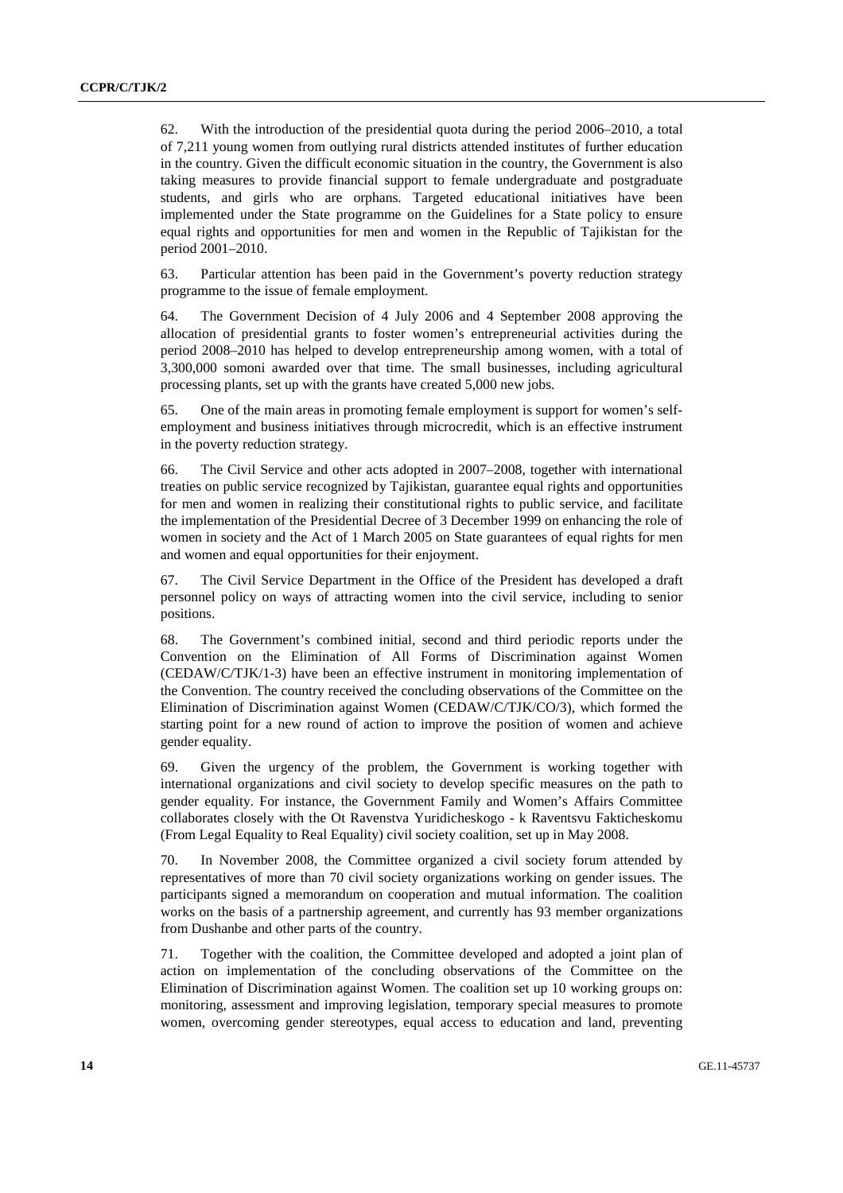62. With the introduction of the presidential quota during the period 2006–2010, a total of 7,211 young women from outlying rural districts attended institutes of further education in the country. Given the difficult economic situation in the country, the Government is also taking measures to provide financial support to female undergraduate and postgraduate students, and girls who are orphans. Targeted educational initiatives have been implemented under the State programme on the Guidelines for a State policy to ensure equal rights and opportunities for men and women in the Republic of Tajikistan for the period 2001–2010.

63. Particular attention has been paid in the Government's poverty reduction strategy programme to the issue of female employment.

64. The Government Decision of 4 July 2006 and 4 September 2008 approving the allocation of presidential grants to foster women's entrepreneurial activities during the period 2008–2010 has helped to develop entrepreneurship among women, with a total of 3,300,000 somoni awarded over that time. The small businesses, including agricultural processing plants, set up with the grants have created 5,000 new jobs.

65. One of the main areas in promoting female employment is support for women's self-employment and business initiatives through microcredit, which is an effective instrument in the poverty reduction strategy.

66. The Civil Service and other acts adopted in 2007–2008, together with international treaties on public service recognized by Tajikistan, guarantee equal rights and opportunities for men and women in realizing their constitutional rights to public service, and facilitate the implementation of the Presidential Decree of 3 December 1999 on enhancing the role of women in society and the Act of 1 March 2005 on State guarantees of equal rights for men and women and equal opportunities for their enjoyment.

67. The Civil Service Department in the Office of the President has developed a draft personnel policy on ways of attracting women into the civil service, including to senior positions.

68. The Government's combined initial, second and third periodic reports under the Convention on the Elimination of All Forms of Discrimination against Women (CEDAW/C/TJK/1-3) have been an effective instrument in monitoring implementation of the Convention. The country received the concluding observations of the Committee on the Elimination of Discrimination against Women (CEDAW/C/TJK/CO/3), which formed the starting point for a new round of action to improve the position of women and achieve gender equality.

69. Given the urgency of the problem, the Government is working together with international organizations and civil society to develop specific measures on the path to gender equality. For instance, the Government Family and Women's Affairs Committee collaborates closely with the Ot Ravenstva Yuridicheskogo - k Raventsvu Fakticheskomu (From Legal Equality to Real Equality) civil society coalition, set up in May 2008.

70. In November 2008, the Committee organized a civil society forum attended by representatives of more than 70 civil society organizations working on gender issues. The participants signed a memorandum on cooperation and mutual information. The coalition works on the basis of a partnership agreement, and currently has 93 member organizations from Dushanbe and other parts of the country.

71. Together with the coalition, the Committee developed and adopted a joint plan of action on implementation of the concluding observations of the Committee on the Elimination of Discrimination against Women. The coalition set up 10 working groups on: monitoring, assessment and improving legislation, temporary special measures to promote women, overcoming gender stereotypes, equal access to education and land, preventing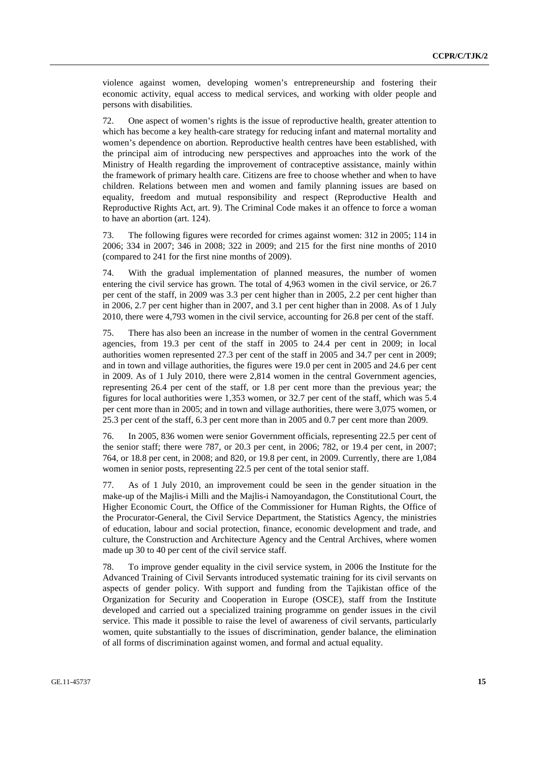violence against women, developing women's entrepreneurship and fostering their economic activity, equal access to medical services, and working with older people and persons with disabilities.

72. One aspect of women's rights is the issue of reproductive health, greater attention to which has become a key health-care strategy for reducing infant and maternal mortality and women's dependence on abortion. Reproductive health centres have been established, with the principal aim of introducing new perspectives and approaches into the work of the Ministry of Health regarding the improvement of contraceptive assistance, mainly within the framework of primary health care. Citizens are free to choose whether and when to have children. Relations between men and women and family planning issues are based on equality, freedom and mutual responsibility and respect (Reproductive Health and Reproductive Rights Act, art. 9). The Criminal Code makes it an offence to force a woman to have an abortion (art. 124).

73. The following figures were recorded for crimes against women: 312 in 2005; 114 in 2006; 334 in 2007; 346 in 2008; 322 in 2009; and 215 for the first nine months of 2010 (compared to 241 for the first nine months of 2009).

74. With the gradual implementation of planned measures, the number of women entering the civil service has grown. The total of 4,963 women in the civil service, or 26.7 per cent of the staff, in 2009 was 3.3 per cent higher than in 2005, 2.2 per cent higher than in 2006, 2.7 per cent higher than in 2007, and 3.1 per cent higher than in 2008. As of 1 July 2010, there were 4,793 women in the civil service, accounting for 26.8 per cent of the staff.

75. There has also been an increase in the number of women in the central Government agencies, from 19.3 per cent of the staff in 2005 to 24.4 per cent in 2009; in local authorities women represented 27.3 per cent of the staff in 2005 and 34.7 per cent in 2009; and in town and village authorities, the figures were 19.0 per cent in 2005 and 24.6 per cent in 2009. As of 1 July 2010, there were 2,814 women in the central Government agencies, representing 26.4 per cent of the staff, or 1.8 per cent more than the previous year; the figures for local authorities were 1,353 women, or 32.7 per cent of the staff, which was 5.4 per cent more than in 2005; and in town and village authorities, there were 3,075 women, or 25.3 per cent of the staff, 6.3 per cent more than in 2005 and 0.7 per cent more than 2009.

76. In 2005, 836 women were senior Government officials, representing 22.5 per cent of the senior staff; there were 787, or 20.3 per cent, in 2006; 782, or 19.4 per cent, in 2007; 764, or 18.8 per cent, in 2008; and 820, or 19.8 per cent, in 2009. Currently, there are 1,084 women in senior posts, representing 22.5 per cent of the total senior staff.

77. As of 1 July 2010, an improvement could be seen in the gender situation in the make-up of the Majlis-i Milli and the Majlis-i Namoyandagon, the Constitutional Court, the Higher Economic Court, the Office of the Commissioner for Human Rights, the Office of the Procurator-General, the Civil Service Department, the Statistics Agency, the ministries of education, labour and social protection, finance, economic development and trade, and culture, the Construction and Architecture Agency and the Central Archives, where women made up 30 to 40 per cent of the civil service staff.

78. To improve gender equality in the civil service system, in 2006 the Institute for the Advanced Training of Civil Servants introduced systematic training for its civil servants on aspects of gender policy. With support and funding from the Tajikistan office of the Organization for Security and Cooperation in Europe (OSCE), staff from the Institute developed and carried out a specialized training programme on gender issues in the civil service. This made it possible to raise the level of awareness of civil servants, particularly women, quite substantially to the issues of discrimination, gender balance, the elimination of all forms of discrimination against women, and formal and actual equality.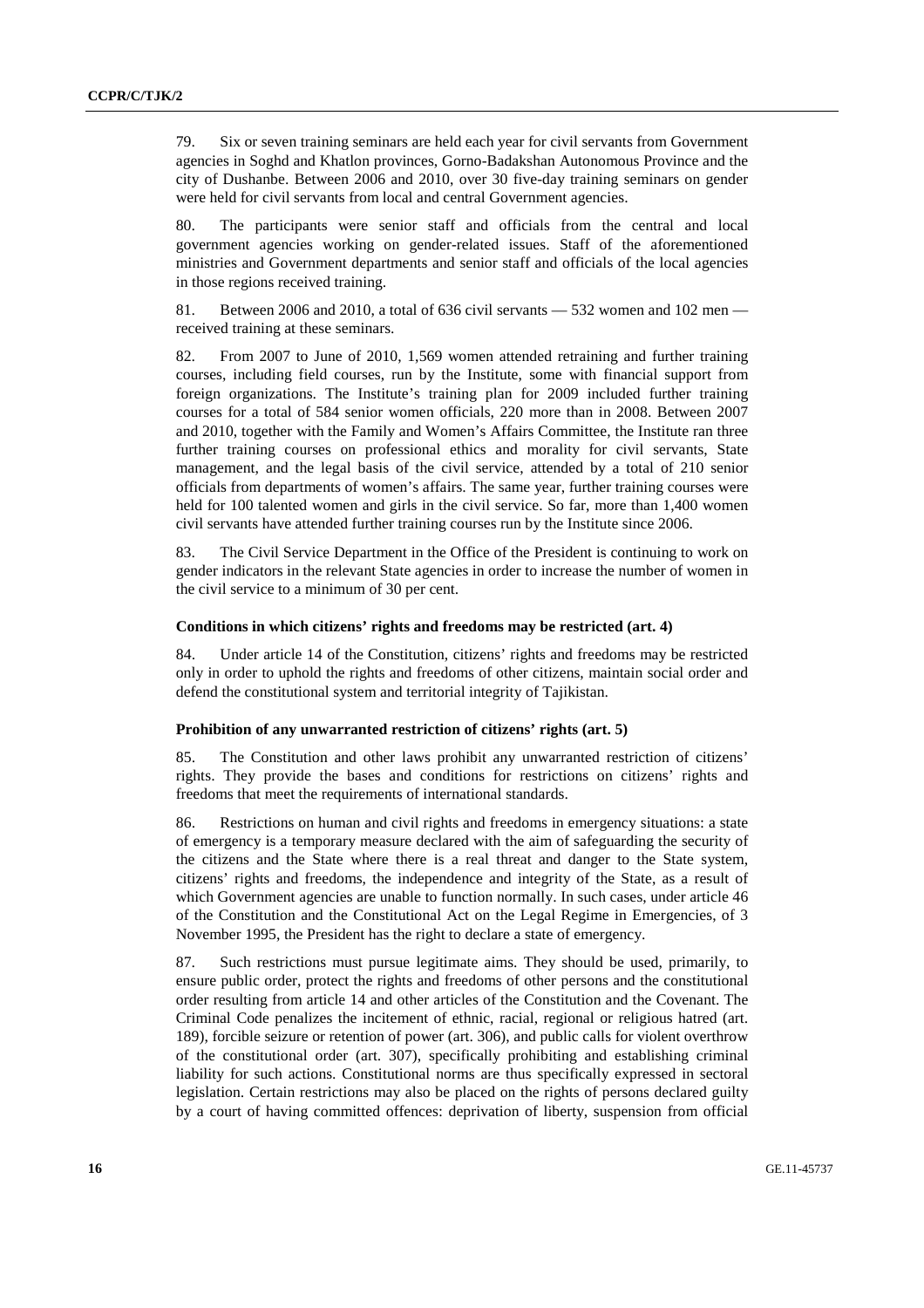79. Six or seven training seminars are held each year for civil servants from Government agencies in Soghd and Khatlon provinces, Gorno-Badakshan Autonomous Province and the city of Dushanbe. Between 2006 and 2010, over 30 five-day training seminars on gender were held for civil servants from local and central Government agencies.

80. The participants were senior staff and officials from the central and local government agencies working on gender-related issues. Staff of the aforementioned ministries and Government departments and senior staff and officials of the local agencies in those regions received training.

81. Between 2006 and 2010, a total of 636 civil servants — 532 women and 102 men — received training at these seminars.

82. From 2007 to June of 2010, 1,569 women attended retraining and further training courses, including field courses, run by the Institute, some with financial support from foreign organizations. The Institute's training plan for 2009 included further training courses for a total of 584 senior women officials, 220 more than in 2008. Between 2007 and 2010, together with the Family and Women's Affairs Committee, the Institute ran three further training courses on professional ethics and morality for civil servants, State management, and the legal basis of the civil service, attended by a total of 210 senior officials from departments of women's affairs. The same year, further training courses were held for 100 talented women and girls in the civil service. So far, more than 1,400 women civil servants have attended further training courses run by the Institute since 2006.

83. The Civil Service Department in the Office of the President is continuing to work on gender indicators in the relevant State agencies in order to increase the number of women in the civil service to a minimum of 30 per cent.

### Conditions in which citizens' rights and freedoms may be restricted (art. 4)

84. Under article 14 of the Constitution, citizens' rights and freedoms may be restricted only in order to uphold the rights and freedoms of other citizens, maintain social order and defend the constitutional system and territorial integrity of Tajikistan.

### Prohibition of any unwarranted restriction of citizens' rights (art. 5)

85. The Constitution and other laws prohibit any unwarranted restriction of citizens' rights. They provide the bases and conditions for restrictions on citizens' rights and freedoms that meet the requirements of international standards.

86. Restrictions on human and civil rights and freedoms in emergency situations: a state of emergency is a temporary measure declared with the aim of safeguarding the security of the citizens and the State where there is a real threat and danger to the State system, citizens' rights and freedoms, the independence and integrity of the State, as a result of which Government agencies are unable to function normally. In such cases, under article 46 of the Constitution and the Constitutional Act on the Legal Regime in Emergencies, of 3 November 1995, the President has the right to declare a state of emergency.

87. Such restrictions must pursue legitimate aims. They should be used, primarily, to ensure public order, protect the rights and freedoms of other persons and the constitutional order resulting from article 14 and other articles of the Constitution and the Covenant. The Criminal Code penalizes the incitement of ethnic, racial, regional or religious hatred (art. 189), forcible seizure or retention of power (art. 306), and public calls for violent overthrow of the constitutional order (art. 307), specifically prohibiting and establishing criminal liability for such actions. Constitutional norms are thus specifically expressed in sectoral legislation. Certain restrictions may also be placed on the rights of persons declared guilty by a court of having committed offences: deprivation of liberty, suspension from official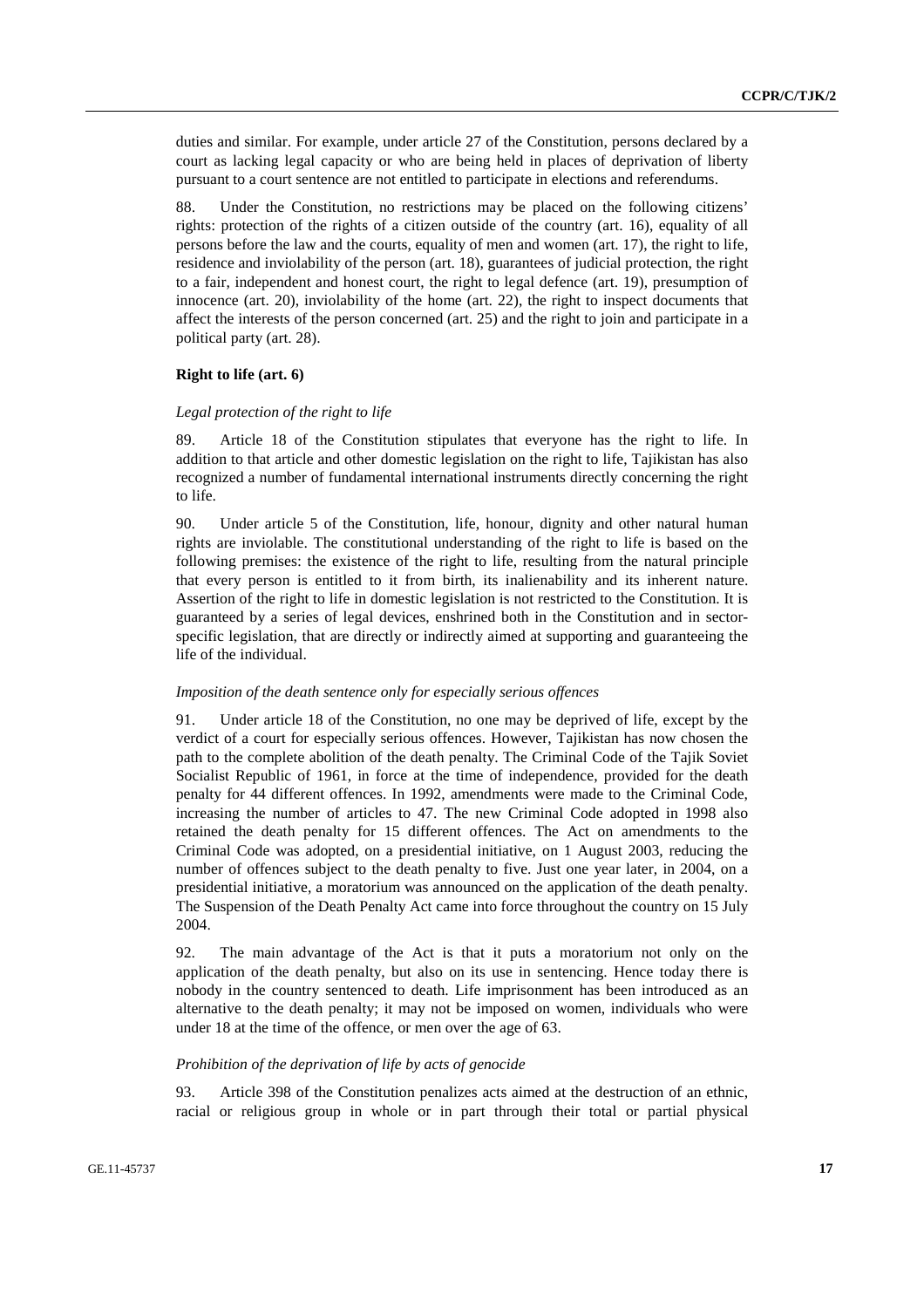duties and similar. For example, under article 27 of the Constitution, persons declared by a court as lacking legal capacity or who are being held in places of deprivation of liberty pursuant to a court sentence are not entitled to participate in elections and referendums.

88. Under the Constitution, no restrictions may be placed on the following citizens' rights: protection of the rights of a citizen outside of the country (art. 16), equality of all persons before the law and the courts, equality of men and women (art. 17), the right to life, residence and inviolability of the person (art. 18), guarantees of judicial protection, the right to a fair, independent and honest court, the right to legal defence (art. 19), presumption of innocence (art. 20), inviolability of the home (art. 22), the right to inspect documents that affect the interests of the person concerned (art. 25) and the right to join and participate in a political party (art. 28).

### Right to life (art. 6)

*Legal protection of the right to life*

89. Article 18 of the Constitution stipulates that everyone has the right to life. In addition to that article and other domestic legislation on the right to life, Tajikistan has also recognized a number of fundamental international instruments directly concerning the right to life.

90. Under article 5 of the Constitution, life, honour, dignity and other natural human rights are inviolable. The constitutional understanding of the right to life is based on the following premises: the existence of the right to life, resulting from the natural principle that every person is entitled to it from birth, its inalienability and its inherent nature. Assertion of the right to life in domestic legislation is not restricted to the Constitution. It is guaranteed by a series of legal devices, enshrined both in the Constitution and in sector-specific legislation, that are directly or indirectly aimed at supporting and guaranteeing the life of the individual.

*Imposition of the death sentence only for especially serious offences*

91. Under article 18 of the Constitution, no one may be deprived of life, except by the verdict of a court for especially serious offences. However, Tajikistan has now chosen the path to the complete abolition of the death penalty. The Criminal Code of the Tajik Soviet Socialist Republic of 1961, in force at the time of independence, provided for the death penalty for 44 different offences. In 1992, amendments were made to the Criminal Code, increasing the number of articles to 47. The new Criminal Code adopted in 1998 also retained the death penalty for 15 different offences. The Act on amendments to the Criminal Code was adopted, on a presidential initiative, on 1 August 2003, reducing the number of offences subject to the death penalty to five. Just one year later, in 2004, on a presidential initiative, a moratorium was announced on the application of the death penalty. The Suspension of the Death Penalty Act came into force throughout the country on 15 July 2004.

92. The main advantage of the Act is that it puts a moratorium not only on the application of the death penalty, but also on its use in sentencing. Hence today there is nobody in the country sentenced to death. Life imprisonment has been introduced as an alternative to the death penalty; it may not be imposed on women, individuals who were under 18 at the time of the offence, or men over the age of 63.

*Prohibition of the deprivation of life by acts of genocide*

93. Article 398 of the Constitution penalizes acts aimed at the destruction of an ethnic, racial or religious group in whole or in part through their total or partial physical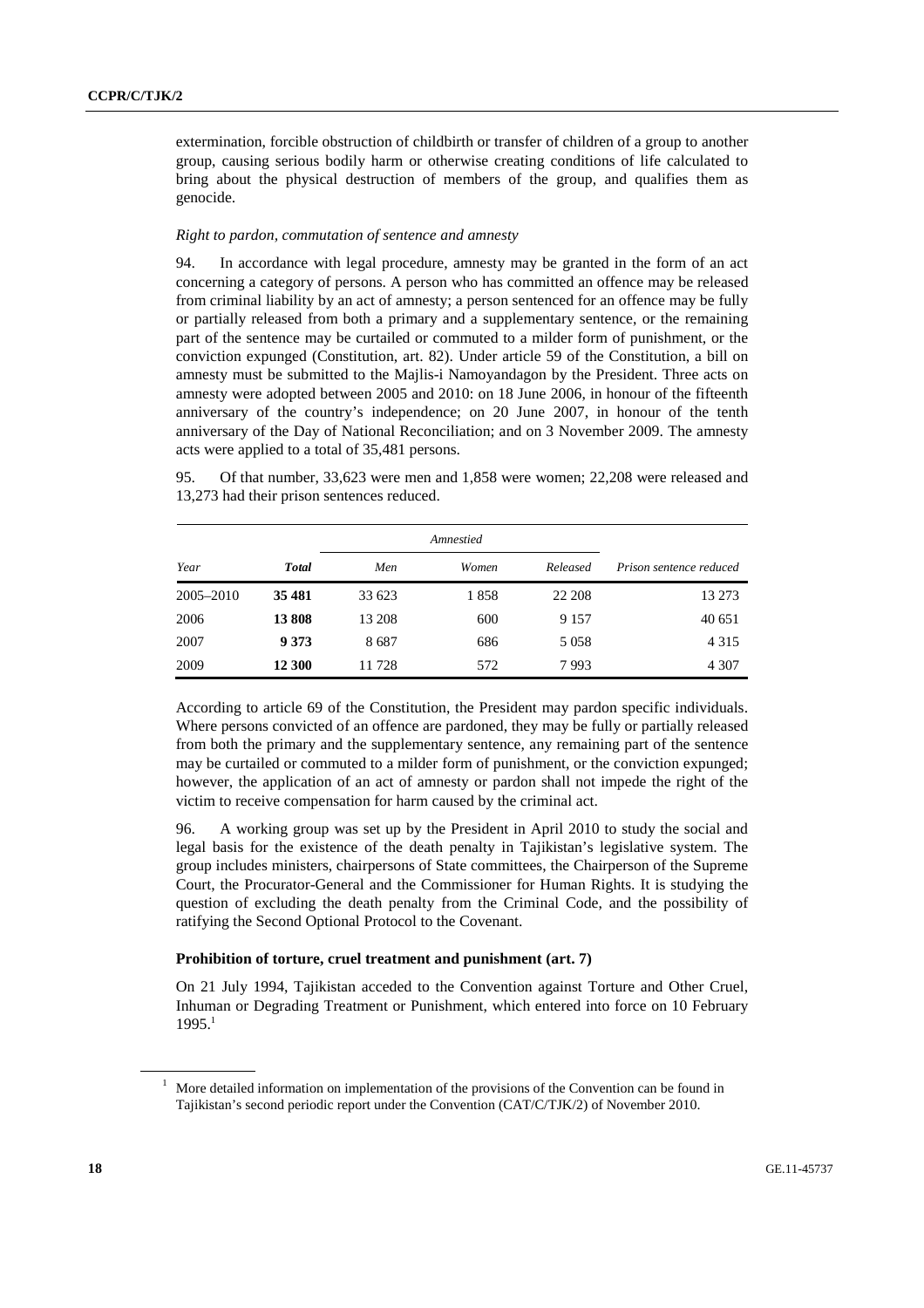extermination, forcible obstruction of childbirth or transfer of children of a group to another group, causing serious bodily harm or otherwise creating conditions of life calculated to bring about the physical destruction of members of the group, and qualifies them as genocide.

*Right to pardon, commutation of sentence and amnesty*

94. In accordance with legal procedure, amnesty may be granted in the form of an act concerning a category of persons. A person who has committed an offence may be released from criminal liability by an act of amnesty; a person sentenced for an offence may be fully or partially released from both a primary and a supplementary sentence, or the remaining part of the sentence may be curtailed or commuted to a milder form of punishment, or the conviction expunged (Constitution, art. 82). Under article 59 of the Constitution, a bill on amnesty must be submitted to the Majlis-i Namoyandagon by the President. Three acts on amnesty were adopted between 2005 and 2010: on 18 June 2006, in honour of the fifteenth anniversary of the country's independence; on 20 June 2007, in honour of the tenth anniversary of the Day of National Reconciliation; and on 3 November 2009. The amnesty acts were applied to a total of 35,481 persons.

95. Of that number, 33,623 were men and 1,858 were women; 22,208 were released and 13,273 had their prison sentences reduced.

| | | Amnestied | | | |
|---|---|---|---|---|---|
| *Year* | ***Total*** | *Men* | *Women* | *Released* | *Prison sentence reduced* |
| 2005–2010 | **35 481** | 33 623 | 1 858 | 22 208 | 13 273 |
| 2006 | **13 808** | 13 208 | 600 | 9 157 | 40 651 |
| 2007 | **9 373** | 8 687 | 686 | 5 058 | 4 315 |
| 2009 | **12 300** | 11 728 | 572 | 7 993 | 4 307 |

According to article 69 of the Constitution, the President may pardon specific individuals. Where persons convicted of an offence are pardoned, they may be fully or partially released from both the primary and the supplementary sentence, any remaining part of the sentence may be curtailed or commuted to a milder form of punishment, or the conviction expunged; however, the application of an act of amnesty or pardon shall not impede the right of the victim to receive compensation for harm caused by the criminal act.

96. A working group was set up by the President in April 2010 to study the social and legal basis for the existence of the death penalty in Tajikistan's legislative system. The group includes ministers, chairpersons of State committees, the Chairperson of the Supreme Court, the Procurator-General and the Commissioner for Human Rights. It is studying the question of excluding the death penalty from the Criminal Code, and the possibility of ratifying the Second Optional Protocol to the Covenant.

### Prohibition of torture, cruel treatment and punishment (art. 7)

On 21 July 1994, Tajikistan acceded to the Convention against Torture and Other Cruel, Inhuman or Degrading Treatment or Punishment, which entered into force on 10 February 1995.[1]

[1] More detailed information on implementation of the provisions of the Convention can be found in Tajikistan's second periodic report under the Convention (CAT/C/TJK/2) of November 2010.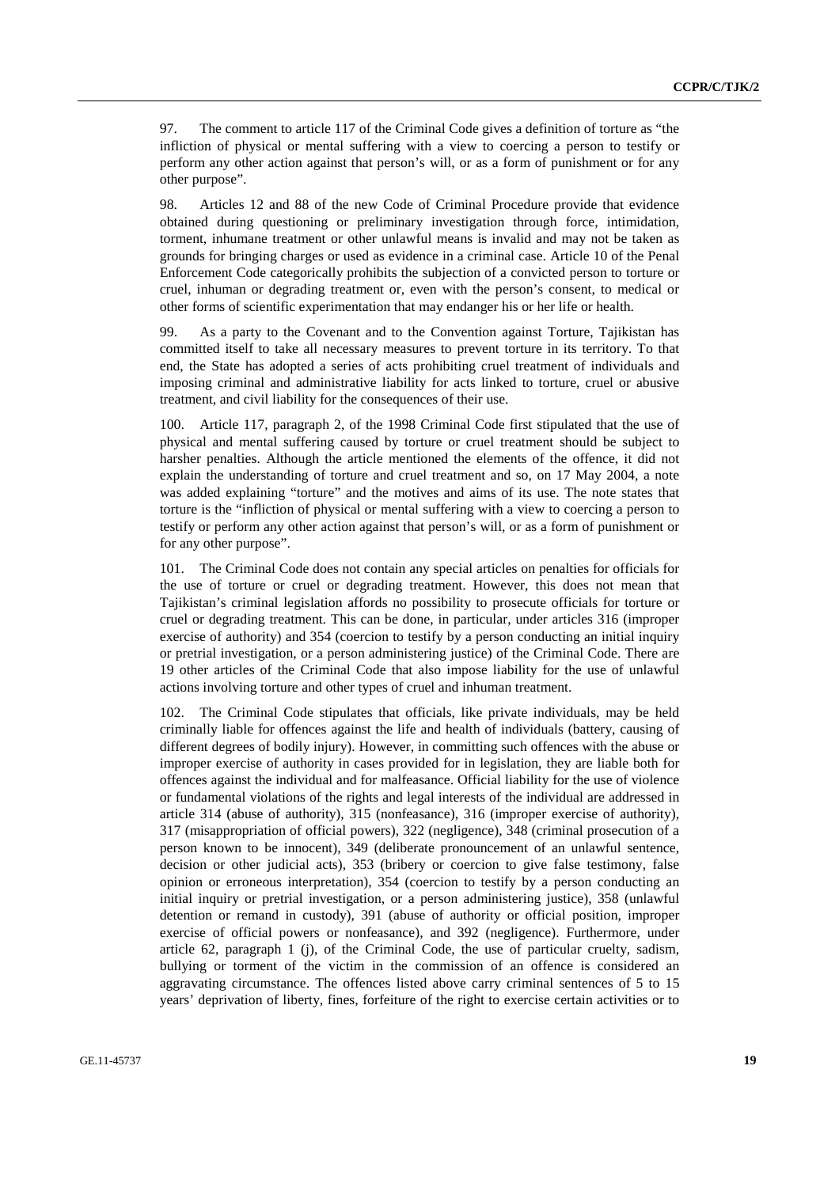97. The comment to article 117 of the Criminal Code gives a definition of torture as "the infliction of physical or mental suffering with a view to coercing a person to testify or perform any other action against that person's will, or as a form of punishment or for any other purpose".

98. Articles 12 and 88 of the new Code of Criminal Procedure provide that evidence obtained during questioning or preliminary investigation through force, intimidation, torment, inhumane treatment or other unlawful means is invalid and may not be taken as grounds for bringing charges or used as evidence in a criminal case. Article 10 of the Penal Enforcement Code categorically prohibits the subjection of a convicted person to torture or cruel, inhuman or degrading treatment or, even with the person's consent, to medical or other forms of scientific experimentation that may endanger his or her life or health.

99. As a party to the Covenant and to the Convention against Torture, Tajikistan has committed itself to take all necessary measures to prevent torture in its territory. To that end, the State has adopted a series of acts prohibiting cruel treatment of individuals and imposing criminal and administrative liability for acts linked to torture, cruel or abusive treatment, and civil liability for the consequences of their use.

100. Article 117, paragraph 2, of the 1998 Criminal Code first stipulated that the use of physical and mental suffering caused by torture or cruel treatment should be subject to harsher penalties. Although the article mentioned the elements of the offence, it did not explain the understanding of torture and cruel treatment and so, on 17 May 2004, a note was added explaining "torture" and the motives and aims of its use. The note states that torture is the "infliction of physical or mental suffering with a view to coercing a person to testify or perform any other action against that person's will, or as a form of punishment or for any other purpose".

101. The Criminal Code does not contain any special articles on penalties for officials for the use of torture or cruel or degrading treatment. However, this does not mean that Tajikistan's criminal legislation affords no possibility to prosecute officials for torture or cruel or degrading treatment. This can be done, in particular, under articles 316 (improper exercise of authority) and 354 (coercion to testify by a person conducting an initial inquiry or pretrial investigation, or a person administering justice) of the Criminal Code. There are 19 other articles of the Criminal Code that also impose liability for the use of unlawful actions involving torture and other types of cruel and inhuman treatment.

102. The Criminal Code stipulates that officials, like private individuals, may be held criminally liable for offences against the life and health of individuals (battery, causing of different degrees of bodily injury). However, in committing such offences with the abuse or improper exercise of authority in cases provided for in legislation, they are liable both for offences against the individual and for malfeasance. Official liability for the use of violence or fundamental violations of the rights and legal interests of the individual are addressed in article 314 (abuse of authority), 315 (nonfeasance), 316 (improper exercise of authority), 317 (misappropriation of official powers), 322 (negligence), 348 (criminal prosecution of a person known to be innocent), 349 (deliberate pronouncement of an unlawful sentence, decision or other judicial acts), 353 (bribery or coercion to give false testimony, false opinion or erroneous interpretation), 354 (coercion to testify by a person conducting an initial inquiry or pretrial investigation, or a person administering justice), 358 (unlawful detention or remand in custody), 391 (abuse of authority or official position, improper exercise of official powers or nonfeasance), and 392 (negligence). Furthermore, under article 62, paragraph 1 (j), of the Criminal Code, the use of particular cruelty, sadism, bullying or torment of the victim in the commission of an offence is considered an aggravating circumstance. The offences listed above carry criminal sentences of 5 to 15 years' deprivation of liberty, fines, forfeiture of the right to exercise certain activities or to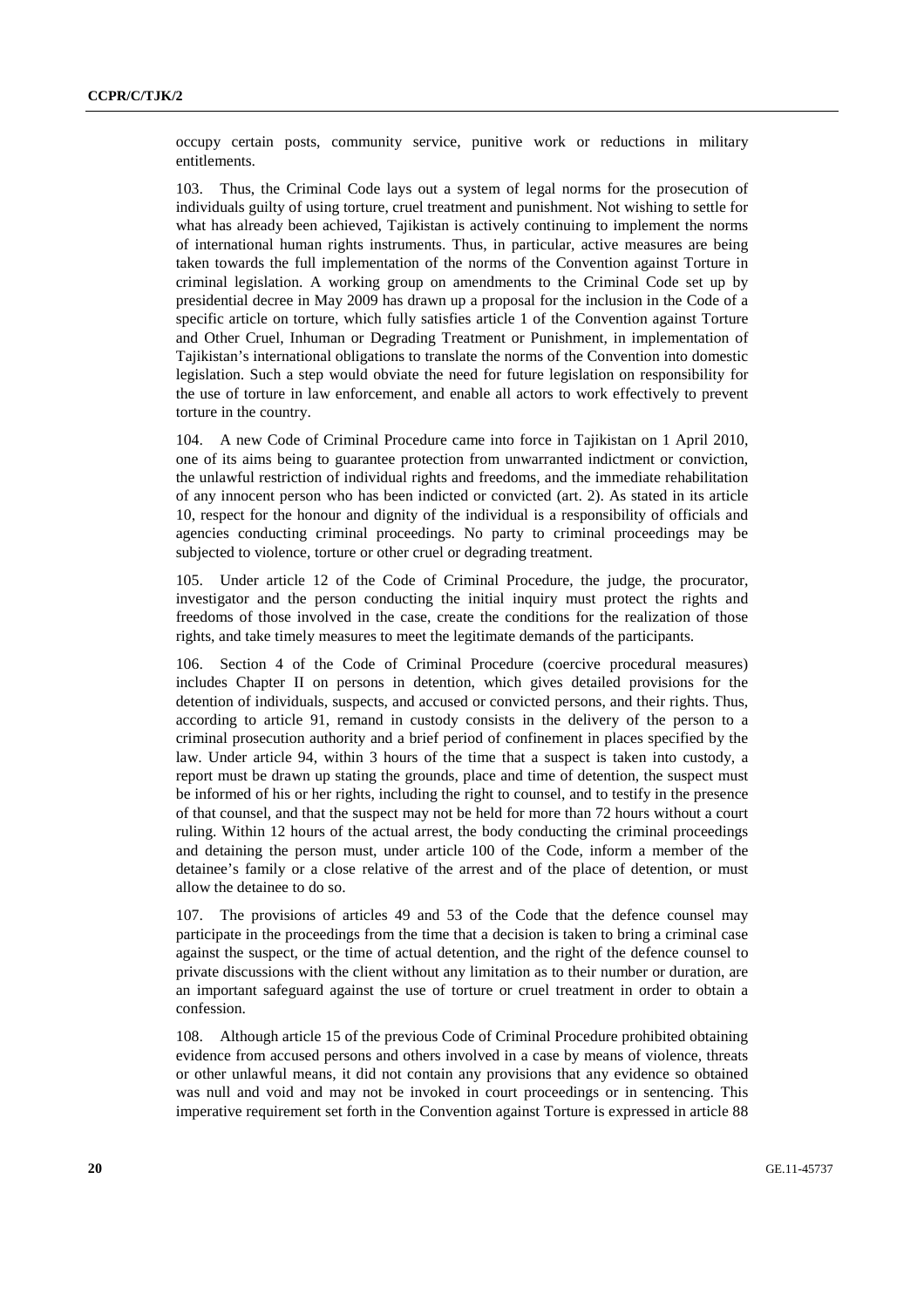occupy certain posts, community service, punitive work or reductions in military entitlements.

103. Thus, the Criminal Code lays out a system of legal norms for the prosecution of individuals guilty of using torture, cruel treatment and punishment. Not wishing to settle for what has already been achieved, Tajikistan is actively continuing to implement the norms of international human rights instruments. Thus, in particular, active measures are being taken towards the full implementation of the norms of the Convention against Torture in criminal legislation. A working group on amendments to the Criminal Code set up by presidential decree in May 2009 has drawn up a proposal for the inclusion in the Code of a specific article on torture, which fully satisfies article 1 of the Convention against Torture and Other Cruel, Inhuman or Degrading Treatment or Punishment, in implementation of Tajikistan's international obligations to translate the norms of the Convention into domestic legislation. Such a step would obviate the need for future legislation on responsibility for the use of torture in law enforcement, and enable all actors to work effectively to prevent torture in the country.

104. A new Code of Criminal Procedure came into force in Tajikistan on 1 April 2010, one of its aims being to guarantee protection from unwarranted indictment or conviction, the unlawful restriction of individual rights and freedoms, and the immediate rehabilitation of any innocent person who has been indicted or convicted (art. 2). As stated in its article 10, respect for the honour and dignity of the individual is a responsibility of officials and agencies conducting criminal proceedings. No party to criminal proceedings may be subjected to violence, torture or other cruel or degrading treatment.

105. Under article 12 of the Code of Criminal Procedure, the judge, the procurator, investigator and the person conducting the initial inquiry must protect the rights and freedoms of those involved in the case, create the conditions for the realization of those rights, and take timely measures to meet the legitimate demands of the participants.

106. Section 4 of the Code of Criminal Procedure (coercive procedural measures) includes Chapter II on persons in detention, which gives detailed provisions for the detention of individuals, suspects, and accused or convicted persons, and their rights. Thus, according to article 91, remand in custody consists in the delivery of the person to a criminal prosecution authority and a brief period of confinement in places specified by the law. Under article 94, within 3 hours of the time that a suspect is taken into custody, a report must be drawn up stating the grounds, place and time of detention, the suspect must be informed of his or her rights, including the right to counsel, and to testify in the presence of that counsel, and that the suspect may not be held for more than 72 hours without a court ruling. Within 12 hours of the actual arrest, the body conducting the criminal proceedings and detaining the person must, under article 100 of the Code, inform a member of the detainee's family or a close relative of the arrest and of the place of detention, or must allow the detainee to do so.

107. The provisions of articles 49 and 53 of the Code that the defence counsel may participate in the proceedings from the time that a decision is taken to bring a criminal case against the suspect, or the time of actual detention, and the right of the defence counsel to private discussions with the client without any limitation as to their number or duration, are an important safeguard against the use of torture or cruel treatment in order to obtain a confession.

108. Although article 15 of the previous Code of Criminal Procedure prohibited obtaining evidence from accused persons and others involved in a case by means of violence, threats or other unlawful means, it did not contain any provisions that any evidence so obtained was null and void and may not be invoked in court proceedings or in sentencing. This imperative requirement set forth in the Convention against Torture is expressed in article 88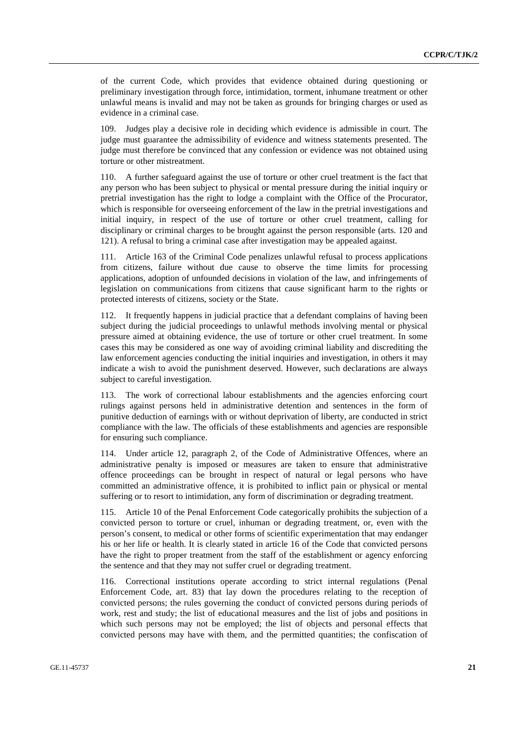of the current Code, which provides that evidence obtained during questioning or preliminary investigation through force, intimidation, torment, inhumane treatment or other unlawful means is invalid and may not be taken as grounds for bringing charges or used as evidence in a criminal case.

109. Judges play a decisive role in deciding which evidence is admissible in court. The judge must guarantee the admissibility of evidence and witness statements presented. The judge must therefore be convinced that any confession or evidence was not obtained using torture or other mistreatment.

110. A further safeguard against the use of torture or other cruel treatment is the fact that any person who has been subject to physical or mental pressure during the initial inquiry or pretrial investigation has the right to lodge a complaint with the Office of the Procurator, which is responsible for overseeing enforcement of the law in the pretrial investigations and initial inquiry, in respect of the use of torture or other cruel treatment, calling for disciplinary or criminal charges to be brought against the person responsible (arts. 120 and 121). A refusal to bring a criminal case after investigation may be appealed against.

111. Article 163 of the Criminal Code penalizes unlawful refusal to process applications from citizens, failure without due cause to observe the time limits for processing applications, adoption of unfounded decisions in violation of the law, and infringements of legislation on communications from citizens that cause significant harm to the rights or protected interests of citizens, society or the State.

112. It frequently happens in judicial practice that a defendant complains of having been subject during the judicial proceedings to unlawful methods involving mental or physical pressure aimed at obtaining evidence, the use of torture or other cruel treatment. In some cases this may be considered as one way of avoiding criminal liability and discrediting the law enforcement agencies conducting the initial inquiries and investigation, in others it may indicate a wish to avoid the punishment deserved. However, such declarations are always subject to careful investigation.

113. The work of correctional labour establishments and the agencies enforcing court rulings against persons held in administrative detention and sentences in the form of punitive deduction of earnings with or without deprivation of liberty, are conducted in strict compliance with the law. The officials of these establishments and agencies are responsible for ensuring such compliance.

114. Under article 12, paragraph 2, of the Code of Administrative Offences, where an administrative penalty is imposed or measures are taken to ensure that administrative offence proceedings can be brought in respect of natural or legal persons who have committed an administrative offence, it is prohibited to inflict pain or physical or mental suffering or to resort to intimidation, any form of discrimination or degrading treatment.

115. Article 10 of the Penal Enforcement Code categorically prohibits the subjection of a convicted person to torture or cruel, inhuman or degrading treatment, or, even with the person's consent, to medical or other forms of scientific experimentation that may endanger his or her life or health. It is clearly stated in article 16 of the Code that convicted persons have the right to proper treatment from the staff of the establishment or agency enforcing the sentence and that they may not suffer cruel or degrading treatment.

116. Correctional institutions operate according to strict internal regulations (Penal Enforcement Code, art. 83) that lay down the procedures relating to the reception of convicted persons; the rules governing the conduct of convicted persons during periods of work, rest and study; the list of educational measures and the list of jobs and positions in which such persons may not be employed; the list of objects and personal effects that convicted persons may have with them, and the permitted quantities; the confiscation of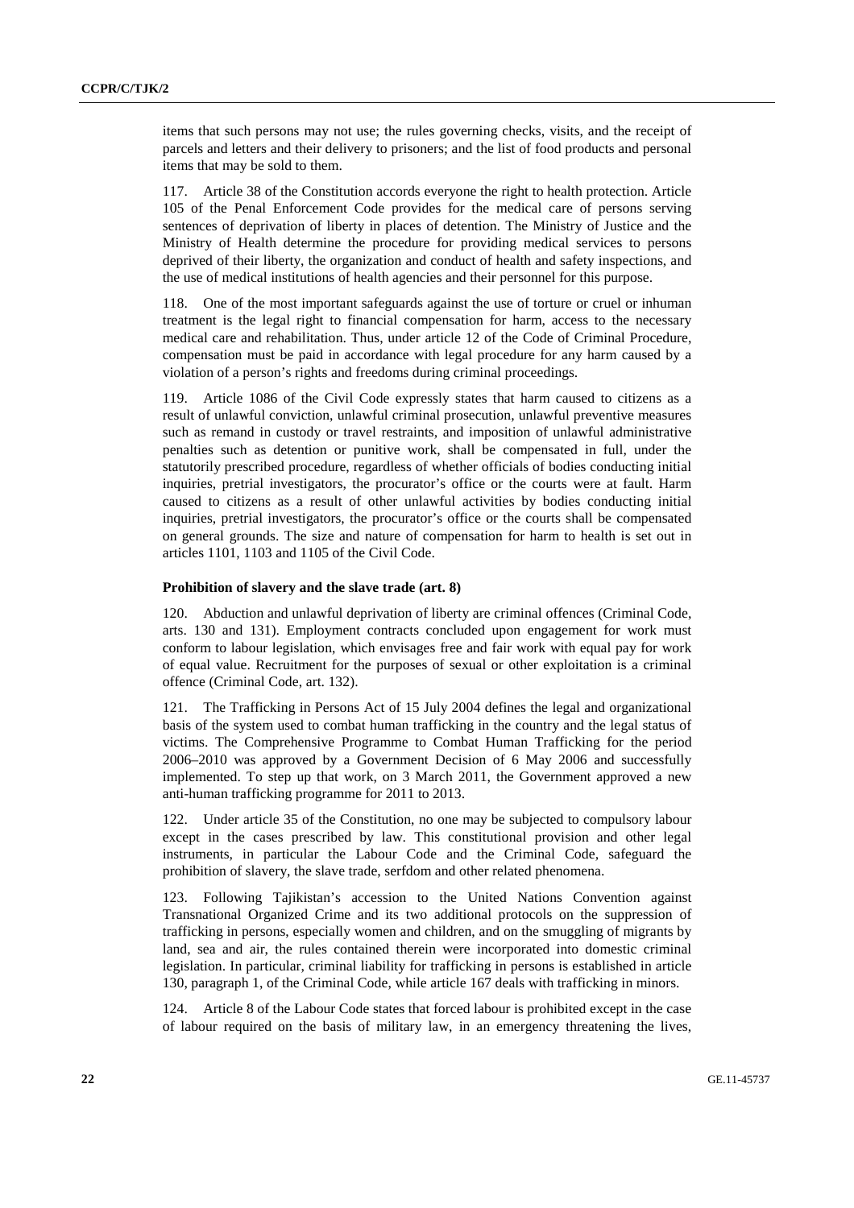items that such persons may not use; the rules governing checks, visits, and the receipt of parcels and letters and their delivery to prisoners; and the list of food products and personal items that may be sold to them.

117. Article 38 of the Constitution accords everyone the right to health protection. Article 105 of the Penal Enforcement Code provides for the medical care of persons serving sentences of deprivation of liberty in places of detention. The Ministry of Justice and the Ministry of Health determine the procedure for providing medical services to persons deprived of their liberty, the organization and conduct of health and safety inspections, and the use of medical institutions of health agencies and their personnel for this purpose.

118. One of the most important safeguards against the use of torture or cruel or inhuman treatment is the legal right to financial compensation for harm, access to the necessary medical care and rehabilitation. Thus, under article 12 of the Code of Criminal Procedure, compensation must be paid in accordance with legal procedure for any harm caused by a violation of a person's rights and freedoms during criminal proceedings.

119. Article 1086 of the Civil Code expressly states that harm caused to citizens as a result of unlawful conviction, unlawful criminal prosecution, unlawful preventive measures such as remand in custody or travel restraints, and imposition of unlawful administrative penalties such as detention or punitive work, shall be compensated in full, under the statutorily prescribed procedure, regardless of whether officials of bodies conducting initial inquiries, pretrial investigators, the procurator's office or the courts were at fault. Harm caused to citizens as a result of other unlawful activities by bodies conducting initial inquiries, pretrial investigators, the procurator's office or the courts shall be compensated on general grounds. The size and nature of compensation for harm to health is set out in articles 1101, 1103 and 1105 of the Civil Code.

### Prohibition of slavery and the slave trade (art. 8)

120. Abduction and unlawful deprivation of liberty are criminal offences (Criminal Code, arts. 130 and 131). Employment contracts concluded upon engagement for work must conform to labour legislation, which envisages free and fair work with equal pay for work of equal value. Recruitment for the purposes of sexual or other exploitation is a criminal offence (Criminal Code, art. 132).

121. The Trafficking in Persons Act of 15 July 2004 defines the legal and organizational basis of the system used to combat human trafficking in the country and the legal status of victims. The Comprehensive Programme to Combat Human Trafficking for the period 2006–2010 was approved by a Government Decision of 6 May 2006 and successfully implemented. To step up that work, on 3 March 2011, the Government approved a new anti-human trafficking programme for 2011 to 2013.

122. Under article 35 of the Constitution, no one may be subjected to compulsory labour except in the cases prescribed by law. This constitutional provision and other legal instruments, in particular the Labour Code and the Criminal Code, safeguard the prohibition of slavery, the slave trade, serfdom and other related phenomena.

123. Following Tajikistan's accession to the United Nations Convention against Transnational Organized Crime and its two additional protocols on the suppression of trafficking in persons, especially women and children, and on the smuggling of migrants by land, sea and air, the rules contained therein were incorporated into domestic criminal legislation. In particular, criminal liability for trafficking in persons is established in article 130, paragraph 1, of the Criminal Code, while article 167 deals with trafficking in minors.

124. Article 8 of the Labour Code states that forced labour is prohibited except in the case of labour required on the basis of military law, in an emergency threatening the lives,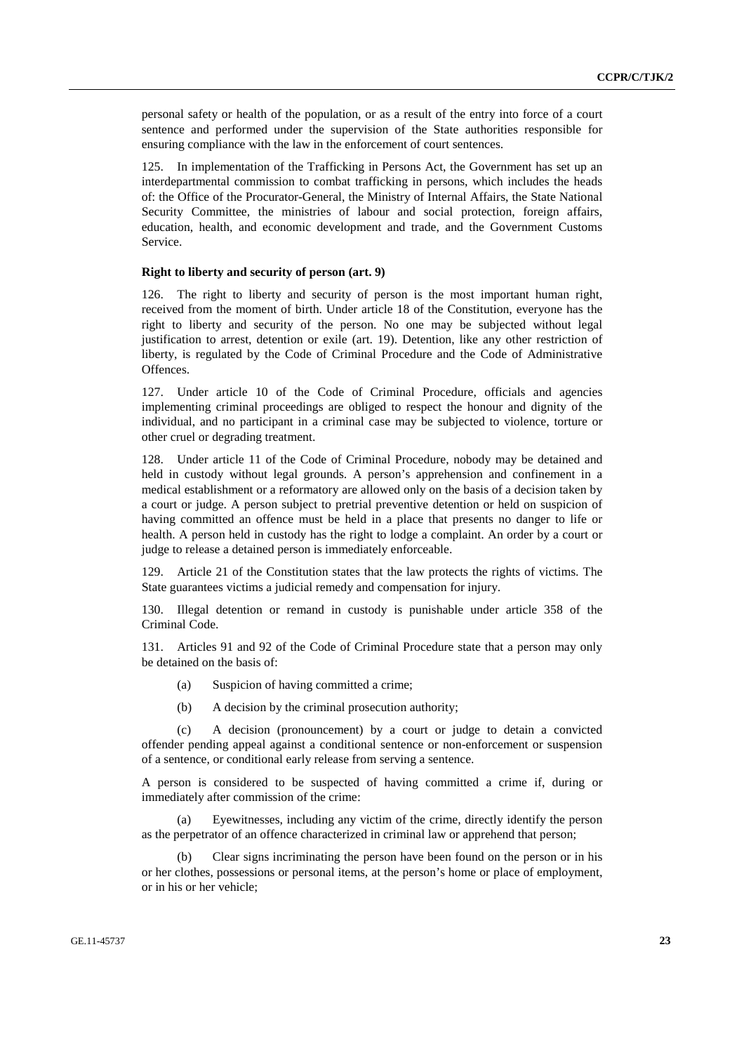personal safety or health of the population, or as a result of the entry into force of a court sentence and performed under the supervision of the State authorities responsible for ensuring compliance with the law in the enforcement of court sentences.

125. In implementation of the Trafficking in Persons Act, the Government has set up an interdepartmental commission to combat trafficking in persons, which includes the heads of: the Office of the Procurator-General, the Ministry of Internal Affairs, the State National Security Committee, the ministries of labour and social protection, foreign affairs, education, health, and economic development and trade, and the Government Customs Service.

**Right to liberty and security of person (art. 9)**

126. The right to liberty and security of person is the most important human right, received from the moment of birth. Under article 18 of the Constitution, everyone has the right to liberty and security of the person. No one may be subjected without legal justification to arrest, detention or exile (art. 19). Detention, like any other restriction of liberty, is regulated by the Code of Criminal Procedure and the Code of Administrative Offences.

127. Under article 10 of the Code of Criminal Procedure, officials and agencies implementing criminal proceedings are obliged to respect the honour and dignity of the individual, and no participant in a criminal case may be subjected to violence, torture or other cruel or degrading treatment.

128. Under article 11 of the Code of Criminal Procedure, nobody may be detained and held in custody without legal grounds. A person's apprehension and confinement in a medical establishment or a reformatory are allowed only on the basis of a decision taken by a court or judge. A person subject to pretrial preventive detention or held on suspicion of having committed an offence must be held in a place that presents no danger to life or health. A person held in custody has the right to lodge a complaint. An order by a court or judge to release a detained person is immediately enforceable.

129. Article 21 of the Constitution states that the law protects the rights of victims. The State guarantees victims a judicial remedy and compensation for injury.

130. Illegal detention or remand in custody is punishable under article 358 of the Criminal Code.

131. Articles 91 and 92 of the Code of Criminal Procedure state that a person may only be detained on the basis of:

(a) Suspicion of having committed a crime;

(b) A decision by the criminal prosecution authority;

(c) A decision (pronouncement) by a court or judge to detain a convicted offender pending appeal against a conditional sentence or non-enforcement or suspension of a sentence, or conditional early release from serving a sentence.

A person is considered to be suspected of having committed a crime if, during or immediately after commission of the crime:

(a) Eyewitnesses, including any victim of the crime, directly identify the person as the perpetrator of an offence characterized in criminal law or apprehend that person;

(b) Clear signs incriminating the person have been found on the person or in his or her clothes, possessions or personal items, at the person's home or place of employment, or in his or her vehicle;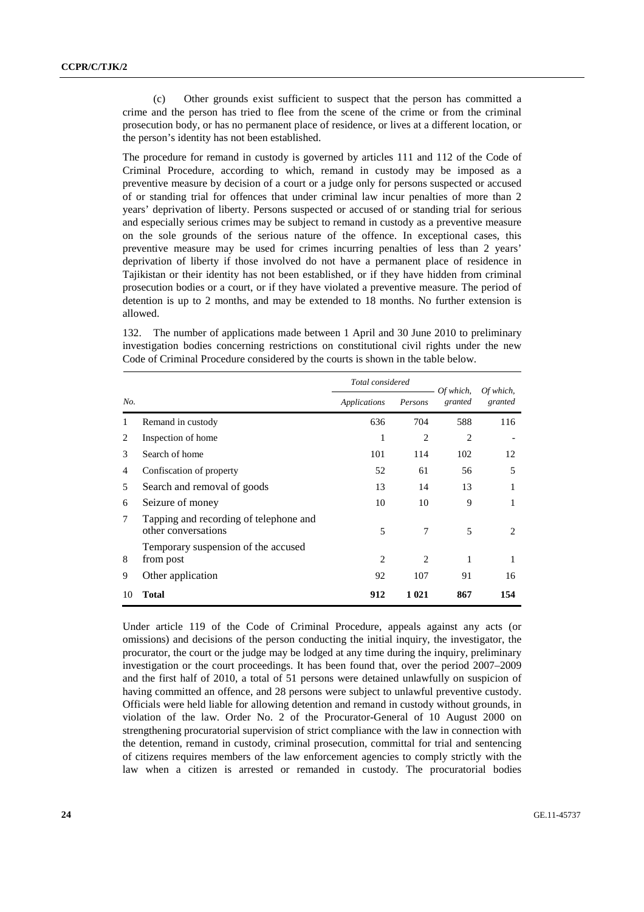(c) Other grounds exist sufficient to suspect that the person has committed a crime and the person has tried to flee from the scene of the crime or from the criminal prosecution body, or has no permanent place of residence, or lives at a different location, or the person's identity has not been established.

The procedure for remand in custody is governed by articles 111 and 112 of the Code of Criminal Procedure, according to which, remand in custody may be imposed as a preventive measure by decision of a court or a judge only for persons suspected or accused of or standing trial for offences that under criminal law incur penalties of more than 2 years' deprivation of liberty. Persons suspected or accused of or standing trial for serious and especially serious crimes may be subject to remand in custody as a preventive measure on the sole grounds of the serious nature of the offence. In exceptional cases, this preventive measure may be used for crimes incurring penalties of less than 2 years' deprivation of liberty if those involved do not have a permanent place of residence in Tajikistan or their identity has not been established, or if they have hidden from criminal prosecution bodies or a court, or if they have violated a preventive measure. The period of detention is up to 2 months, and may be extended to 18 months. No further extension is allowed.

132. The number of applications made between 1 April and 30 June 2010 to preliminary investigation bodies concerning restrictions on constitutional civil rights under the new Code of Criminal Procedure considered by the courts is shown in the table below.

| | | *Total considered* | | | |
|---|---|---|---|---|---|
| *No.* | | *Applications* | *Persons* | *Of which, granted* | *Of which, granted* |
| 1 | Remand in custody | 636 | 704 | 588 | 116 |
| 2 | Inspection of home | 1 | 2 | 2 | - |
| 3 | Search of home | 101 | 114 | 102 | 12 |
| 4 | Confiscation of property | 52 | 61 | 56 | 5 |
| 5 | Search and removal of goods | 13 | 14 | 13 | 1 |
| 6 | Seizure of money | 10 | 10 | 9 | 1 |
| 7 | Tapping and recording of telephone and other conversations | 5 | 7 | 5 | 2 |
| 8 | Temporary suspension of the accused from post | 2 | 2 | 1 | 1 |
| 9 | Other application | 92 | 107 | 91 | 16 |
| 10 | **Total** | **912** | **1 021** | **867** | **154** |

Under article 119 of the Code of Criminal Procedure, appeals against any acts (or omissions) and decisions of the person conducting the initial inquiry, the investigator, the procurator, the court or the judge may be lodged at any time during the inquiry, preliminary investigation or the court proceedings. It has been found that, over the period 2007–2009 and the first half of 2010, a total of 51 persons were detained unlawfully on suspicion of having committed an offence, and 28 persons were subject to unlawful preventive custody. Officials were held liable for allowing detention and remand in custody without grounds, in violation of the law. Order No. 2 of the Procurator-General of 10 August 2000 on strengthening procuratorial supervision of strict compliance with the law in connection with the detention, remand in custody, criminal prosecution, committal for trial and sentencing of citizens requires members of the law enforcement agencies to comply strictly with the law when a citizen is arrested or remanded in custody. The procuratorial bodies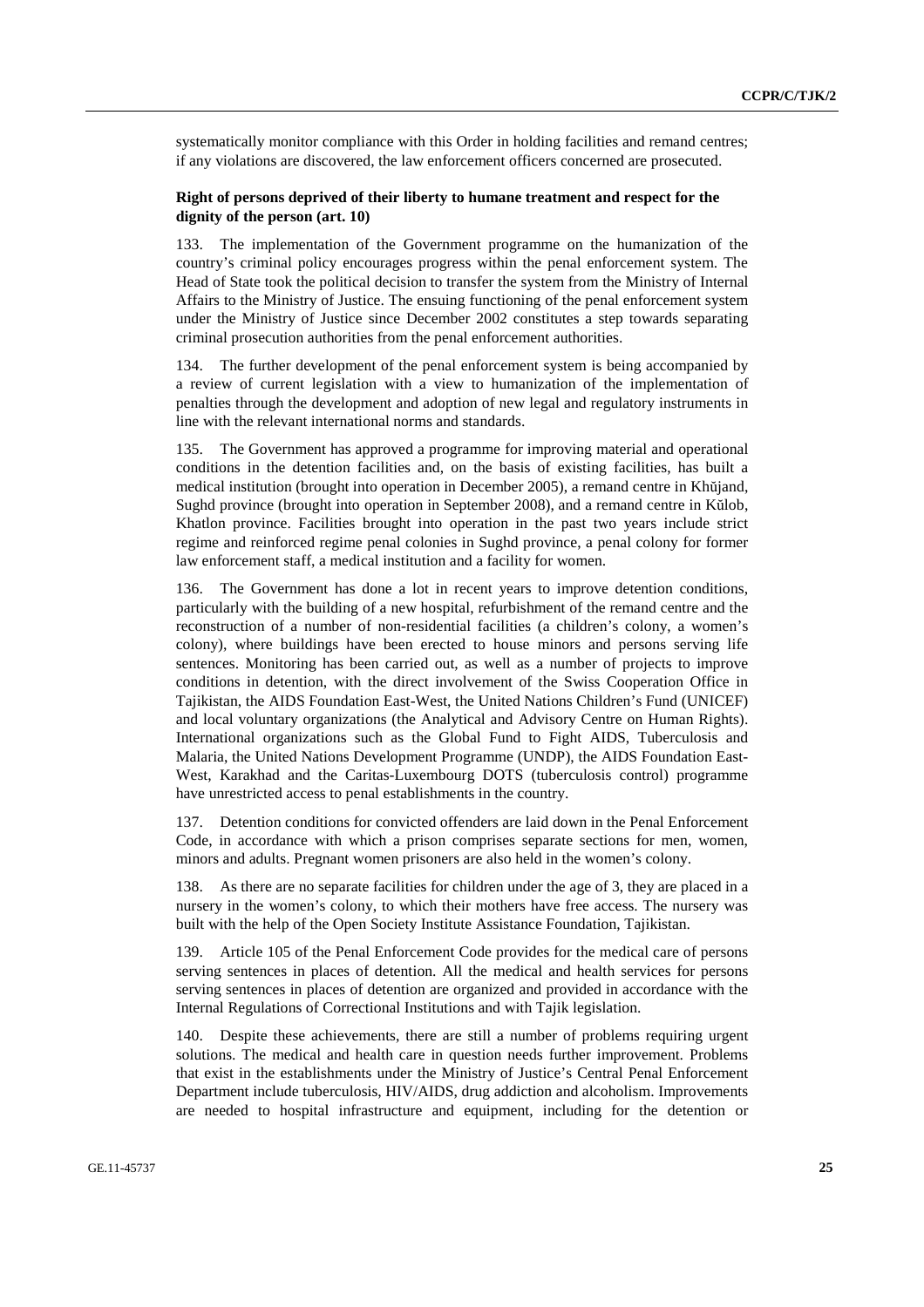systematically monitor compliance with this Order in holding facilities and remand centres; if any violations are discovered, the law enforcement officers concerned are prosecuted.

**Right of persons deprived of their liberty to humane treatment and respect for the dignity of the person (art. 10)**

133. The implementation of the Government programme on the humanization of the country's criminal policy encourages progress within the penal enforcement system. The Head of State took the political decision to transfer the system from the Ministry of Internal Affairs to the Ministry of Justice. The ensuing functioning of the penal enforcement system under the Ministry of Justice since December 2002 constitutes a step towards separating criminal prosecution authorities from the penal enforcement authorities.

134. The further development of the penal enforcement system is being accompanied by a review of current legislation with a view to humanization of the implementation of penalties through the development and adoption of new legal and regulatory instruments in line with the relevant international norms and standards.

135. The Government has approved a programme for improving material and operational conditions in the detention facilities and, on the basis of existing facilities, has built a medical institution (brought into operation in December 2005), a remand centre in Khŭjand, Sughd province (brought into operation in September 2008), and a remand centre in Kŭlob, Khatlon province. Facilities brought into operation in the past two years include strict regime and reinforced regime penal colonies in Sughd province, a penal colony for former law enforcement staff, a medical institution and a facility for women.

136. The Government has done a lot in recent years to improve detention conditions, particularly with the building of a new hospital, refurbishment of the remand centre and the reconstruction of a number of non-residential facilities (a children's colony, a women's colony), where buildings have been erected to house minors and persons serving life sentences. Monitoring has been carried out, as well as a number of projects to improve conditions in detention, with the direct involvement of the Swiss Cooperation Office in Tajikistan, the AIDS Foundation East-West, the United Nations Children's Fund (UNICEF) and local voluntary organizations (the Analytical and Advisory Centre on Human Rights). International organizations such as the Global Fund to Fight AIDS, Tuberculosis and Malaria, the United Nations Development Programme (UNDP), the AIDS Foundation East-West, Karakhad and the Caritas-Luxembourg DOTS (tuberculosis control) programme have unrestricted access to penal establishments in the country.

137. Detention conditions for convicted offenders are laid down in the Penal Enforcement Code, in accordance with which a prison comprises separate sections for men, women, minors and adults. Pregnant women prisoners are also held in the women's colony.

138. As there are no separate facilities for children under the age of 3, they are placed in a nursery in the women's colony, to which their mothers have free access. The nursery was built with the help of the Open Society Institute Assistance Foundation, Tajikistan.

139. Article 105 of the Penal Enforcement Code provides for the medical care of persons serving sentences in places of detention. All the medical and health services for persons serving sentences in places of detention are organized and provided in accordance with the Internal Regulations of Correctional Institutions and with Tajik legislation.

140. Despite these achievements, there are still a number of problems requiring urgent solutions. The medical and health care in question needs further improvement. Problems that exist in the establishments under the Ministry of Justice's Central Penal Enforcement Department include tuberculosis, HIV/AIDS, drug addiction and alcoholism. Improvements are needed to hospital infrastructure and equipment, including for the detention or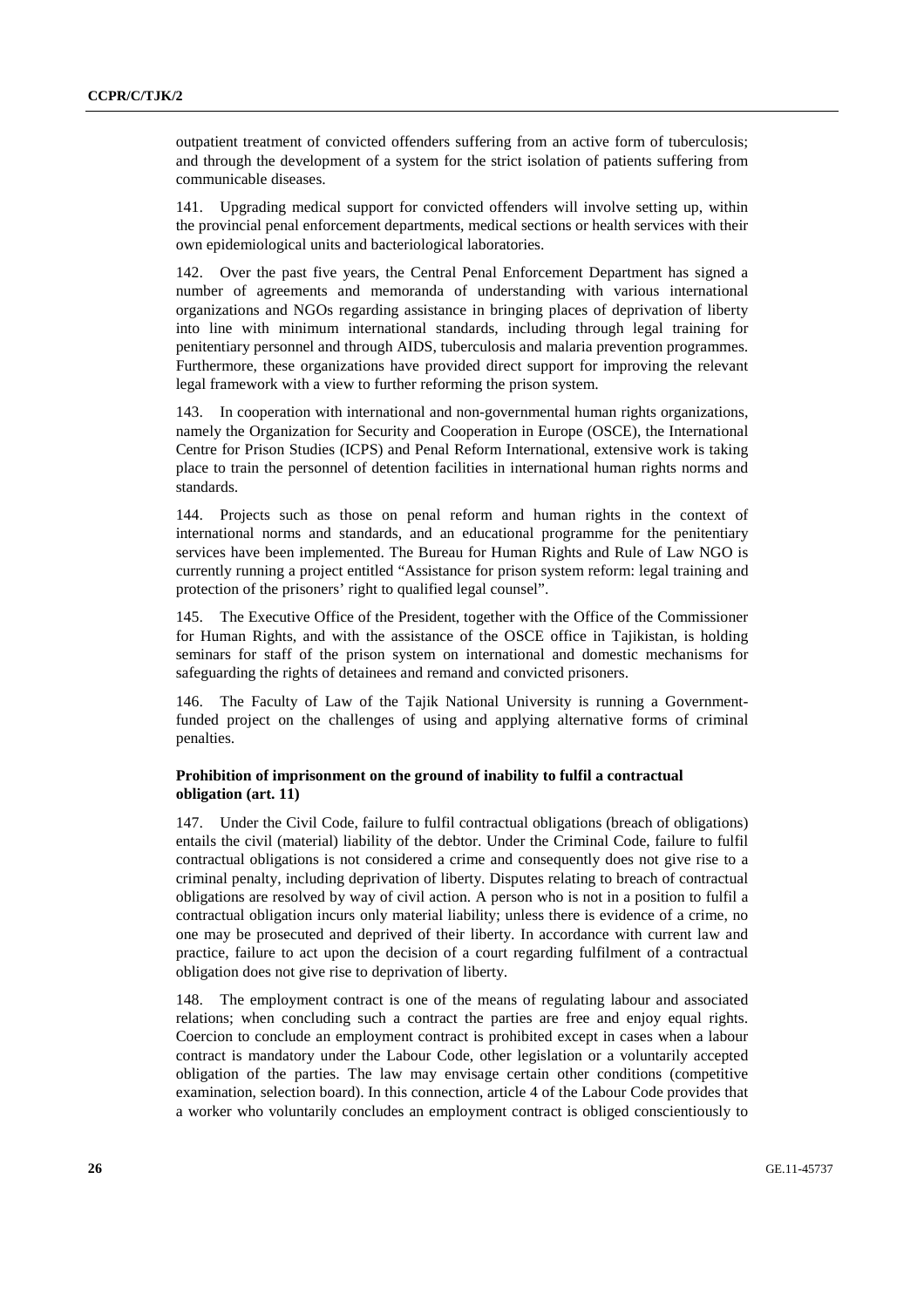outpatient treatment of convicted offenders suffering from an active form of tuberculosis; and through the development of a system for the strict isolation of patients suffering from communicable diseases.

141. Upgrading medical support for convicted offenders will involve setting up, within the provincial penal enforcement departments, medical sections or health services with their own epidemiological units and bacteriological laboratories.

142. Over the past five years, the Central Penal Enforcement Department has signed a number of agreements and memoranda of understanding with various international organizations and NGOs regarding assistance in bringing places of deprivation of liberty into line with minimum international standards, including through legal training for penitentiary personnel and through AIDS, tuberculosis and malaria prevention programmes. Furthermore, these organizations have provided direct support for improving the relevant legal framework with a view to further reforming the prison system.

143. In cooperation with international and non-governmental human rights organizations, namely the Organization for Security and Cooperation in Europe (OSCE), the International Centre for Prison Studies (ICPS) and Penal Reform International, extensive work is taking place to train the personnel of detention facilities in international human rights norms and standards.

144. Projects such as those on penal reform and human rights in the context of international norms and standards, and an educational programme for the penitentiary services have been implemented. The Bureau for Human Rights and Rule of Law NGO is currently running a project entitled "Assistance for prison system reform: legal training and protection of the prisoners' right to qualified legal counsel".

145. The Executive Office of the President, together with the Office of the Commissioner for Human Rights, and with the assistance of the OSCE office in Tajikistan, is holding seminars for staff of the prison system on international and domestic mechanisms for safeguarding the rights of detainees and remand and convicted prisoners.

146. The Faculty of Law of the Tajik National University is running a Government-funded project on the challenges of using and applying alternative forms of criminal penalties.

**Prohibition of imprisonment on the ground of inability to fulfil a contractual obligation (art. 11)**

147. Under the Civil Code, failure to fulfil contractual obligations (breach of obligations) entails the civil (material) liability of the debtor. Under the Criminal Code, failure to fulfil contractual obligations is not considered a crime and consequently does not give rise to a criminal penalty, including deprivation of liberty. Disputes relating to breach of contractual obligations are resolved by way of civil action. A person who is not in a position to fulfil a contractual obligation incurs only material liability; unless there is evidence of a crime, no one may be prosecuted and deprived of their liberty. In accordance with current law and practice, failure to act upon the decision of a court regarding fulfilment of a contractual obligation does not give rise to deprivation of liberty.

148. The employment contract is one of the means of regulating labour and associated relations; when concluding such a contract the parties are free and enjoy equal rights. Coercion to conclude an employment contract is prohibited except in cases when a labour contract is mandatory under the Labour Code, other legislation or a voluntarily accepted obligation of the parties. The law may envisage certain other conditions (competitive examination, selection board). In this connection, article 4 of the Labour Code provides that a worker who voluntarily concludes an employment contract is obliged conscientiously to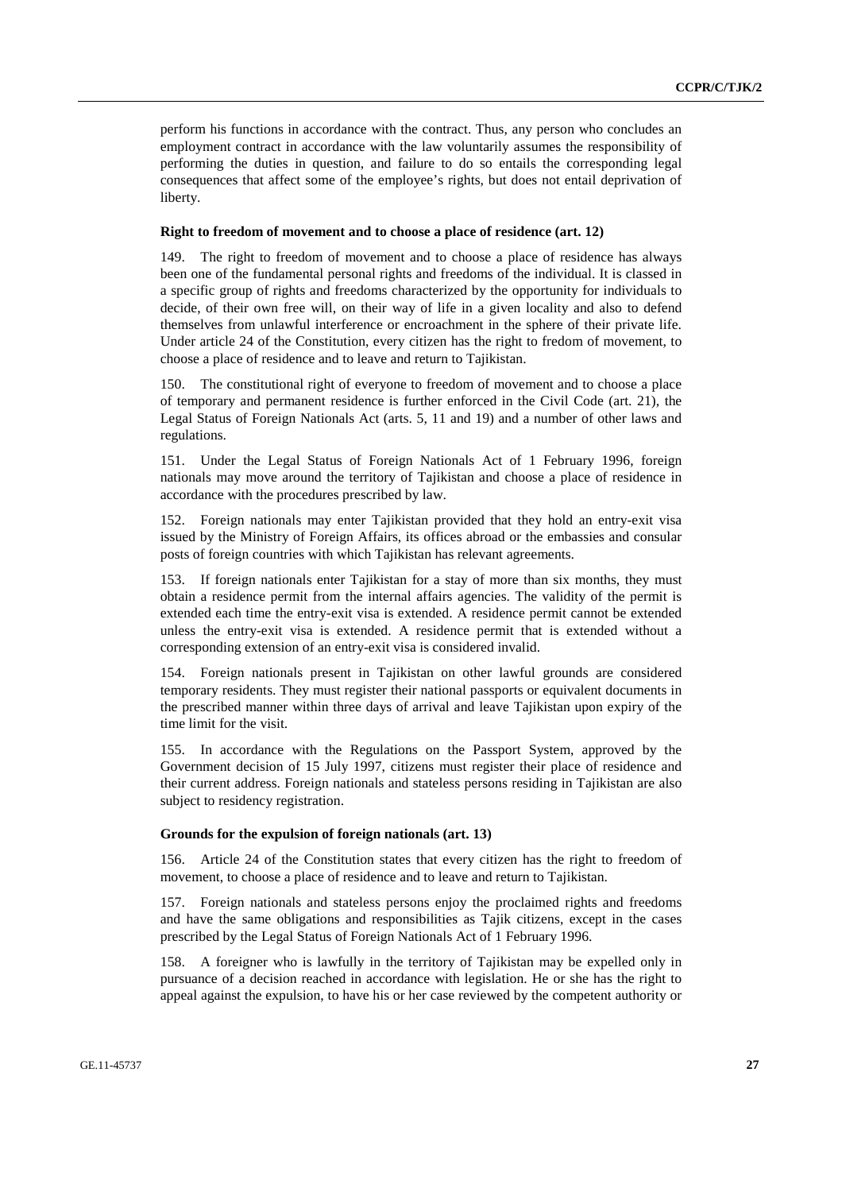perform his functions in accordance with the contract. Thus, any person who concludes an employment contract in accordance with the law voluntarily assumes the responsibility of performing the duties in question, and failure to do so entails the corresponding legal consequences that affect some of the employee's rights, but does not entail deprivation of liberty.

**Right to freedom of movement and to choose a place of residence (art. 12)**

149. The right to freedom of movement and to choose a place of residence has always been one of the fundamental personal rights and freedoms of the individual. It is classed in a specific group of rights and freedoms characterized by the opportunity for individuals to decide, of their own free will, on their way of life in a given locality and also to defend themselves from unlawful interference or encroachment in the sphere of their private life. Under article 24 of the Constitution, every citizen has the right to fredom of movement, to choose a place of residence and to leave and return to Tajikistan.

150. The constitutional right of everyone to freedom of movement and to choose a place of temporary and permanent residence is further enforced in the Civil Code (art. 21), the Legal Status of Foreign Nationals Act (arts. 5, 11 and 19) and a number of other laws and regulations.

151. Under the Legal Status of Foreign Nationals Act of 1 February 1996, foreign nationals may move around the territory of Tajikistan and choose a place of residence in accordance with the procedures prescribed by law.

152. Foreign nationals may enter Tajikistan provided that they hold an entry-exit visa issued by the Ministry of Foreign Affairs, its offices abroad or the embassies and consular posts of foreign countries with which Tajikistan has relevant agreements.

153. If foreign nationals enter Tajikistan for a stay of more than six months, they must obtain a residence permit from the internal affairs agencies. The validity of the permit is extended each time the entry-exit visa is extended. A residence permit cannot be extended unless the entry-exit visa is extended. A residence permit that is extended without a corresponding extension of an entry-exit visa is considered invalid.

154. Foreign nationals present in Tajikistan on other lawful grounds are considered temporary residents. They must register their national passports or equivalent documents in the prescribed manner within three days of arrival and leave Tajikistan upon expiry of the time limit for the visit.

155. In accordance with the Regulations on the Passport System, approved by the Government decision of 15 July 1997, citizens must register their place of residence and their current address. Foreign nationals and stateless persons residing in Tajikistan are also subject to residency registration.

**Grounds for the expulsion of foreign nationals (art. 13)**

156. Article 24 of the Constitution states that every citizen has the right to freedom of movement, to choose a place of residence and to leave and return to Tajikistan.

157. Foreign nationals and stateless persons enjoy the proclaimed rights and freedoms and have the same obligations and responsibilities as Tajik citizens, except in the cases prescribed by the Legal Status of Foreign Nationals Act of 1 February 1996.

158. A foreigner who is lawfully in the territory of Tajikistan may be expelled only in pursuance of a decision reached in accordance with legislation. He or she has the right to appeal against the expulsion, to have his or her case reviewed by the competent authority or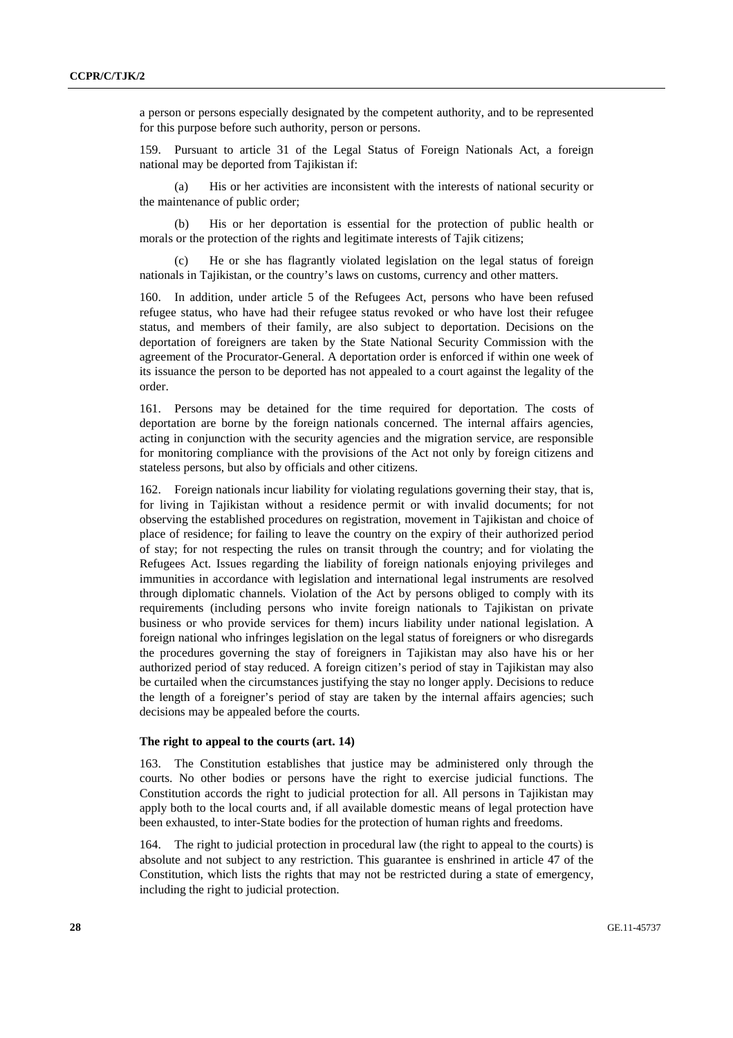a person or persons especially designated by the competent authority, and to be represented for this purpose before such authority, person or persons.

159. Pursuant to article 31 of the Legal Status of Foreign Nationals Act, a foreign national may be deported from Tajikistan if:

(a) His or her activities are inconsistent with the interests of national security or the maintenance of public order;

(b) His or her deportation is essential for the protection of public health or morals or the protection of the rights and legitimate interests of Tajik citizens;

(c) He or she has flagrantly violated legislation on the legal status of foreign nationals in Tajikistan, or the country's laws on customs, currency and other matters.

160. In addition, under article 5 of the Refugees Act, persons who have been refused refugee status, who have had their refugee status revoked or who have lost their refugee status, and members of their family, are also subject to deportation. Decisions on the deportation of foreigners are taken by the State National Security Commission with the agreement of the Procurator-General. A deportation order is enforced if within one week of its issuance the person to be deported has not appealed to a court against the legality of the order.

161. Persons may be detained for the time required for deportation. The costs of deportation are borne by the foreign nationals concerned. The internal affairs agencies, acting in conjunction with the security agencies and the migration service, are responsible for monitoring compliance with the provisions of the Act not only by foreign citizens and stateless persons, but also by officials and other citizens.

162. Foreign nationals incur liability for violating regulations governing their stay, that is, for living in Tajikistan without a residence permit or with invalid documents; for not observing the established procedures on registration, movement in Tajikistan and choice of place of residence; for failing to leave the country on the expiry of their authorized period of stay; for not respecting the rules on transit through the country; and for violating the Refugees Act. Issues regarding the liability of foreign nationals enjoying privileges and immunities in accordance with legislation and international legal instruments are resolved through diplomatic channels. Violation of the Act by persons obliged to comply with its requirements (including persons who invite foreign nationals to Tajikistan on private business or who provide services for them) incurs liability under national legislation. A foreign national who infringes legislation on the legal status of foreigners or who disregards the procedures governing the stay of foreigners in Tajikistan may also have his or her authorized period of stay reduced. A foreign citizen's period of stay in Tajikistan may also be curtailed when the circumstances justifying the stay no longer apply. Decisions to reduce the length of a foreigner's period of stay are taken by the internal affairs agencies; such decisions may be appealed before the courts.

**The right to appeal to the courts (art. 14)**

163. The Constitution establishes that justice may be administered only through the courts. No other bodies or persons have the right to exercise judicial functions. The Constitution accords the right to judicial protection for all. All persons in Tajikistan may apply both to the local courts and, if all available domestic means of legal protection have been exhausted, to inter-State bodies for the protection of human rights and freedoms.

164. The right to judicial protection in procedural law (the right to appeal to the courts) is absolute and not subject to any restriction. This guarantee is enshrined in article 47 of the Constitution, which lists the rights that may not be restricted during a state of emergency, including the right to judicial protection.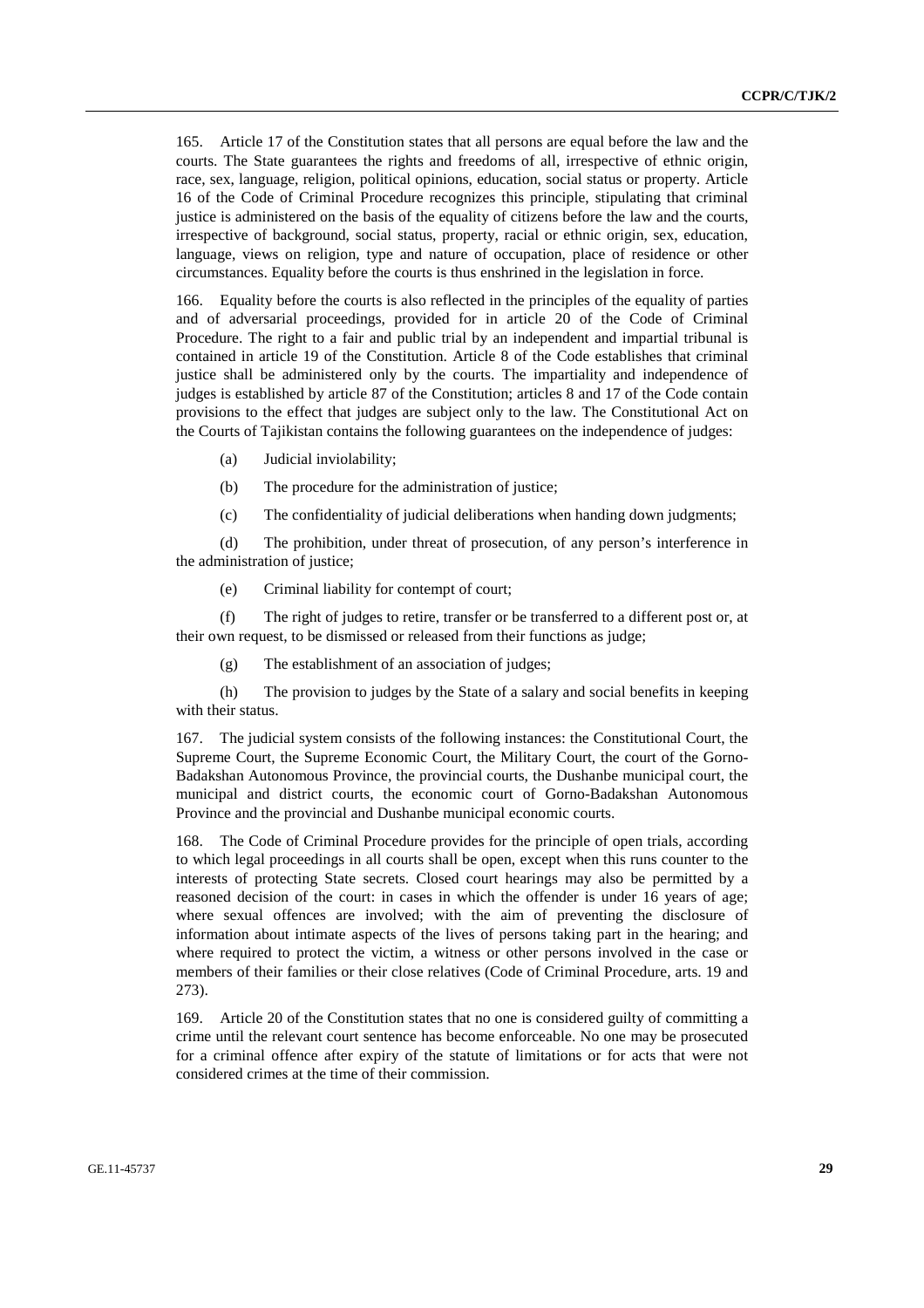165. Article 17 of the Constitution states that all persons are equal before the law and the courts. The State guarantees the rights and freedoms of all, irrespective of ethnic origin, race, sex, language, religion, political opinions, education, social status or property. Article 16 of the Code of Criminal Procedure recognizes this principle, stipulating that criminal justice is administered on the basis of the equality of citizens before the law and the courts, irrespective of background, social status, property, racial or ethnic origin, sex, education, language, views on religion, type and nature of occupation, place of residence or other circumstances. Equality before the courts is thus enshrined in the legislation in force.

166. Equality before the courts is also reflected in the principles of the equality of parties and of adversarial proceedings, provided for in article 20 of the Code of Criminal Procedure. The right to a fair and public trial by an independent and impartial tribunal is contained in article 19 of the Constitution. Article 8 of the Code establishes that criminal justice shall be administered only by the courts. The impartiality and independence of judges is established by article 87 of the Constitution; articles 8 and 17 of the Code contain provisions to the effect that judges are subject only to the law. The Constitutional Act on the Courts of Tajikistan contains the following guarantees on the independence of judges:

(a) Judicial inviolability;

(b) The procedure for the administration of justice;

(c) The confidentiality of judicial deliberations when handing down judgments;

(d) The prohibition, under threat of prosecution, of any person's interference in the administration of justice;

(e) Criminal liability for contempt of court;

(f) The right of judges to retire, transfer or be transferred to a different post or, at their own request, to be dismissed or released from their functions as judge;

(g) The establishment of an association of judges;

(h) The provision to judges by the State of a salary and social benefits in keeping with their status.

167. The judicial system consists of the following instances: the Constitutional Court, the Supreme Court, the Supreme Economic Court, the Military Court, the court of the Gorno-Badakshan Autonomous Province, the provincial courts, the Dushanbe municipal court, the municipal and district courts, the economic court of Gorno-Badakshan Autonomous Province and the provincial and Dushanbe municipal economic courts.

168. The Code of Criminal Procedure provides for the principle of open trials, according to which legal proceedings in all courts shall be open, except when this runs counter to the interests of protecting State secrets. Closed court hearings may also be permitted by a reasoned decision of the court: in cases in which the offender is under 16 years of age; where sexual offences are involved; with the aim of preventing the disclosure of information about intimate aspects of the lives of persons taking part in the hearing; and where required to protect the victim, a witness or other persons involved in the case or members of their families or their close relatives (Code of Criminal Procedure, arts. 19 and 273).

169. Article 20 of the Constitution states that no one is considered guilty of committing a crime until the relevant court sentence has become enforceable. No one may be prosecuted for a criminal offence after expiry of the statute of limitations or for acts that were not considered crimes at the time of their commission.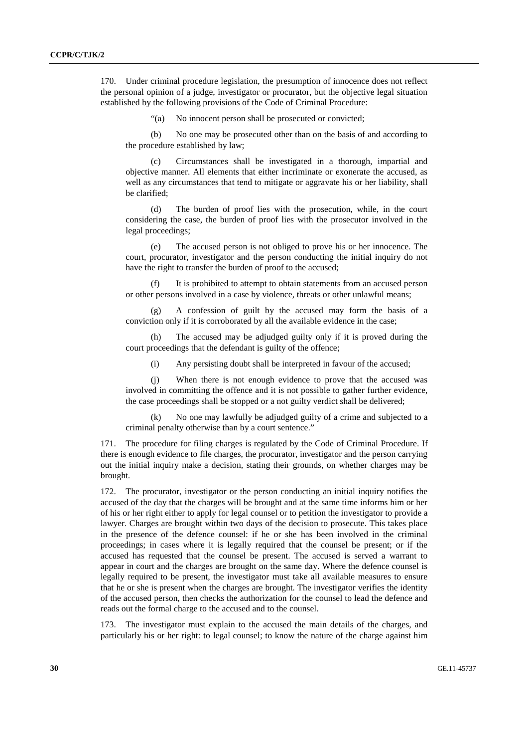170. Under criminal procedure legislation, the presumption of innocence does not reflect the personal opinion of a judge, investigator or procurator, but the objective legal situation established by the following provisions of the Code of Criminal Procedure:

"(a) No innocent person shall be prosecuted or convicted;

(b) No one may be prosecuted other than on the basis of and according to the procedure established by law;

(c) Circumstances shall be investigated in a thorough, impartial and objective manner. All elements that either incriminate or exonerate the accused, as well as any circumstances that tend to mitigate or aggravate his or her liability, shall be clarified;

(d) The burden of proof lies with the prosecution, while, in the court considering the case, the burden of proof lies with the prosecutor involved in the legal proceedings;

(e) The accused person is not obliged to prove his or her innocence. The court, procurator, investigator and the person conducting the initial inquiry do not have the right to transfer the burden of proof to the accused;

(f) It is prohibited to attempt to obtain statements from an accused person or other persons involved in a case by violence, threats or other unlawful means;

(g) A confession of guilt by the accused may form the basis of a conviction only if it is corroborated by all the available evidence in the case;

(h) The accused may be adjudged guilty only if it is proved during the court proceedings that the defendant is guilty of the offence;

(i) Any persisting doubt shall be interpreted in favour of the accused;

(j) When there is not enough evidence to prove that the accused was involved in committing the offence and it is not possible to gather further evidence, the case proceedings shall be stopped or a not guilty verdict shall be delivered;

(k) No one may lawfully be adjudged guilty of a crime and subjected to a criminal penalty otherwise than by a court sentence."

171. The procedure for filing charges is regulated by the Code of Criminal Procedure. If there is enough evidence to file charges, the procurator, investigator and the person carrying out the initial inquiry make a decision, stating their grounds, on whether charges may be brought.

172. The procurator, investigator or the person conducting an initial inquiry notifies the accused of the day that the charges will be brought and at the same time informs him or her of his or her right either to apply for legal counsel or to petition the investigator to provide a lawyer. Charges are brought within two days of the decision to prosecute. This takes place in the presence of the defence counsel: if he or she has been involved in the criminal proceedings; in cases where it is legally required that the counsel be present; or if the accused has requested that the counsel be present. The accused is served a warrant to appear in court and the charges are brought on the same day. Where the defence counsel is legally required to be present, the investigator must take all available measures to ensure that he or she is present when the charges are brought. The investigator verifies the identity of the accused person, then checks the authorization for the counsel to lead the defence and reads out the formal charge to the accused and to the counsel.

173. The investigator must explain to the accused the main details of the charges, and particularly his or her right: to legal counsel; to know the nature of the charge against him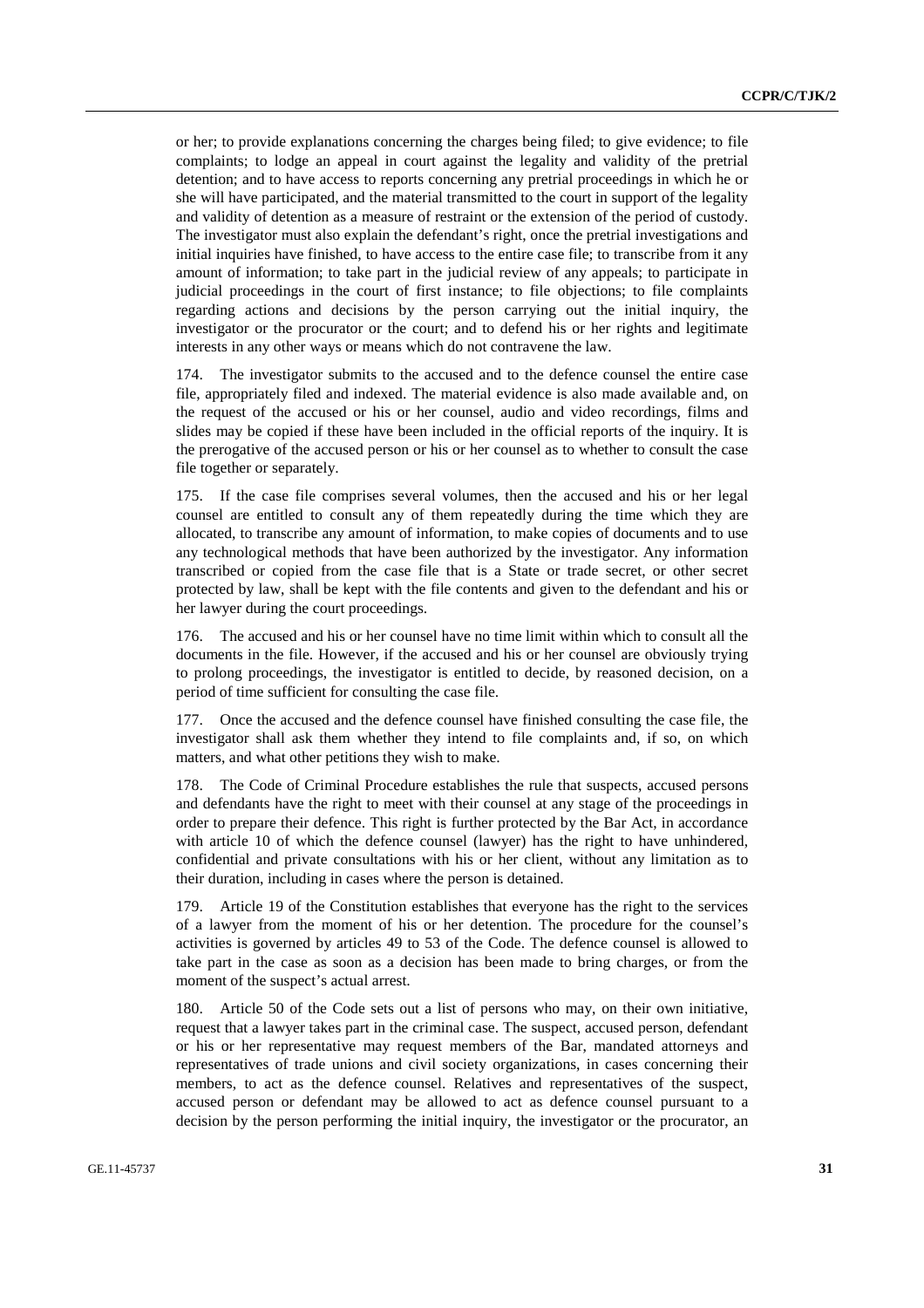or her; to provide explanations concerning the charges being filed; to give evidence; to file complaints; to lodge an appeal in court against the legality and validity of the pretrial detention; and to have access to reports concerning any pretrial proceedings in which he or she will have participated, and the material transmitted to the court in support of the legality and validity of detention as a measure of restraint or the extension of the period of custody. The investigator must also explain the defendant's right, once the pretrial investigations and initial inquiries have finished, to have access to the entire case file; to transcribe from it any amount of information; to take part in the judicial review of any appeals; to participate in judicial proceedings in the court of first instance; to file objections; to file complaints regarding actions and decisions by the person carrying out the initial inquiry, the investigator or the procurator or the court; and to defend his or her rights and legitimate interests in any other ways or means which do not contravene the law.

174. The investigator submits to the accused and to the defence counsel the entire case file, appropriately filed and indexed. The material evidence is also made available and, on the request of the accused or his or her counsel, audio and video recordings, films and slides may be copied if these have been included in the official reports of the inquiry. It is the prerogative of the accused person or his or her counsel as to whether to consult the case file together or separately.

175. If the case file comprises several volumes, then the accused and his or her legal counsel are entitled to consult any of them repeatedly during the time which they are allocated, to transcribe any amount of information, to make copies of documents and to use any technological methods that have been authorized by the investigator. Any information transcribed or copied from the case file that is a State or trade secret, or other secret protected by law, shall be kept with the file contents and given to the defendant and his or her lawyer during the court proceedings.

176. The accused and his or her counsel have no time limit within which to consult all the documents in the file. However, if the accused and his or her counsel are obviously trying to prolong proceedings, the investigator is entitled to decide, by reasoned decision, on a period of time sufficient for consulting the case file.

177. Once the accused and the defence counsel have finished consulting the case file, the investigator shall ask them whether they intend to file complaints and, if so, on which matters, and what other petitions they wish to make.

178. The Code of Criminal Procedure establishes the rule that suspects, accused persons and defendants have the right to meet with their counsel at any stage of the proceedings in order to prepare their defence. This right is further protected by the Bar Act, in accordance with article 10 of which the defence counsel (lawyer) has the right to have unhindered, confidential and private consultations with his or her client, without any limitation as to their duration, including in cases where the person is detained.

179. Article 19 of the Constitution establishes that everyone has the right to the services of a lawyer from the moment of his or her detention. The procedure for the counsel's activities is governed by articles 49 to 53 of the Code. The defence counsel is allowed to take part in the case as soon as a decision has been made to bring charges, or from the moment of the suspect's actual arrest.

180. Article 50 of the Code sets out a list of persons who may, on their own initiative, request that a lawyer takes part in the criminal case. The suspect, accused person, defendant or his or her representative may request members of the Bar, mandated attorneys and representatives of trade unions and civil society organizations, in cases concerning their members, to act as the defence counsel. Relatives and representatives of the suspect, accused person or defendant may be allowed to act as defence counsel pursuant to a decision by the person performing the initial inquiry, the investigator or the procurator, an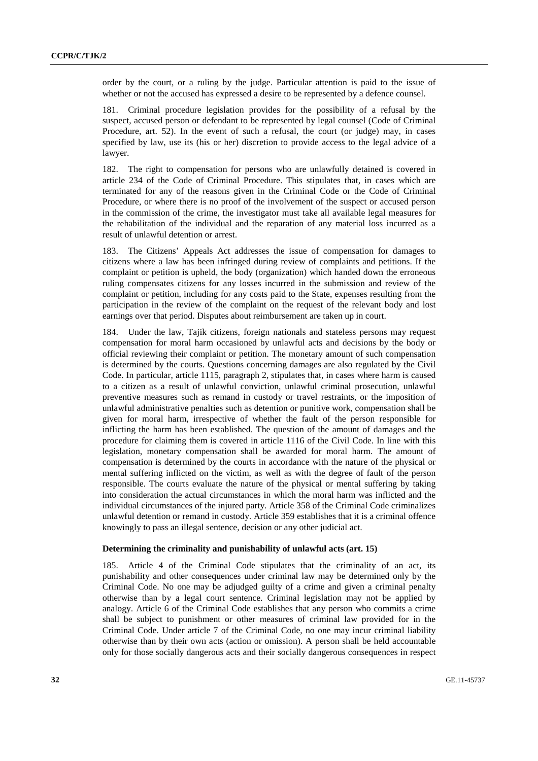order by the court, or a ruling by the judge. Particular attention is paid to the issue of whether or not the accused has expressed a desire to be represented by a defence counsel.

181. Criminal procedure legislation provides for the possibility of a refusal by the suspect, accused person or defendant to be represented by legal counsel (Code of Criminal Procedure, art. 52). In the event of such a refusal, the court (or judge) may, in cases specified by law, use its (his or her) discretion to provide access to the legal advice of a lawyer.

182. The right to compensation for persons who are unlawfully detained is covered in article 234 of the Code of Criminal Procedure. This stipulates that, in cases which are terminated for any of the reasons given in the Criminal Code or the Code of Criminal Procedure, or where there is no proof of the involvement of the suspect or accused person in the commission of the crime, the investigator must take all available legal measures for the rehabilitation of the individual and the reparation of any material loss incurred as a result of unlawful detention or arrest.

183. The Citizens' Appeals Act addresses the issue of compensation for damages to citizens where a law has been infringed during review of complaints and petitions. If the complaint or petition is upheld, the body (organization) which handed down the erroneous ruling compensates citizens for any losses incurred in the submission and review of the complaint or petition, including for any costs paid to the State, expenses resulting from the participation in the review of the complaint on the request of the relevant body and lost earnings over that period. Disputes about reimbursement are taken up in court.

184. Under the law, Tajik citizens, foreign nationals and stateless persons may request compensation for moral harm occasioned by unlawful acts and decisions by the body or official reviewing their complaint or petition. The monetary amount of such compensation is determined by the courts. Questions concerning damages are also regulated by the Civil Code. In particular, article 1115, paragraph 2, stipulates that, in cases where harm is caused to a citizen as a result of unlawful conviction, unlawful criminal prosecution, unlawful preventive measures such as remand in custody or travel restraints, or the imposition of unlawful administrative penalties such as detention or punitive work, compensation shall be given for moral harm, irrespective of whether the fault of the person responsible for inflicting the harm has been established. The question of the amount of damages and the procedure for claiming them is covered in article 1116 of the Civil Code. In line with this legislation, monetary compensation shall be awarded for moral harm. The amount of compensation is determined by the courts in accordance with the nature of the physical or mental suffering inflicted on the victim, as well as with the degree of fault of the person responsible. The courts evaluate the nature of the physical or mental suffering by taking into consideration the actual circumstances in which the moral harm was inflicted and the individual circumstances of the injured party. Article 358 of the Criminal Code criminalizes unlawful detention or remand in custody. Article 359 establishes that it is a criminal offence knowingly to pass an illegal sentence, decision or any other judicial act.

**Determining the criminality and punishability of unlawful acts (art. 15)**

185. Article 4 of the Criminal Code stipulates that the criminality of an act, its punishability and other consequences under criminal law may be determined only by the Criminal Code. No one may be adjudged guilty of a crime and given a criminal penalty otherwise than by a legal court sentence. Criminal legislation may not be applied by analogy. Article 6 of the Criminal Code establishes that any person who commits a crime shall be subject to punishment or other measures of criminal law provided for in the Criminal Code. Under article 7 of the Criminal Code, no one may incur criminal liability otherwise than by their own acts (action or omission). A person shall be held accountable only for those socially dangerous acts and their socially dangerous consequences in respect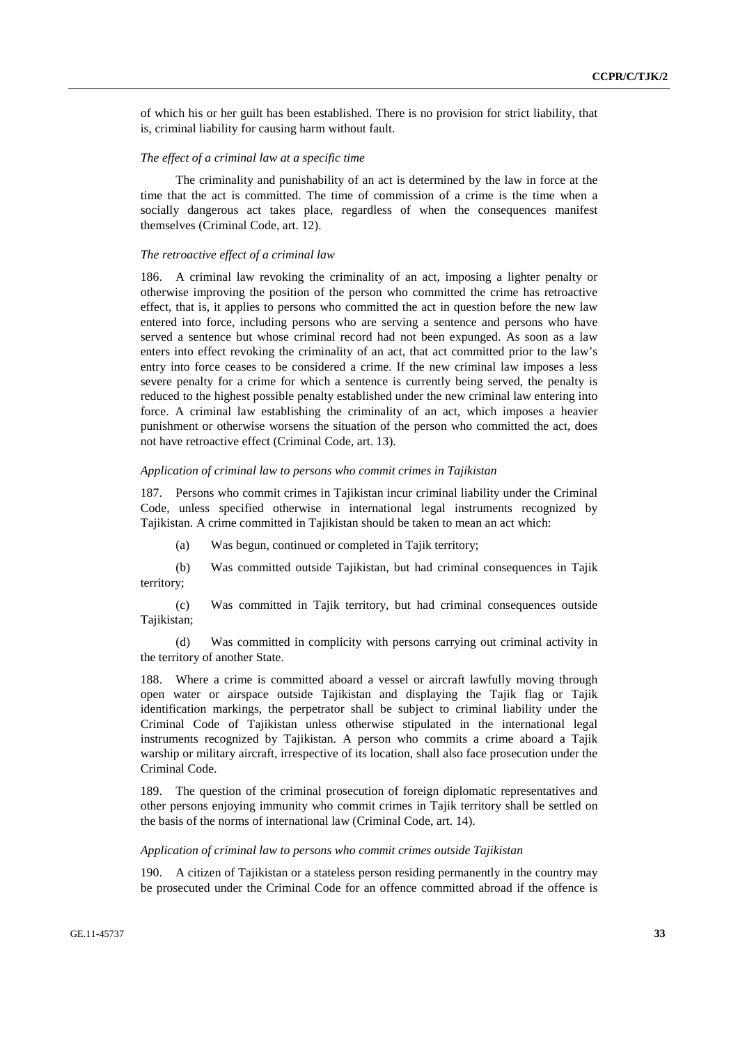of which his or her guilt has been established. There is no provision for strict liability, that is, criminal liability for causing harm without fault.

*The effect of a criminal law at a specific time*

The criminality and punishability of an act is determined by the law in force at the time that the act is committed. The time of commission of a crime is the time when a socially dangerous act takes place, regardless of when the consequences manifest themselves (Criminal Code, art. 12).

*The retroactive effect of a criminal law*

186. A criminal law revoking the criminality of an act, imposing a lighter penalty or otherwise improving the position of the person who committed the crime has retroactive effect, that is, it applies to persons who committed the act in question before the new law entered into force, including persons who are serving a sentence and persons who have served a sentence but whose criminal record had not been expunged. As soon as a law enters into effect revoking the criminality of an act, that act committed prior to the law's entry into force ceases to be considered a crime. If the new criminal law imposes a less severe penalty for a crime for which a sentence is currently being served, the penalty is reduced to the highest possible penalty established under the new criminal law entering into force. A criminal law establishing the criminality of an act, which imposes a heavier punishment or otherwise worsens the situation of the person who committed the act, does not have retroactive effect (Criminal Code, art. 13).

*Application of criminal law to persons who commit crimes in Tajikistan*

187. Persons who commit crimes in Tajikistan incur criminal liability under the Criminal Code, unless specified otherwise in international legal instruments recognized by Tajikistan. A crime committed in Tajikistan should be taken to mean an act which:

(a) Was begun, continued or completed in Tajik territory;

(b) Was committed outside Tajikistan, but had criminal consequences in Tajik territory;

(c) Was committed in Tajik territory, but had criminal consequences outside Tajikistan;

(d) Was committed in complicity with persons carrying out criminal activity in the territory of another State.

188. Where a crime is committed aboard a vessel or aircraft lawfully moving through open water or airspace outside Tajikistan and displaying the Tajik flag or Tajik identification markings, the perpetrator shall be subject to criminal liability under the Criminal Code of Tajikistan unless otherwise stipulated in the international legal instruments recognized by Tajikistan. A person who commits a crime aboard a Tajik warship or military aircraft, irrespective of its location, shall also face prosecution under the Criminal Code.

189. The question of the criminal prosecution of foreign diplomatic representatives and other persons enjoying immunity who commit crimes in Tajik territory shall be settled on the basis of the norms of international law (Criminal Code, art. 14).

*Application of criminal law to persons who commit crimes outside Tajikistan*

190. A citizen of Tajikistan or a stateless person residing permanently in the country may be prosecuted under the Criminal Code for an offence committed abroad if the offence is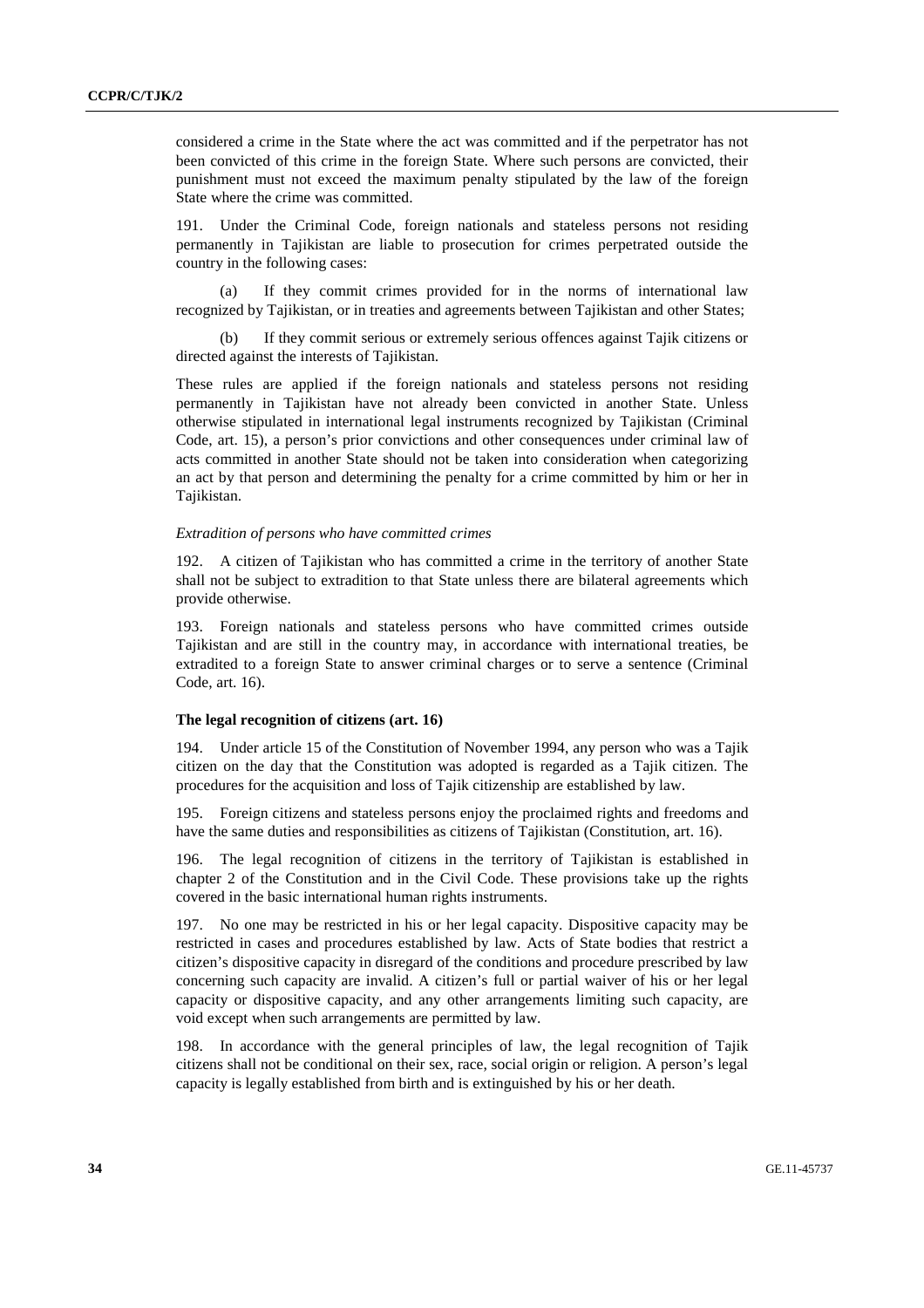considered a crime in the State where the act was committed and if the perpetrator has not been convicted of this crime in the foreign State. Where such persons are convicted, their punishment must not exceed the maximum penalty stipulated by the law of the foreign State where the crime was committed.

191. Under the Criminal Code, foreign nationals and stateless persons not residing permanently in Tajikistan are liable to prosecution for crimes perpetrated outside the country in the following cases:

(a) If they commit crimes provided for in the norms of international law recognized by Tajikistan, or in treaties and agreements between Tajikistan and other States;

(b) If they commit serious or extremely serious offences against Tajik citizens or directed against the interests of Tajikistan.

These rules are applied if the foreign nationals and stateless persons not residing permanently in Tajikistan have not already been convicted in another State. Unless otherwise stipulated in international legal instruments recognized by Tajikistan (Criminal Code, art. 15), a person's prior convictions and other consequences under criminal law of acts committed in another State should not be taken into consideration when categorizing an act by that person and determining the penalty for a crime committed by him or her in Tajikistan.

*Extradition of persons who have committed crimes*

192. A citizen of Tajikistan who has committed a crime in the territory of another State shall not be subject to extradition to that State unless there are bilateral agreements which provide otherwise.

193. Foreign nationals and stateless persons who have committed crimes outside Tajikistan and are still in the country may, in accordance with international treaties, be extradited to a foreign State to answer criminal charges or to serve a sentence (Criminal Code, art. 16).

**The legal recognition of citizens (art. 16)**

194. Under article 15 of the Constitution of November 1994, any person who was a Tajik citizen on the day that the Constitution was adopted is regarded as a Tajik citizen. The procedures for the acquisition and loss of Tajik citizenship are established by law.

195. Foreign citizens and stateless persons enjoy the proclaimed rights and freedoms and have the same duties and responsibilities as citizens of Tajikistan (Constitution, art. 16).

196. The legal recognition of citizens in the territory of Tajikistan is established in chapter 2 of the Constitution and in the Civil Code. These provisions take up the rights covered in the basic international human rights instruments.

197. No one may be restricted in his or her legal capacity. Dispositive capacity may be restricted in cases and procedures established by law. Acts of State bodies that restrict a citizen's dispositive capacity in disregard of the conditions and procedure prescribed by law concerning such capacity are invalid. A citizen's full or partial waiver of his or her legal capacity or dispositive capacity, and any other arrangements limiting such capacity, are void except when such arrangements are permitted by law.

198. In accordance with the general principles of law, the legal recognition of Tajik citizens shall not be conditional on their sex, race, social origin or religion. A person's legal capacity is legally established from birth and is extinguished by his or her death.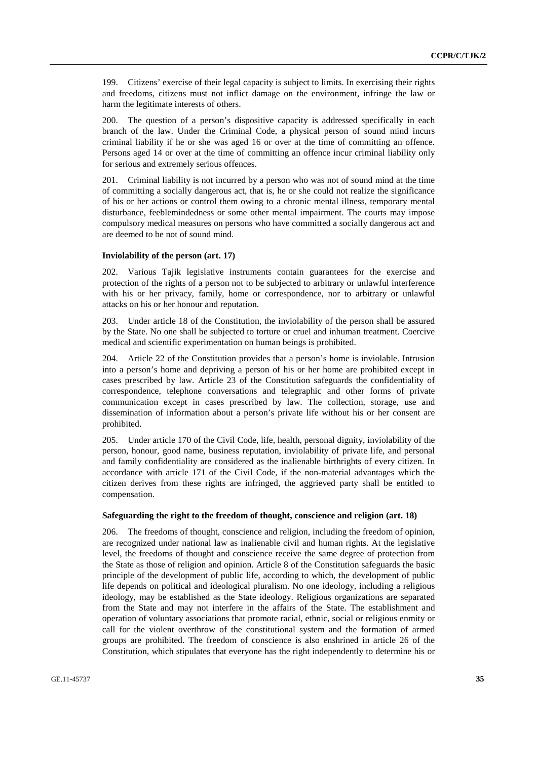199. Citizens' exercise of their legal capacity is subject to limits. In exercising their rights and freedoms, citizens must not inflict damage on the environment, infringe the law or harm the legitimate interests of others.

200. The question of a person's dispositive capacity is addressed specifically in each branch of the law. Under the Criminal Code, a physical person of sound mind incurs criminal liability if he or she was aged 16 or over at the time of committing an offence. Persons aged 14 or over at the time of committing an offence incur criminal liability only for serious and extremely serious offences.

201. Criminal liability is not incurred by a person who was not of sound mind at the time of committing a socially dangerous act, that is, he or she could not realize the significance of his or her actions or control them owing to a chronic mental illness, temporary mental disturbance, feeblemindedness or some other mental impairment. The courts may impose compulsory medical measures on persons who have committed a socially dangerous act and are deemed to be not of sound mind.

### Inviolability of the person (art. 17)

202. Various Tajik legislative instruments contain guarantees for the exercise and protection of the rights of a person not to be subjected to arbitrary or unlawful interference with his or her privacy, family, home or correspondence, nor to arbitrary or unlawful attacks on his or her honour and reputation.

203. Under article 18 of the Constitution, the inviolability of the person shall be assured by the State. No one shall be subjected to torture or cruel and inhuman treatment. Coercive medical and scientific experimentation on human beings is prohibited.

204. Article 22 of the Constitution provides that a person's home is inviolable. Intrusion into a person's home and depriving a person of his or her home are prohibited except in cases prescribed by law. Article 23 of the Constitution safeguards the confidentiality of correspondence, telephone conversations and telegraphic and other forms of private communication except in cases prescribed by law. The collection, storage, use and dissemination of information about a person's private life without his or her consent are prohibited.

205. Under article 170 of the Civil Code, life, health, personal dignity, inviolability of the person, honour, good name, business reputation, inviolability of private life, and personal and family confidentiality are considered as the inalienable birthrights of every citizen. In accordance with article 171 of the Civil Code, if the non-material advantages which the citizen derives from these rights are infringed, the aggrieved party shall be entitled to compensation.

### Safeguarding the right to the freedom of thought, conscience and religion (art. 18)

206. The freedoms of thought, conscience and religion, including the freedom of opinion, are recognized under national law as inalienable civil and human rights. At the legislative level, the freedoms of thought and conscience receive the same degree of protection from the State as those of religion and opinion. Article 8 of the Constitution safeguards the basic principle of the development of public life, according to which, the development of public life depends on political and ideological pluralism. No one ideology, including a religious ideology, may be established as the State ideology. Religious organizations are separated from the State and may not interfere in the affairs of the State. The establishment and operation of voluntary associations that promote racial, ethnic, social or religious enmity or call for the violent overthrow of the constitutional system and the formation of armed groups are prohibited. The freedom of conscience is also enshrined in article 26 of the Constitution, which stipulates that everyone has the right independently to determine his or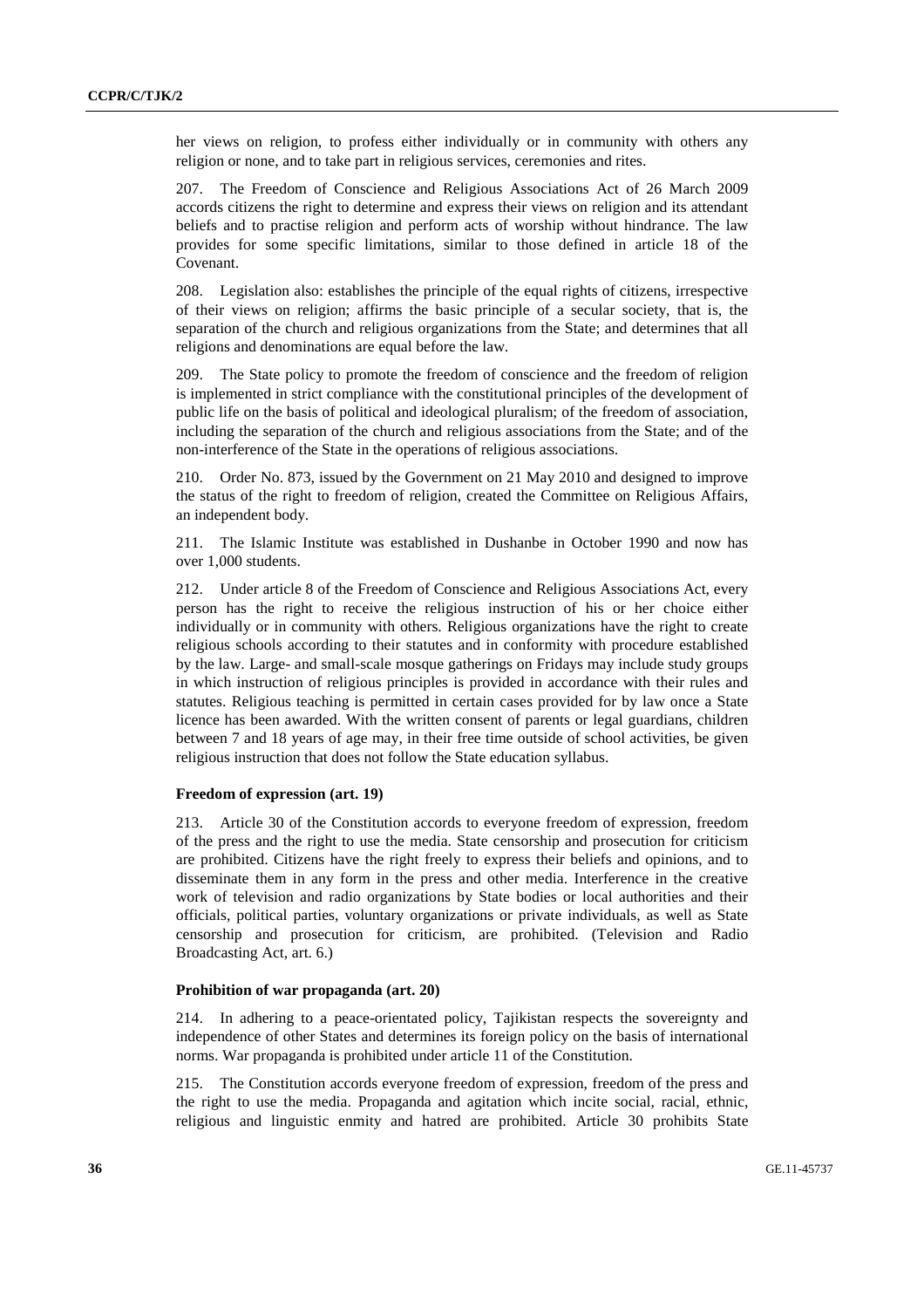her views on religion, to profess either individually or in community with others any religion or none, and to take part in religious services, ceremonies and rites.

207. The Freedom of Conscience and Religious Associations Act of 26 March 2009 accords citizens the right to determine and express their views on religion and its attendant beliefs and to practise religion and perform acts of worship without hindrance. The law provides for some specific limitations, similar to those defined in article 18 of the Covenant.

208. Legislation also: establishes the principle of the equal rights of citizens, irrespective of their views on religion; affirms the basic principle of a secular society, that is, the separation of the church and religious organizations from the State; and determines that all religions and denominations are equal before the law.

209. The State policy to promote the freedom of conscience and the freedom of religion is implemented in strict compliance with the constitutional principles of the development of public life on the basis of political and ideological pluralism; of the freedom of association, including the separation of the church and religious associations from the State; and of the non-interference of the State in the operations of religious associations.

210. Order No. 873, issued by the Government on 21 May 2010 and designed to improve the status of the right to freedom of religion, created the Committee on Religious Affairs, an independent body.

211. The Islamic Institute was established in Dushanbe in October 1990 and now has over 1,000 students.

212. Under article 8 of the Freedom of Conscience and Religious Associations Act, every person has the right to receive the religious instruction of his or her choice either individually or in community with others. Religious organizations have the right to create religious schools according to their statutes and in conformity with procedure established by the law. Large- and small-scale mosque gatherings on Fridays may include study groups in which instruction of religious principles is provided in accordance with their rules and statutes. Religious teaching is permitted in certain cases provided for by law once a State licence has been awarded. With the written consent of parents or legal guardians, children between 7 and 18 years of age may, in their free time outside of school activities, be given religious instruction that does not follow the State education syllabus.

#### Freedom of expression (art. 19)

213. Article 30 of the Constitution accords to everyone freedom of expression, freedom of the press and the right to use the media. State censorship and prosecution for criticism are prohibited. Citizens have the right freely to express their beliefs and opinions, and to disseminate them in any form in the press and other media. Interference in the creative work of television and radio organizations by State bodies or local authorities and their officials, political parties, voluntary organizations or private individuals, as well as State censorship and prosecution for criticism, are prohibited. (Television and Radio Broadcasting Act, art. 6.)

#### Prohibition of war propaganda (art. 20)

214. In adhering to a peace-orientated policy, Tajikistan respects the sovereignty and independence of other States and determines its foreign policy on the basis of international norms. War propaganda is prohibited under article 11 of the Constitution.

215. The Constitution accords everyone freedom of expression, freedom of the press and the right to use the media. Propaganda and agitation which incite social, racial, ethnic, religious and linguistic enmity and hatred are prohibited. Article 30 prohibits State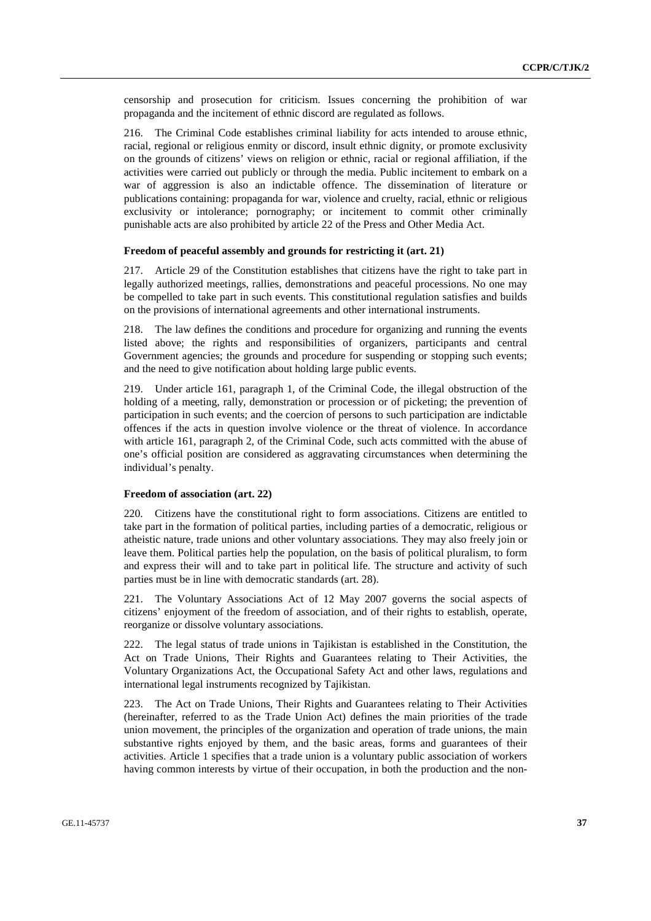censorship and prosecution for criticism. Issues concerning the prohibition of war propaganda and the incitement of ethnic discord are regulated as follows.

216. The Criminal Code establishes criminal liability for acts intended to arouse ethnic, racial, regional or religious enmity or discord, insult ethnic dignity, or promote exclusivity on the grounds of citizens' views on religion or ethnic, racial or regional affiliation, if the activities were carried out publicly or through the media. Public incitement to embark on a war of aggression is also an indictable offence. The dissemination of literature or publications containing: propaganda for war, violence and cruelty, racial, ethnic or religious exclusivity or intolerance; pornography; or incitement to commit other criminally punishable acts are also prohibited by article 22 of the Press and Other Media Act.

#### Freedom of peaceful assembly and grounds for restricting it (art. 21)

217. Article 29 of the Constitution establishes that citizens have the right to take part in legally authorized meetings, rallies, demonstrations and peaceful processions. No one may be compelled to take part in such events. This constitutional regulation satisfies and builds on the provisions of international agreements and other international instruments.

218. The law defines the conditions and procedure for organizing and running the events listed above; the rights and responsibilities of organizers, participants and central Government agencies; the grounds and procedure for suspending or stopping such events; and the need to give notification about holding large public events.

219. Under article 161, paragraph 1, of the Criminal Code, the illegal obstruction of the holding of a meeting, rally, demonstration or procession or of picketing; the prevention of participation in such events; and the coercion of persons to such participation are indictable offences if the acts in question involve violence or the threat of violence. In accordance with article 161, paragraph 2, of the Criminal Code, such acts committed with the abuse of one's official position are considered as aggravating circumstances when determining the individual's penalty.

#### Freedom of association (art. 22)

220. Citizens have the constitutional right to form associations. Citizens are entitled to take part in the formation of political parties, including parties of a democratic, religious or atheistic nature, trade unions and other voluntary associations. They may also freely join or leave them. Political parties help the population, on the basis of political pluralism, to form and express their will and to take part in political life. The structure and activity of such parties must be in line with democratic standards (art. 28).

221. The Voluntary Associations Act of 12 May 2007 governs the social aspects of citizens' enjoyment of the freedom of association, and of their rights to establish, operate, reorganize or dissolve voluntary associations.

222. The legal status of trade unions in Tajikistan is established in the Constitution, the Act on Trade Unions, Their Rights and Guarantees relating to Their Activities, the Voluntary Organizations Act, the Occupational Safety Act and other laws, regulations and international legal instruments recognized by Tajikistan.

223. The Act on Trade Unions, Their Rights and Guarantees relating to Their Activities (hereinafter, referred to as the Trade Union Act) defines the main priorities of the trade union movement, the principles of the organization and operation of trade unions, the main substantive rights enjoyed by them, and the basic areas, forms and guarantees of their activities. Article 1 specifies that a trade union is a voluntary public association of workers having common interests by virtue of their occupation, in both the production and the non-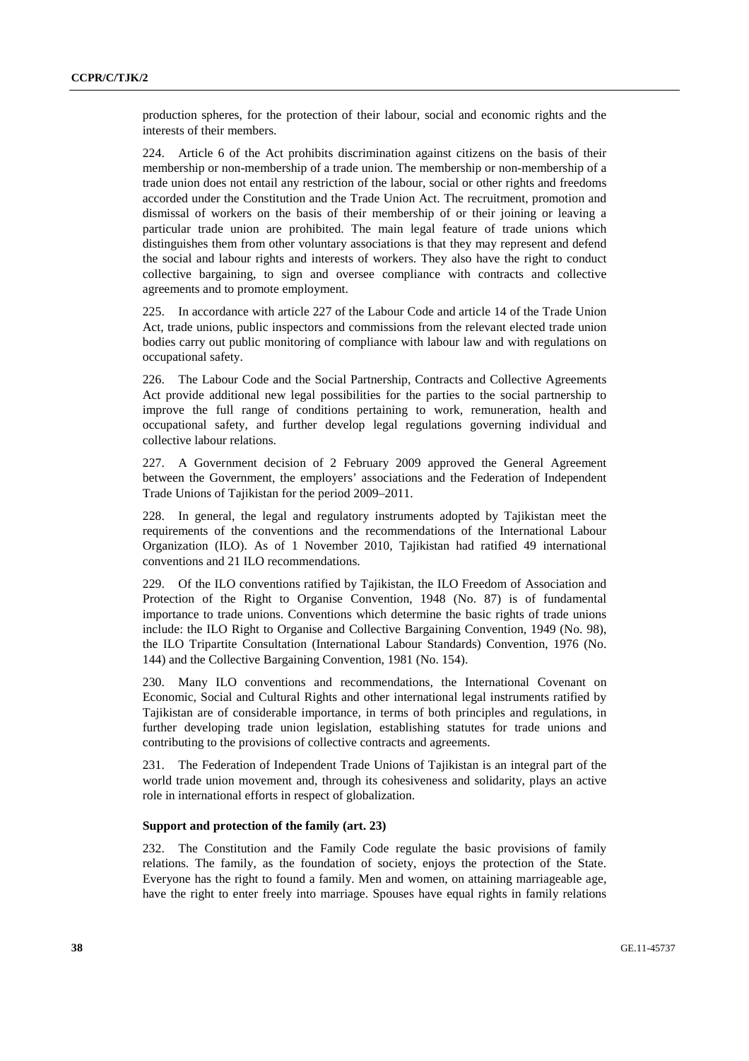production spheres, for the protection of their labour, social and economic rights and the interests of their members.

224. Article 6 of the Act prohibits discrimination against citizens on the basis of their membership or non-membership of a trade union. The membership or non-membership of a trade union does not entail any restriction of the labour, social or other rights and freedoms accorded under the Constitution and the Trade Union Act. The recruitment, promotion and dismissal of workers on the basis of their membership of or their joining or leaving a particular trade union are prohibited. The main legal feature of trade unions which distinguishes them from other voluntary associations is that they may represent and defend the social and labour rights and interests of workers. They also have the right to conduct collective bargaining, to sign and oversee compliance with contracts and collective agreements and to promote employment.

225. In accordance with article 227 of the Labour Code and article 14 of the Trade Union Act, trade unions, public inspectors and commissions from the relevant elected trade union bodies carry out public monitoring of compliance with labour law and with regulations on occupational safety.

226. The Labour Code and the Social Partnership, Contracts and Collective Agreements Act provide additional new legal possibilities for the parties to the social partnership to improve the full range of conditions pertaining to work, remuneration, health and occupational safety, and further develop legal regulations governing individual and collective labour relations.

227. A Government decision of 2 February 2009 approved the General Agreement between the Government, the employers' associations and the Federation of Independent Trade Unions of Tajikistan for the period 2009–2011.

228. In general, the legal and regulatory instruments adopted by Tajikistan meet the requirements of the conventions and the recommendations of the International Labour Organization (ILO). As of 1 November 2010, Tajikistan had ratified 49 international conventions and 21 ILO recommendations.

229. Of the ILO conventions ratified by Tajikistan, the ILO Freedom of Association and Protection of the Right to Organise Convention, 1948 (No. 87) is of fundamental importance to trade unions. Conventions which determine the basic rights of trade unions include: the ILO Right to Organise and Collective Bargaining Convention, 1949 (No. 98), the ILO Tripartite Consultation (International Labour Standards) Convention, 1976 (No. 144) and the Collective Bargaining Convention, 1981 (No. 154).

230. Many ILO conventions and recommendations, the International Covenant on Economic, Social and Cultural Rights and other international legal instruments ratified by Tajikistan are of considerable importance, in terms of both principles and regulations, in further developing trade union legislation, establishing statutes for trade unions and contributing to the provisions of collective contracts and agreements.

231. The Federation of Independent Trade Unions of Tajikistan is an integral part of the world trade union movement and, through its cohesiveness and solidarity, plays an active role in international efforts in respect of globalization.

**Support and protection of the family (art. 23)**

232. The Constitution and the Family Code regulate the basic provisions of family relations. The family, as the foundation of society, enjoys the protection of the State. Everyone has the right to found a family. Men and women, on attaining marriageable age, have the right to enter freely into marriage. Spouses have equal rights in family relations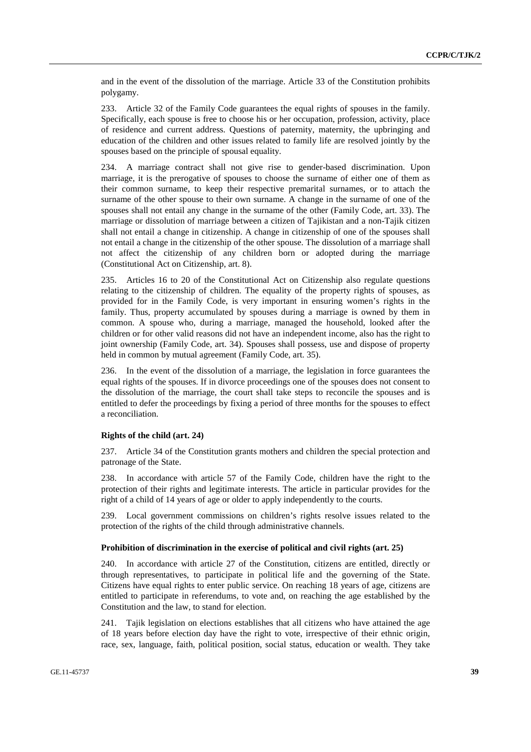and in the event of the dissolution of the marriage. Article 33 of the Constitution prohibits polygamy.

233. Article 32 of the Family Code guarantees the equal rights of spouses in the family. Specifically, each spouse is free to choose his or her occupation, profession, activity, place of residence and current address. Questions of paternity, maternity, the upbringing and education of the children and other issues related to family life are resolved jointly by the spouses based on the principle of spousal equality.

234. A marriage contract shall not give rise to gender-based discrimination. Upon marriage, it is the prerogative of spouses to choose the surname of either one of them as their common surname, to keep their respective premarital surnames, or to attach the surname of the other spouse to their own surname. A change in the surname of one of the spouses shall not entail any change in the surname of the other (Family Code, art. 33). The marriage or dissolution of marriage between a citizen of Tajikistan and a non-Tajik citizen shall not entail a change in citizenship. A change in citizenship of one of the spouses shall not entail a change in the citizenship of the other spouse. The dissolution of a marriage shall not affect the citizenship of any children born or adopted during the marriage (Constitutional Act on Citizenship, art. 8).

235. Articles 16 to 20 of the Constitutional Act on Citizenship also regulate questions relating to the citizenship of children. The equality of the property rights of spouses, as provided for in the Family Code, is very important in ensuring women's rights in the family. Thus, property accumulated by spouses during a marriage is owned by them in common. A spouse who, during a marriage, managed the household, looked after the children or for other valid reasons did not have an independent income, also has the right to joint ownership (Family Code, art. 34). Spouses shall possess, use and dispose of property held in common by mutual agreement (Family Code, art. 35).

236. In the event of the dissolution of a marriage, the legislation in force guarantees the equal rights of the spouses. If in divorce proceedings one of the spouses does not consent to the dissolution of the marriage, the court shall take steps to reconcile the spouses and is entitled to defer the proceedings by fixing a period of three months for the spouses to effect a reconciliation.

**Rights of the child (art. 24)**

237. Article 34 of the Constitution grants mothers and children the special protection and patronage of the State.

238. In accordance with article 57 of the Family Code, children have the right to the protection of their rights and legitimate interests. The article in particular provides for the right of a child of 14 years of age or older to apply independently to the courts.

239. Local government commissions on children's rights resolve issues related to the protection of the rights of the child through administrative channels.

**Prohibition of discrimination in the exercise of political and civil rights (art. 25)**

240. In accordance with article 27 of the Constitution, citizens are entitled, directly or through representatives, to participate in political life and the governing of the State. Citizens have equal rights to enter public service. On reaching 18 years of age, citizens are entitled to participate in referendums, to vote and, on reaching the age established by the Constitution and the law, to stand for election.

241. Tajik legislation on elections establishes that all citizens who have attained the age of 18 years before election day have the right to vote, irrespective of their ethnic origin, race, sex, language, faith, political position, social status, education or wealth. They take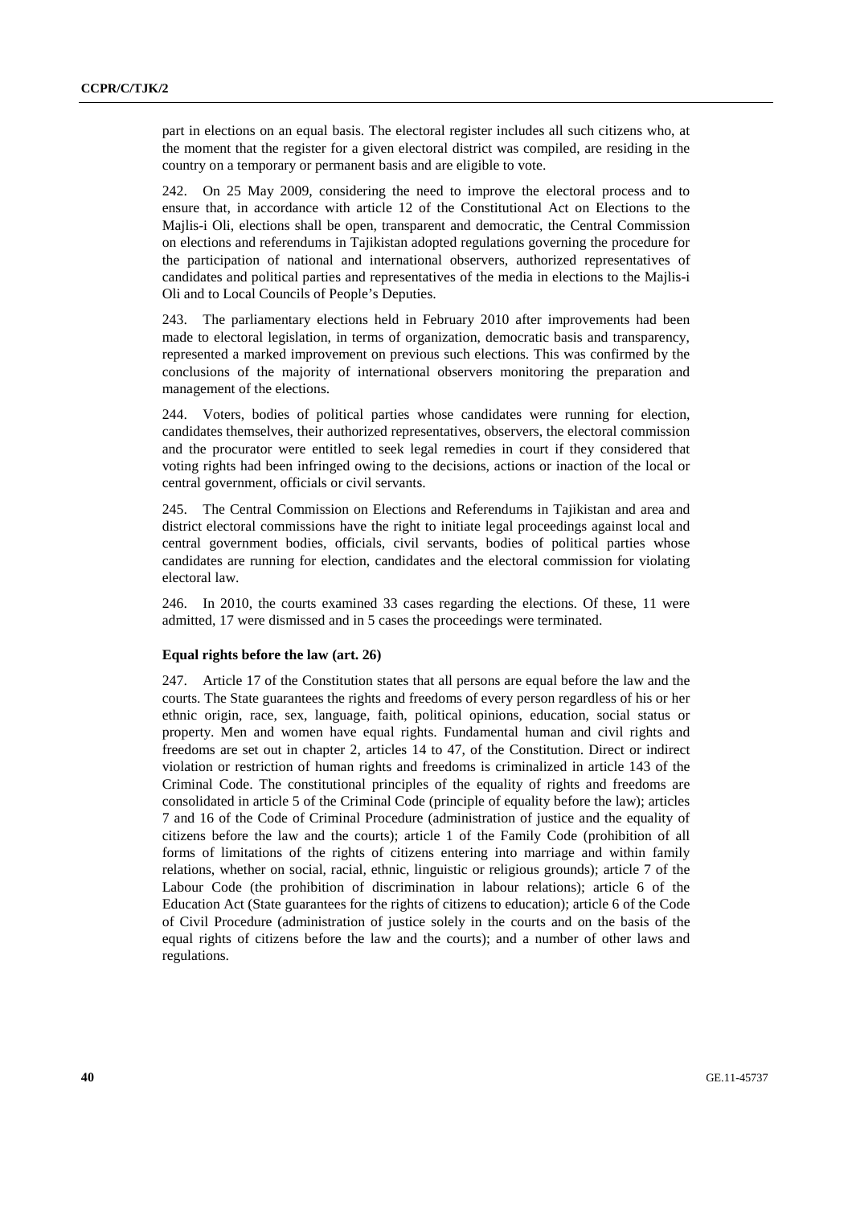part in elections on an equal basis. The electoral register includes all such citizens who, at the moment that the register for a given electoral district was compiled, are residing in the country on a temporary or permanent basis and are eligible to vote.

242. On 25 May 2009, considering the need to improve the electoral process and to ensure that, in accordance with article 12 of the Constitutional Act on Elections to the Majlis-i Oli, elections shall be open, transparent and democratic, the Central Commission on elections and referendums in Tajikistan adopted regulations governing the procedure for the participation of national and international observers, authorized representatives of candidates and political parties and representatives of the media in elections to the Majlis-i Oli and to Local Councils of People's Deputies.

243. The parliamentary elections held in February 2010 after improvements had been made to electoral legislation, in terms of organization, democratic basis and transparency, represented a marked improvement on previous such elections. This was confirmed by the conclusions of the majority of international observers monitoring the preparation and management of the elections.

244. Voters, bodies of political parties whose candidates were running for election, candidates themselves, their authorized representatives, observers, the electoral commission and the procurator were entitled to seek legal remedies in court if they considered that voting rights had been infringed owing to the decisions, actions or inaction of the local or central government, officials or civil servants.

245. The Central Commission on Elections and Referendums in Tajikistan and area and district electoral commissions have the right to initiate legal proceedings against local and central government bodies, officials, civil servants, bodies of political parties whose candidates are running for election, candidates and the electoral commission for violating electoral law.

246. In 2010, the courts examined 33 cases regarding the elections. Of these, 11 were admitted, 17 were dismissed and in 5 cases the proceedings were terminated.

### Equal rights before the law (art. 26)

247. Article 17 of the Constitution states that all persons are equal before the law and the courts. The State guarantees the rights and freedoms of every person regardless of his or her ethnic origin, race, sex, language, faith, political opinions, education, social status or property. Men and women have equal rights. Fundamental human and civil rights and freedoms are set out in chapter 2, articles 14 to 47, of the Constitution. Direct or indirect violation or restriction of human rights and freedoms is criminalized in article 143 of the Criminal Code. The constitutional principles of the equality of rights and freedoms are consolidated in article 5 of the Criminal Code (principle of equality before the law); articles 7 and 16 of the Code of Criminal Procedure (administration of justice and the equality of citizens before the law and the courts); article 1 of the Family Code (prohibition of all forms of limitations of the rights of citizens entering into marriage and within family relations, whether on social, racial, ethnic, linguistic or religious grounds); article 7 of the Labour Code (the prohibition of discrimination in labour relations); article 6 of the Education Act (State guarantees for the rights of citizens to education); article 6 of the Code of Civil Procedure (administration of justice solely in the courts and on the basis of the equal rights of citizens before the law and the courts); and a number of other laws and regulations.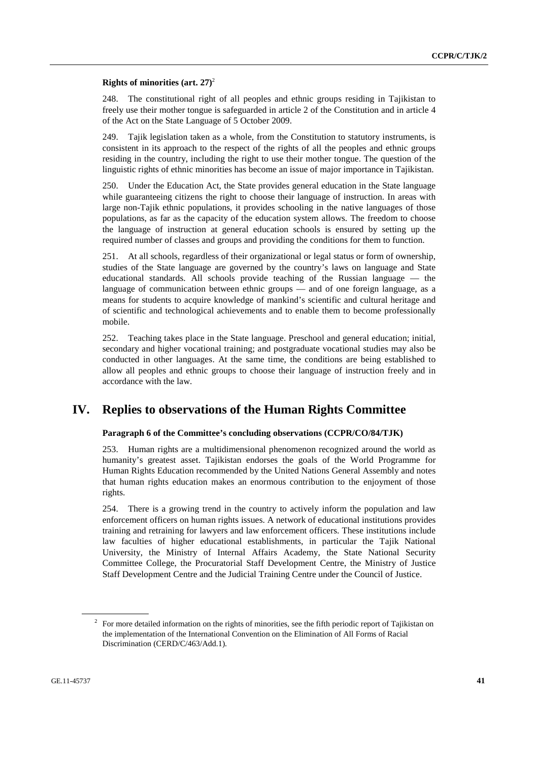**Rights of minorities (art. 27)**[2]

248. The constitutional right of all peoples and ethnic groups residing in Tajikistan to freely use their mother tongue is safeguarded in article 2 of the Constitution and in article 4 of the Act on the State Language of 5 October 2009.

249. Tajik legislation taken as a whole, from the Constitution to statutory instruments, is consistent in its approach to the respect of the rights of all the peoples and ethnic groups residing in the country, including the right to use their mother tongue. The question of the linguistic rights of ethnic minorities has become an issue of major importance in Tajikistan.

250. Under the Education Act, the State provides general education in the State language while guaranteeing citizens the right to choose their language of instruction. In areas with large non-Tajik ethnic populations, it provides schooling in the native languages of those populations, as far as the capacity of the education system allows. The freedom to choose the language of instruction at general education schools is ensured by setting up the required number of classes and groups and providing the conditions for them to function.

251. At all schools, regardless of their organizational or legal status or form of ownership, studies of the State language are governed by the country's laws on language and State educational standards. All schools provide teaching of the Russian language — the language of communication between ethnic groups — and of one foreign language, as a means for students to acquire knowledge of mankind's scientific and cultural heritage and of scientific and technological achievements and to enable them to become professionally mobile.

252. Teaching takes place in the State language. Preschool and general education; initial, secondary and higher vocational training; and postgraduate vocational studies may also be conducted in other languages. At the same time, the conditions are being established to allow all peoples and ethnic groups to choose their language of instruction freely and in accordance with the law.

## IV. Replies to observations of the Human Rights Committee

**Paragraph 6 of the Committee's concluding observations (CCPR/CO/84/TJK)**

253. Human rights are a multidimensional phenomenon recognized around the world as humanity's greatest asset. Tajikistan endorses the goals of the World Programme for Human Rights Education recommended by the United Nations General Assembly and notes that human rights education makes an enormous contribution to the enjoyment of those rights.

254. There is a growing trend in the country to actively inform the population and law enforcement officers on human rights issues. A network of educational institutions provides training and retraining for lawyers and law enforcement officers. These institutions include law faculties of higher educational establishments, in particular the Tajik National University, the Ministry of Internal Affairs Academy, the State National Security Committee College, the Procuratorial Staff Development Centre, the Ministry of Justice Staff Development Centre and the Judicial Training Centre under the Council of Justice.

[2] For more detailed information on the rights of minorities, see the fifth periodic report of Tajikistan on the implementation of the International Convention on the Elimination of All Forms of Racial Discrimination (CERD/C/463/Add.1).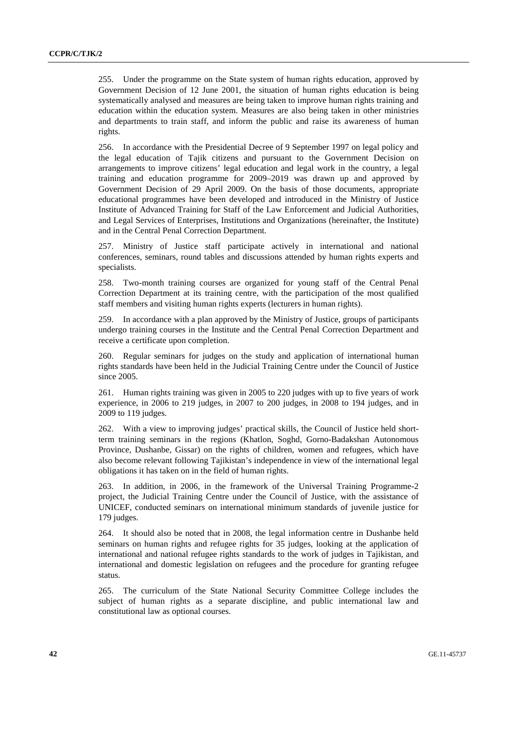255. Under the programme on the State system of human rights education, approved by Government Decision of 12 June 2001, the situation of human rights education is being systematically analysed and measures are being taken to improve human rights training and education within the education system. Measures are also being taken in other ministries and departments to train staff, and inform the public and raise its awareness of human rights.

256. In accordance with the Presidential Decree of 9 September 1997 on legal policy and the legal education of Tajik citizens and pursuant to the Government Decision on arrangements to improve citizens' legal education and legal work in the country, a legal training and education programme for 2009–2019 was drawn up and approved by Government Decision of 29 April 2009. On the basis of those documents, appropriate educational programmes have been developed and introduced in the Ministry of Justice Institute of Advanced Training for Staff of the Law Enforcement and Judicial Authorities, and Legal Services of Enterprises, Institutions and Organizations (hereinafter, the Institute) and in the Central Penal Correction Department.

257. Ministry of Justice staff participate actively in international and national conferences, seminars, round tables and discussions attended by human rights experts and specialists.

258. Two-month training courses are organized for young staff of the Central Penal Correction Department at its training centre, with the participation of the most qualified staff members and visiting human rights experts (lecturers in human rights).

259. In accordance with a plan approved by the Ministry of Justice, groups of participants undergo training courses in the Institute and the Central Penal Correction Department and receive a certificate upon completion.

260. Regular seminars for judges on the study and application of international human rights standards have been held in the Judicial Training Centre under the Council of Justice since 2005.

261. Human rights training was given in 2005 to 220 judges with up to five years of work experience, in 2006 to 219 judges, in 2007 to 200 judges, in 2008 to 194 judges, and in 2009 to 119 judges.

262. With a view to improving judges' practical skills, the Council of Justice held short-term training seminars in the regions (Khatlon, Soghd, Gorno-Badakshan Autonomous Province, Dushanbe, Gissar) on the rights of children, women and refugees, which have also become relevant following Tajikistan's independence in view of the international legal obligations it has taken on in the field of human rights.

263. In addition, in 2006, in the framework of the Universal Training Programme-2 project, the Judicial Training Centre under the Council of Justice, with the assistance of UNICEF, conducted seminars on international minimum standards of juvenile justice for 179 judges.

264. It should also be noted that in 2008, the legal information centre in Dushanbe held seminars on human rights and refugee rights for 35 judges, looking at the application of international and national refugee rights standards to the work of judges in Tajikistan, and international and domestic legislation on refugees and the procedure for granting refugee status.

265. The curriculum of the State National Security Committee College includes the subject of human rights as a separate discipline, and public international law and constitutional law as optional courses.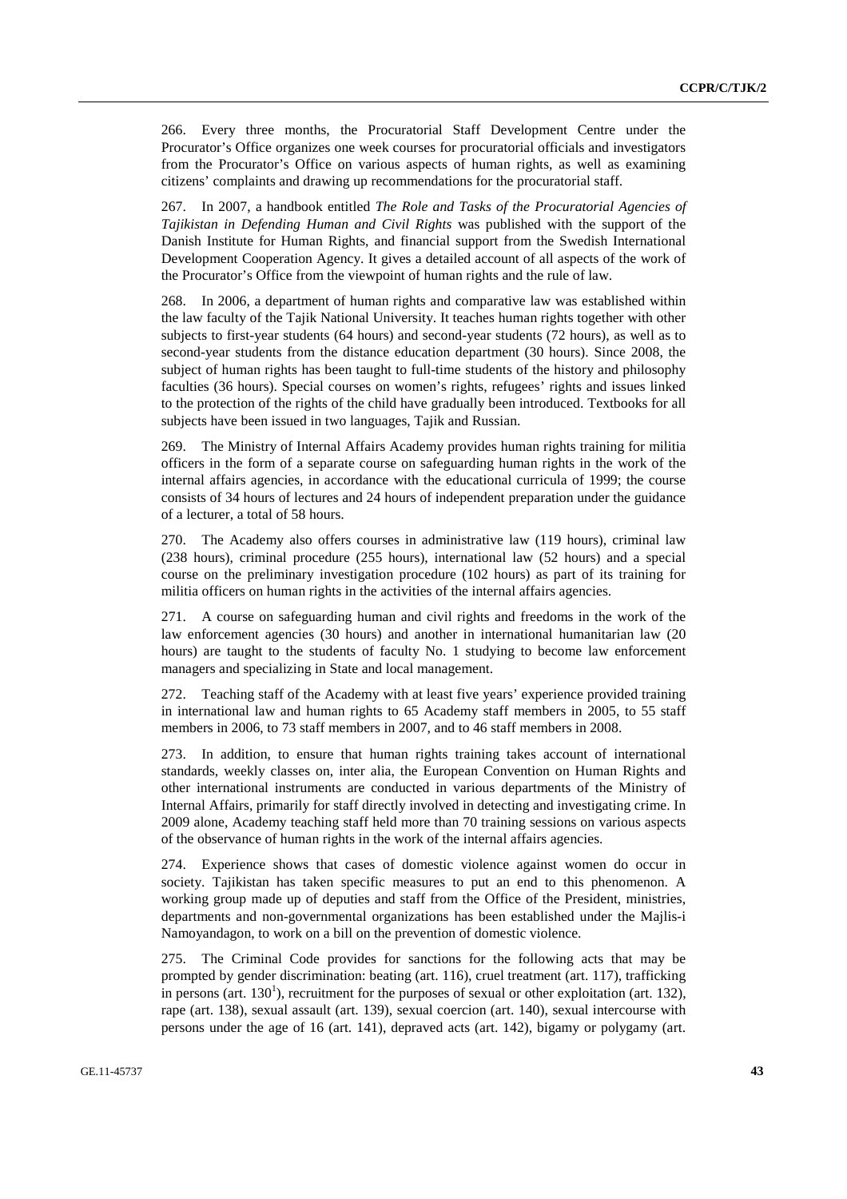266. Every three months, the Procuratorial Staff Development Centre under the Procurator's Office organizes one week courses for procuratorial officials and investigators from the Procurator's Office on various aspects of human rights, as well as examining citizens' complaints and drawing up recommendations for the procuratorial staff.

267. In 2007, a handbook entitled *The Role and Tasks of the Procuratorial Agencies of Tajikistan in Defending Human and Civil Rights* was published with the support of the Danish Institute for Human Rights, and financial support from the Swedish International Development Cooperation Agency. It gives a detailed account of all aspects of the work of the Procurator's Office from the viewpoint of human rights and the rule of law.

268. In 2006, a department of human rights and comparative law was established within the law faculty of the Tajik National University. It teaches human rights together with other subjects to first-year students (64 hours) and second-year students (72 hours), as well as to second-year students from the distance education department (30 hours). Since 2008, the subject of human rights has been taught to full-time students of the history and philosophy faculties (36 hours). Special courses on women's rights, refugees' rights and issues linked to the protection of the rights of the child have gradually been introduced. Textbooks for all subjects have been issued in two languages, Tajik and Russian.

269. The Ministry of Internal Affairs Academy provides human rights training for militia officers in the form of a separate course on safeguarding human rights in the work of the internal affairs agencies, in accordance with the educational curricula of 1999; the course consists of 34 hours of lectures and 24 hours of independent preparation under the guidance of a lecturer, a total of 58 hours.

270. The Academy also offers courses in administrative law (119 hours), criminal law (238 hours), criminal procedure (255 hours), international law (52 hours) and a special course on the preliminary investigation procedure (102 hours) as part of its training for militia officers on human rights in the activities of the internal affairs agencies.

271. A course on safeguarding human and civil rights and freedoms in the work of the law enforcement agencies (30 hours) and another in international humanitarian law (20 hours) are taught to the students of faculty No. 1 studying to become law enforcement managers and specializing in State and local management.

272. Teaching staff of the Academy with at least five years' experience provided training in international law and human rights to 65 Academy staff members in 2005, to 55 staff members in 2006, to 73 staff members in 2007, and to 46 staff members in 2008.

273. In addition, to ensure that human rights training takes account of international standards, weekly classes on, inter alia, the European Convention on Human Rights and other international instruments are conducted in various departments of the Ministry of Internal Affairs, primarily for staff directly involved in detecting and investigating crime. In 2009 alone, Academy teaching staff held more than 70 training sessions on various aspects of the observance of human rights in the work of the internal affairs agencies.

274. Experience shows that cases of domestic violence against women do occur in society. Tajikistan has taken specific measures to put an end to this phenomenon. A working group made up of deputies and staff from the Office of the President, ministries, departments and non-governmental organizations has been established under the Majlis-i Namoyandagon, to work on a bill on the prevention of domestic violence.

275. The Criminal Code provides for sanctions for the following acts that may be prompted by gender discrimination: beating (art. 116), cruel treatment (art. 117), trafficking in persons (art. 130[1]), recruitment for the purposes of sexual or other exploitation (art. 132), rape (art. 138), sexual assault (art. 139), sexual coercion (art. 140), sexual intercourse with persons under the age of 16 (art. 141), depraved acts (art. 142), bigamy or polygamy (art.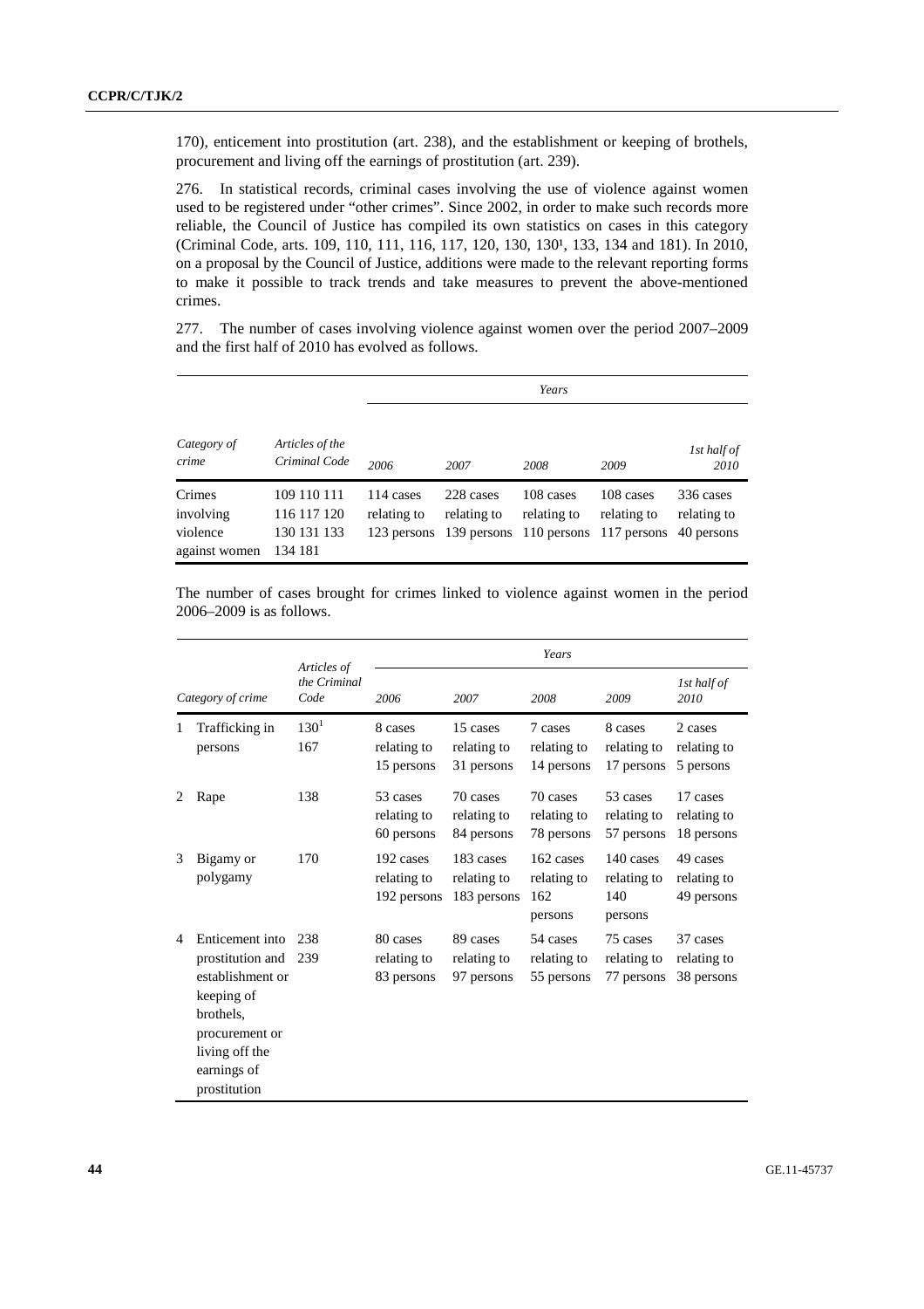170), enticement into prostitution (art. 238), and the establishment or keeping of brothels, procurement and living off the earnings of prostitution (art. 239).

276. In statistical records, criminal cases involving the use of violence against women used to be registered under "other crimes". Since 2002, in order to make such records more reliable, the Council of Justice has compiled its own statistics on cases in this category (Criminal Code, arts. 109, 110, 111, 116, 117, 120, 130, 130¹, 133, 134 and 181). In 2010, on a proposal by the Council of Justice, additions were made to the relevant reporting forms to make it possible to track trends and take measures to prevent the above-mentioned crimes.

277. The number of cases involving violence against women over the period 2007–2009 and the first half of 2010 has evolved as follows.

| | | *Years* | | | | |
|---|---|---|---|---|---|---|
| *Category of crime* | *Articles of the Criminal Code* | *2006* | *2007* | *2008* | *2009* | *1st half of 2010* |
| Crimes involving violence against women | 109 110 111 116 117 120 130 131 133 134 181 | 114 cases relating to 123 persons | 228 cases relating to 139 persons | 108 cases relating to 110 persons | 108 cases relating to 117 persons | 336 cases relating to 40 persons |

The number of cases brought for crimes linked to violence against women in the period 2006–2009 is as follows.

| | | | *Years* | | | | |
|---|---|---|---|---|---|---|---|
| | *Category of crime* | *Articles of the Criminal Code* | *2006* | *2007* | *2008* | *2009* | *1st half of 2010* |
| 1 | Trafficking in persons | 130[1] 167 | 8 cases relating to 15 persons | 15 cases relating to 31 persons | 7 cases relating to 14 persons | 8 cases relating to 17 persons | 2 cases relating to 5 persons |
| 2 | Rape | 138 | 53 cases relating to 60 persons | 70 cases relating to 84 persons | 70 cases relating to 78 persons | 53 cases relating to 57 persons | 17 cases relating to 18 persons |
| 3 | Bigamy or polygamy | 170 | 192 cases relating to 192 persons | 183 cases relating to 183 persons | 162 cases relating to 162 persons | 140 cases relating to 140 persons | 49 cases relating to 49 persons |
| 4 | Enticement into prostitution and establishment or keeping of brothels, procurement or living off the earnings of prostitution | 238 239 | 80 cases relating to 83 persons | 89 cases relating to 97 persons | 54 cases relating to 55 persons | 75 cases relating to 77 persons | 37 cases relating to 38 persons |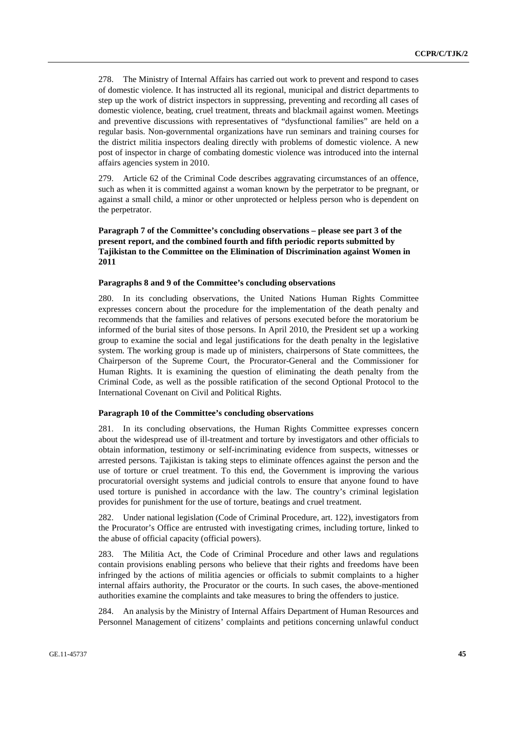278. The Ministry of Internal Affairs has carried out work to prevent and respond to cases of domestic violence. It has instructed all its regional, municipal and district departments to step up the work of district inspectors in suppressing, preventing and recording all cases of domestic violence, beating, cruel treatment, threats and blackmail against women. Meetings and preventive discussions with representatives of "dysfunctional families" are held on a regular basis. Non-governmental organizations have run seminars and training courses for the district militia inspectors dealing directly with problems of domestic violence. A new post of inspector in charge of combating domestic violence was introduced into the internal affairs agencies system in 2010.

279. Article 62 of the Criminal Code describes aggravating circumstances of an offence, such as when it is committed against a woman known by the perpetrator to be pregnant, or against a small child, a minor or other unprotected or helpless person who is dependent on the perpetrator.

**Paragraph 7 of the Committee's concluding observations – please see part 3 of the present report, and the combined fourth and fifth periodic reports submitted by Tajikistan to the Committee on the Elimination of Discrimination against Women in 2011**

**Paragraphs 8 and 9 of the Committee's concluding observations**

280. In its concluding observations, the United Nations Human Rights Committee expresses concern about the procedure for the implementation of the death penalty and recommends that the families and relatives of persons executed before the moratorium be informed of the burial sites of those persons. In April 2010, the President set up a working group to examine the social and legal justifications for the death penalty in the legislative system. The working group is made up of ministers, chairpersons of State committees, the Chairperson of the Supreme Court, the Procurator-General and the Commissioner for Human Rights. It is examining the question of eliminating the death penalty from the Criminal Code, as well as the possible ratification of the second Optional Protocol to the International Covenant on Civil and Political Rights.

**Paragraph 10 of the Committee's concluding observations**

281. In its concluding observations, the Human Rights Committee expresses concern about the widespread use of ill-treatment and torture by investigators and other officials to obtain information, testimony or self-incriminating evidence from suspects, witnesses or arrested persons. Tajikistan is taking steps to eliminate offences against the person and the use of torture or cruel treatment. To this end, the Government is improving the various procuratorial oversight systems and judicial controls to ensure that anyone found to have used torture is punished in accordance with the law. The country's criminal legislation provides for punishment for the use of torture, beatings and cruel treatment.

282. Under national legislation (Code of Criminal Procedure, art. 122), investigators from the Procurator's Office are entrusted with investigating crimes, including torture, linked to the abuse of official capacity (official powers).

283. The Militia Act, the Code of Criminal Procedure and other laws and regulations contain provisions enabling persons who believe that their rights and freedoms have been infringed by the actions of militia agencies or officials to submit complaints to a higher internal affairs authority, the Procurator or the courts. In such cases, the above-mentioned authorities examine the complaints and take measures to bring the offenders to justice.

284. An analysis by the Ministry of Internal Affairs Department of Human Resources and Personnel Management of citizens' complaints and petitions concerning unlawful conduct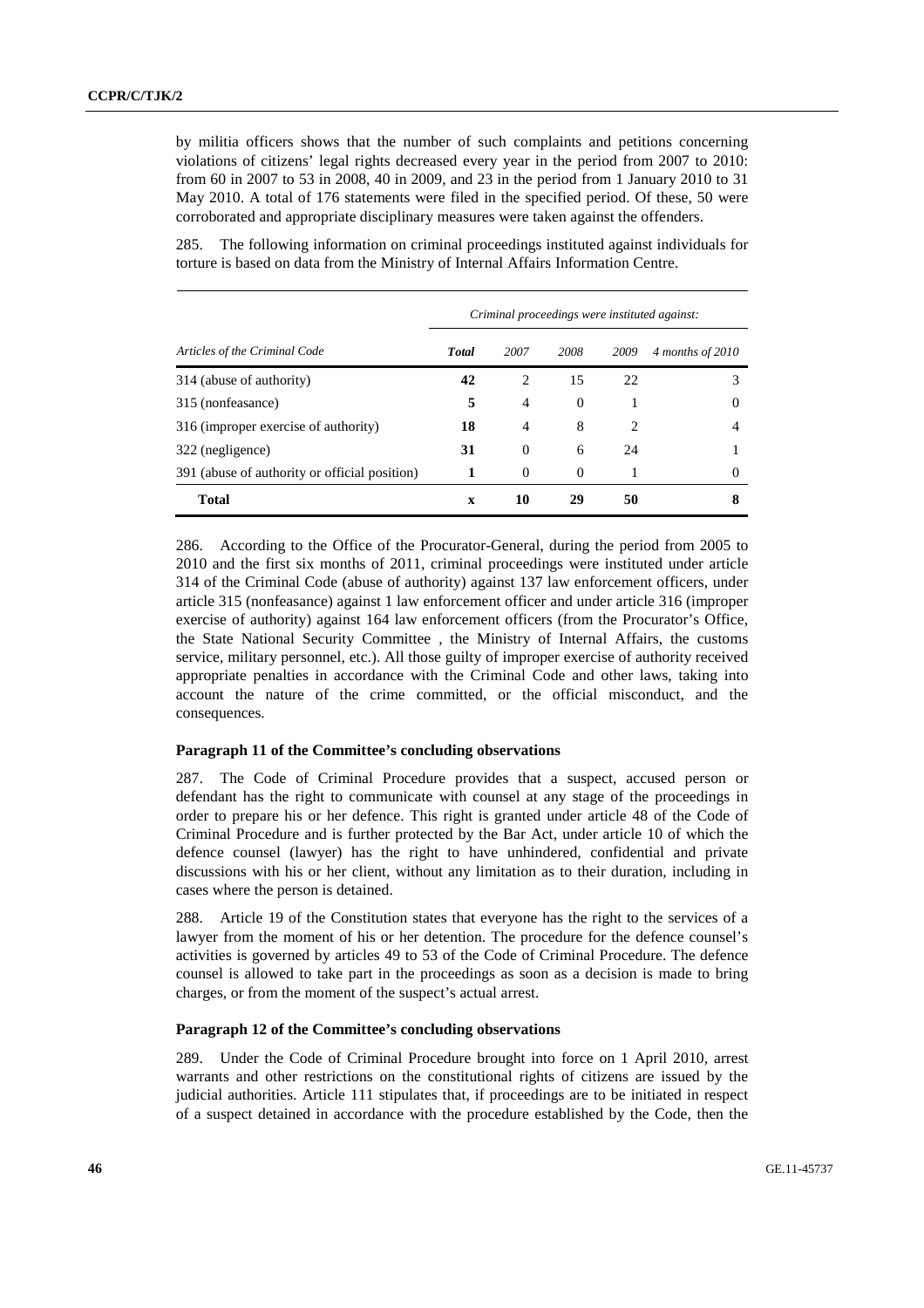by militia officers shows that the number of such complaints and petitions concerning violations of citizens' legal rights decreased every year in the period from 2007 to 2010: from 60 in 2007 to 53 in 2008, 40 in 2009, and 23 in the period from 1 January 2010 to 31 May 2010. A total of 176 statements were filed in the specified period. Of these, 50 were corroborated and appropriate disciplinary measures were taken against the offenders.

285. The following information on criminal proceedings instituted against individuals for torture is based on data from the Ministry of Internal Affairs Information Centre.

| | *Criminal proceedings were instituted against:* | | | | |
|---|---|---|---|---|---|
| *Articles of the Criminal Code* | ***Total*** | *2007* | *2008* | *2009* | *4 months of 2010* |
| 314 (abuse of authority) | **42** | 2 | 15 | 22 | 3 |
| 315 (nonfeasance) | **5** | 4 | 0 | 1 | 0 |
| 316 (improper exercise of authority) | **18** | 4 | 8 | 2 | 4 |
| 322 (negligence) | **31** | 0 | 6 | 24 | 1 |
| 391 (abuse of authority or official position) | **1** | 0 | 0 | 1 | 0 |
| **Total** | **x** | **10** | **29** | **50** | **8** |

286. According to the Office of the Procurator-General, during the period from 2005 to 2010 and the first six months of 2011, criminal proceedings were instituted under article 314 of the Criminal Code (abuse of authority) against 137 law enforcement officers, under article 315 (nonfeasance) against 1 law enforcement officer and under article 316 (improper exercise of authority) against 164 law enforcement officers (from the Procurator's Office, the State National Security Committee , the Ministry of Internal Affairs, the customs service, military personnel, etc.). All those guilty of improper exercise of authority received appropriate penalties in accordance with the Criminal Code and other laws, taking into account the nature of the crime committed, or the official misconduct, and the consequences.

#### Paragraph 11 of the Committee's concluding observations

287. The Code of Criminal Procedure provides that a suspect, accused person or defendant has the right to communicate with counsel at any stage of the proceedings in order to prepare his or her defence. This right is granted under article 48 of the Code of Criminal Procedure and is further protected by the Bar Act, under article 10 of which the defence counsel (lawyer) has the right to have unhindered, confidential and private discussions with his or her client, without any limitation as to their duration, including in cases where the person is detained.

288. Article 19 of the Constitution states that everyone has the right to the services of a lawyer from the moment of his or her detention. The procedure for the defence counsel's activities is governed by articles 49 to 53 of the Code of Criminal Procedure. The defence counsel is allowed to take part in the proceedings as soon as a decision is made to bring charges, or from the moment of the suspect's actual arrest.

#### Paragraph 12 of the Committee's concluding observations

289. Under the Code of Criminal Procedure brought into force on 1 April 2010, arrest warrants and other restrictions on the constitutional rights of citizens are issued by the judicial authorities. Article 111 stipulates that, if proceedings are to be initiated in respect of a suspect detained in accordance with the procedure established by the Code, then the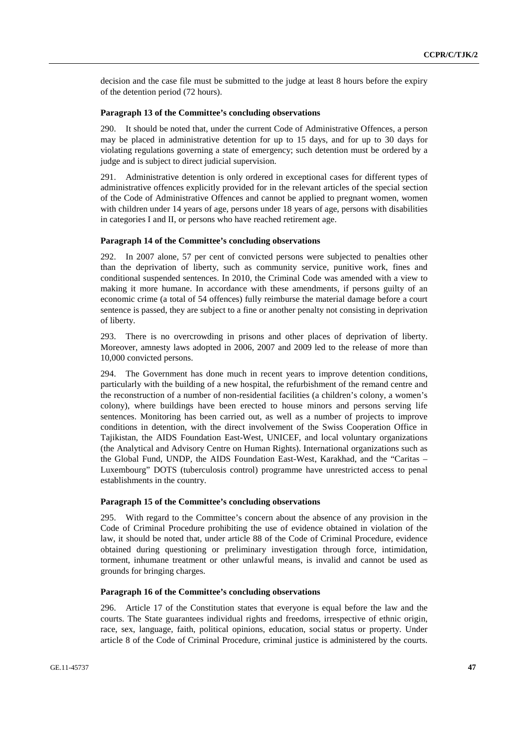decision and the case file must be submitted to the judge at least 8 hours before the expiry of the detention period (72 hours).

#### Paragraph 13 of the Committee's concluding observations

290. It should be noted that, under the current Code of Administrative Offences, a person may be placed in administrative detention for up to 15 days, and for up to 30 days for violating regulations governing a state of emergency; such detention must be ordered by a judge and is subject to direct judicial supervision.

291. Administrative detention is only ordered in exceptional cases for different types of administrative offences explicitly provided for in the relevant articles of the special section of the Code of Administrative Offences and cannot be applied to pregnant women, women with children under 14 years of age, persons under 18 years of age, persons with disabilities in categories I and II, or persons who have reached retirement age.

#### Paragraph 14 of the Committee's concluding observations

292. In 2007 alone, 57 per cent of convicted persons were subjected to penalties other than the deprivation of liberty, such as community service, punitive work, fines and conditional suspended sentences. In 2010, the Criminal Code was amended with a view to making it more humane. In accordance with these amendments, if persons guilty of an economic crime (a total of 54 offences) fully reimburse the material damage before a court sentence is passed, they are subject to a fine or another penalty not consisting in deprivation of liberty.

293. There is no overcrowding in prisons and other places of deprivation of liberty. Moreover, amnesty laws adopted in 2006, 2007 and 2009 led to the release of more than 10,000 convicted persons.

294. The Government has done much in recent years to improve detention conditions, particularly with the building of a new hospital, the refurbishment of the remand centre and the reconstruction of a number of non-residential facilities (a children's colony, a women's colony), where buildings have been erected to house minors and persons serving life sentences. Monitoring has been carried out, as well as a number of projects to improve conditions in detention, with the direct involvement of the Swiss Cooperation Office in Tajikistan, the AIDS Foundation East-West, UNICEF, and local voluntary organizations (the Analytical and Advisory Centre on Human Rights). International organizations such as the Global Fund, UNDP, the AIDS Foundation East-West, Karakhad, and the "Caritas – Luxembourg" DOTS (tuberculosis control) programme have unrestricted access to penal establishments in the country.

#### Paragraph 15 of the Committee's concluding observations

295. With regard to the Committee's concern about the absence of any provision in the Code of Criminal Procedure prohibiting the use of evidence obtained in violation of the law, it should be noted that, under article 88 of the Code of Criminal Procedure, evidence obtained during questioning or preliminary investigation through force, intimidation, torment, inhumane treatment or other unlawful means, is invalid and cannot be used as grounds for bringing charges.

#### Paragraph 16 of the Committee's concluding observations

296. Article 17 of the Constitution states that everyone is equal before the law and the courts. The State guarantees individual rights and freedoms, irrespective of ethnic origin, race, sex, language, faith, political opinions, education, social status or property. Under article 8 of the Code of Criminal Procedure, criminal justice is administered by the courts.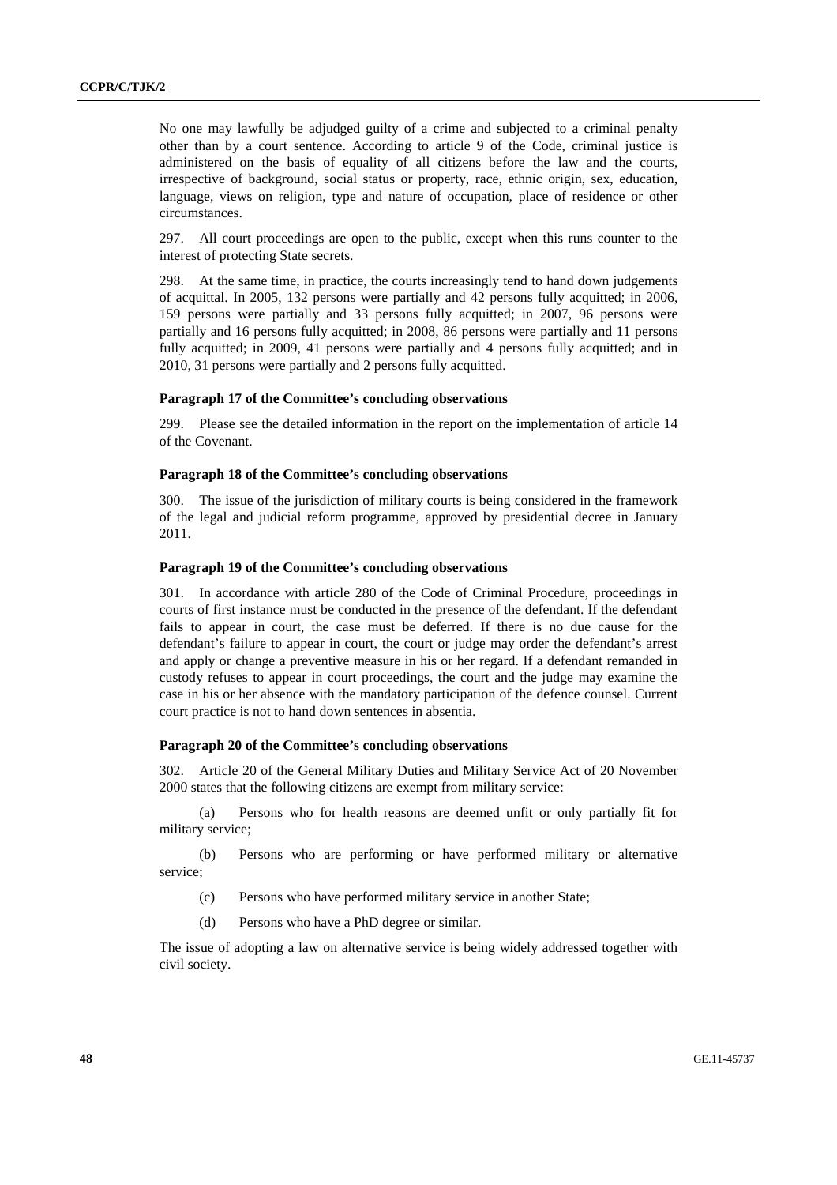No one may lawfully be adjudged guilty of a crime and subjected to a criminal penalty other than by a court sentence. According to article 9 of the Code, criminal justice is administered on the basis of equality of all citizens before the law and the courts, irrespective of background, social status or property, race, ethnic origin, sex, education, language, views on religion, type and nature of occupation, place of residence or other circumstances.

297. All court proceedings are open to the public, except when this runs counter to the interest of protecting State secrets.

298. At the same time, in practice, the courts increasingly tend to hand down judgements of acquittal. In 2005, 132 persons were partially and 42 persons fully acquitted; in 2006, 159 persons were partially and 33 persons fully acquitted; in 2007, 96 persons were partially and 16 persons fully acquitted; in 2008, 86 persons were partially and 11 persons fully acquitted; in 2009, 41 persons were partially and 4 persons fully acquitted; and in 2010, 31 persons were partially and 2 persons fully acquitted.

#### Paragraph 17 of the Committee's concluding observations

299. Please see the detailed information in the report on the implementation of article 14 of the Covenant.

#### Paragraph 18 of the Committee's concluding observations

300. The issue of the jurisdiction of military courts is being considered in the framework of the legal and judicial reform programme, approved by presidential decree in January 2011.

#### Paragraph 19 of the Committee's concluding observations

301. In accordance with article 280 of the Code of Criminal Procedure, proceedings in courts of first instance must be conducted in the presence of the defendant. If the defendant fails to appear in court, the case must be deferred. If there is no due cause for the defendant's failure to appear in court, the court or judge may order the defendant's arrest and apply or change a preventive measure in his or her regard. If a defendant remanded in custody refuses to appear in court proceedings, the court and the judge may examine the case in his or her absence with the mandatory participation of the defence counsel. Current court practice is not to hand down sentences in absentia.

#### Paragraph 20 of the Committee's concluding observations

302. Article 20 of the General Military Duties and Military Service Act of 20 November 2000 states that the following citizens are exempt from military service:

(a) Persons who for health reasons are deemed unfit or only partially fit for military service;

(b) Persons who are performing or have performed military or alternative service;

(c) Persons who have performed military service in another State;

(d) Persons who have a PhD degree or similar.

The issue of adopting a law on alternative service is being widely addressed together with civil society.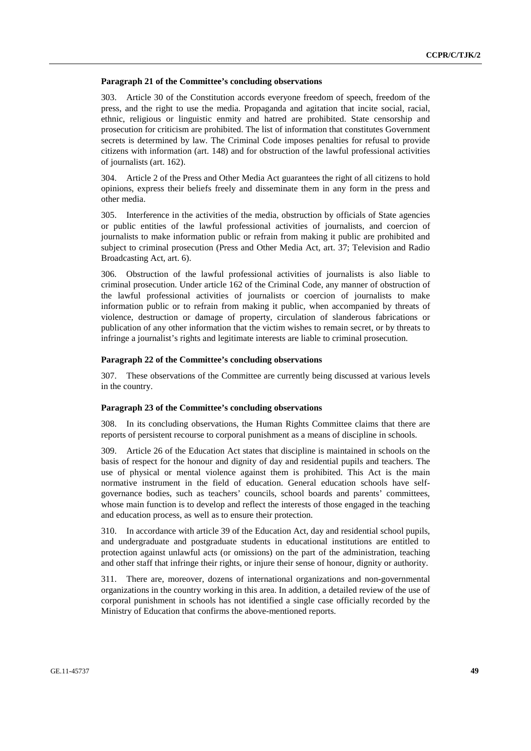#### Paragraph 21 of the Committee's concluding observations

303. Article 30 of the Constitution accords everyone freedom of speech, freedom of the press, and the right to use the media. Propaganda and agitation that incite social, racial, ethnic, religious or linguistic enmity and hatred are prohibited. State censorship and prosecution for criticism are prohibited. The list of information that constitutes Government secrets is determined by law. The Criminal Code imposes penalties for refusal to provide citizens with information (art. 148) and for obstruction of the lawful professional activities of journalists (art. 162).

304. Article 2 of the Press and Other Media Act guarantees the right of all citizens to hold opinions, express their beliefs freely and disseminate them in any form in the press and other media.

305. Interference in the activities of the media, obstruction by officials of State agencies or public entities of the lawful professional activities of journalists, and coercion of journalists to make information public or refrain from making it public are prohibited and subject to criminal prosecution (Press and Other Media Act, art. 37; Television and Radio Broadcasting Act, art. 6).

306. Obstruction of the lawful professional activities of journalists is also liable to criminal prosecution. Under article 162 of the Criminal Code, any manner of obstruction of the lawful professional activities of journalists or coercion of journalists to make information public or to refrain from making it public, when accompanied by threats of violence, destruction or damage of property, circulation of slanderous fabrications or publication of any other information that the victim wishes to remain secret, or by threats to infringe a journalist's rights and legitimate interests are liable to criminal prosecution.

#### Paragraph 22 of the Committee's concluding observations

307. These observations of the Committee are currently being discussed at various levels in the country.

#### Paragraph 23 of the Committee's concluding observations

308. In its concluding observations, the Human Rights Committee claims that there are reports of persistent recourse to corporal punishment as a means of discipline in schools.

309. Article 26 of the Education Act states that discipline is maintained in schools on the basis of respect for the honour and dignity of day and residential pupils and teachers. The use of physical or mental violence against them is prohibited. This Act is the main normative instrument in the field of education. General education schools have self-governance bodies, such as teachers' councils, school boards and parents' committees, whose main function is to develop and reflect the interests of those engaged in the teaching and education process, as well as to ensure their protection.

310. In accordance with article 39 of the Education Act, day and residential school pupils, and undergraduate and postgraduate students in educational institutions are entitled to protection against unlawful acts (or omissions) on the part of the administration, teaching and other staff that infringe their rights, or injure their sense of honour, dignity or authority.

311. There are, moreover, dozens of international organizations and non-governmental organizations in the country working in this area. In addition, a detailed review of the use of corporal punishment in schools has not identified a single case officially recorded by the Ministry of Education that confirms the above-mentioned reports.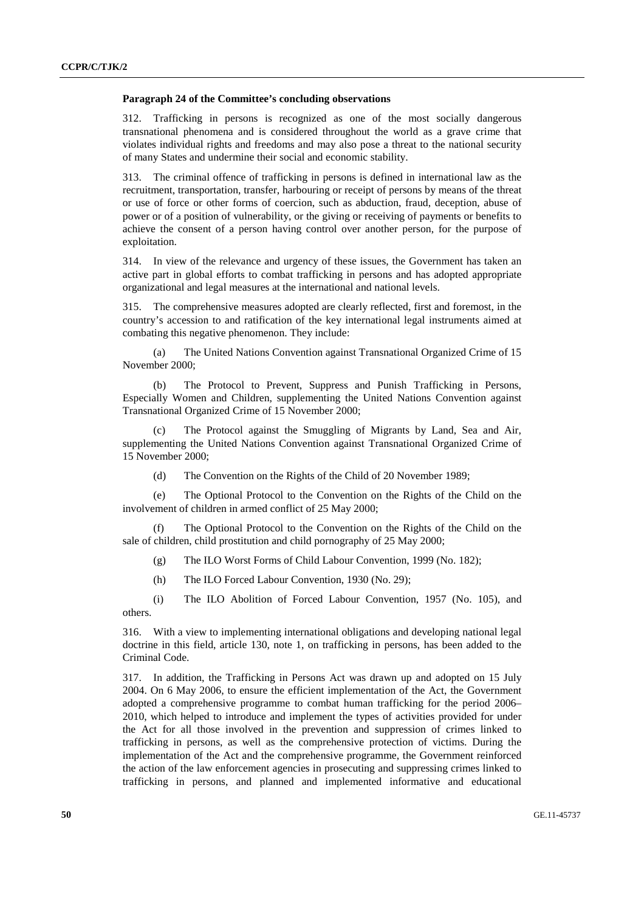**Paragraph 24 of the Committee's concluding observations**

312. Trafficking in persons is recognized as one of the most socially dangerous transnational phenomena and is considered throughout the world as a grave crime that violates individual rights and freedoms and may also pose a threat to the national security of many States and undermine their social and economic stability.

313. The criminal offence of trafficking in persons is defined in international law as the recruitment, transportation, transfer, harbouring or receipt of persons by means of the threat or use of force or other forms of coercion, such as abduction, fraud, deception, abuse of power or of a position of vulnerability, or the giving or receiving of payments or benefits to achieve the consent of a person having control over another person, for the purpose of exploitation.

314. In view of the relevance and urgency of these issues, the Government has taken an active part in global efforts to combat trafficking in persons and has adopted appropriate organizational and legal measures at the international and national levels.

315. The comprehensive measures adopted are clearly reflected, first and foremost, in the country's accession to and ratification of the key international legal instruments aimed at combating this negative phenomenon. They include:

(a) The United Nations Convention against Transnational Organized Crime of 15 November 2000;

(b) The Protocol to Prevent, Suppress and Punish Trafficking in Persons, Especially Women and Children, supplementing the United Nations Convention against Transnational Organized Crime of 15 November 2000;

(c) The Protocol against the Smuggling of Migrants by Land, Sea and Air, supplementing the United Nations Convention against Transnational Organized Crime of 15 November 2000;

(d) The Convention on the Rights of the Child of 20 November 1989;

(e) The Optional Protocol to the Convention on the Rights of the Child on the involvement of children in armed conflict of 25 May 2000;

(f) The Optional Protocol to the Convention on the Rights of the Child on the sale of children, child prostitution and child pornography of 25 May 2000;

(g) The ILO Worst Forms of Child Labour Convention, 1999 (No. 182);

(h) The ILO Forced Labour Convention, 1930 (No. 29);

(i) The ILO Abolition of Forced Labour Convention, 1957 (No. 105), and others.

316. With a view to implementing international obligations and developing national legal doctrine in this field, article 130, note 1, on trafficking in persons, has been added to the Criminal Code.

317. In addition, the Trafficking in Persons Act was drawn up and adopted on 15 July 2004. On 6 May 2006, to ensure the efficient implementation of the Act, the Government adopted a comprehensive programme to combat human trafficking for the period 2006–2010, which helped to introduce and implement the types of activities provided for under the Act for all those involved in the prevention and suppression of crimes linked to trafficking in persons, as well as the comprehensive protection of victims. During the implementation of the Act and the comprehensive programme, the Government reinforced the action of the law enforcement agencies in prosecuting and suppressing crimes linked to trafficking in persons, and planned and implemented informative and educational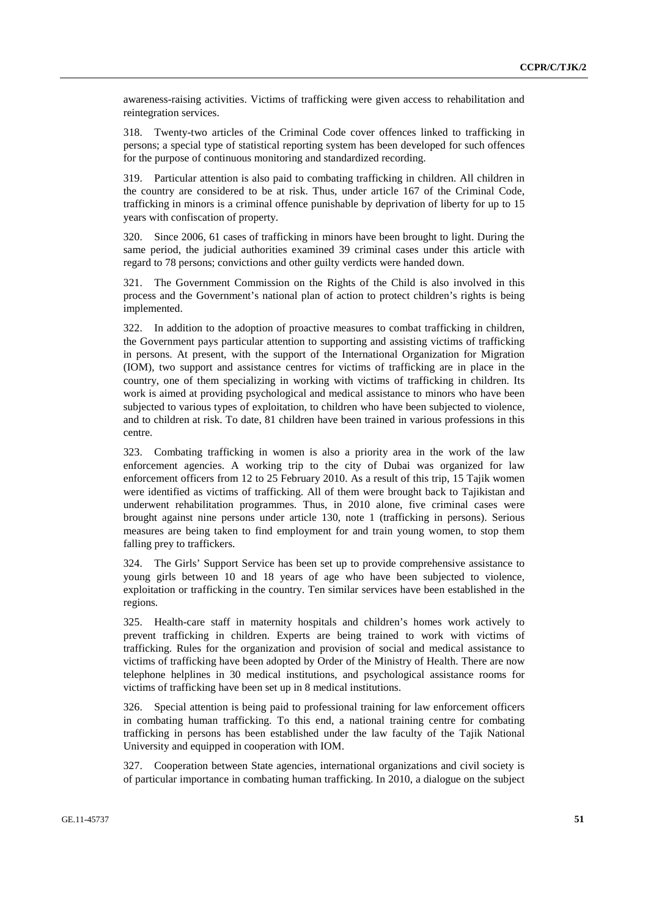awareness-raising activities. Victims of trafficking were given access to rehabilitation and reintegration services.

318. Twenty-two articles of the Criminal Code cover offences linked to trafficking in persons; a special type of statistical reporting system has been developed for such offences for the purpose of continuous monitoring and standardized recording.

319. Particular attention is also paid to combating trafficking in children. All children in the country are considered to be at risk. Thus, under article 167 of the Criminal Code, trafficking in minors is a criminal offence punishable by deprivation of liberty for up to 15 years with confiscation of property.

320. Since 2006, 61 cases of trafficking in minors have been brought to light. During the same period, the judicial authorities examined 39 criminal cases under this article with regard to 78 persons; convictions and other guilty verdicts were handed down.

321. The Government Commission on the Rights of the Child is also involved in this process and the Government's national plan of action to protect children's rights is being implemented.

322. In addition to the adoption of proactive measures to combat trafficking in children, the Government pays particular attention to supporting and assisting victims of trafficking in persons. At present, with the support of the International Organization for Migration (IOM), two support and assistance centres for victims of trafficking are in place in the country, one of them specializing in working with victims of trafficking in children. Its work is aimed at providing psychological and medical assistance to minors who have been subjected to various types of exploitation, to children who have been subjected to violence, and to children at risk. To date, 81 children have been trained in various professions in this centre.

323. Combating trafficking in women is also a priority area in the work of the law enforcement agencies. A working trip to the city of Dubai was organized for law enforcement officers from 12 to 25 February 2010. As a result of this trip, 15 Tajik women were identified as victims of trafficking. All of them were brought back to Tajikistan and underwent rehabilitation programmes. Thus, in 2010 alone, five criminal cases were brought against nine persons under article 130, note 1 (trafficking in persons). Serious measures are being taken to find employment for and train young women, to stop them falling prey to traffickers.

324. The Girls' Support Service has been set up to provide comprehensive assistance to young girls between 10 and 18 years of age who have been subjected to violence, exploitation or trafficking in the country. Ten similar services have been established in the regions.

325. Health-care staff in maternity hospitals and children's homes work actively to prevent trafficking in children. Experts are being trained to work with victims of trafficking. Rules for the organization and provision of social and medical assistance to victims of trafficking have been adopted by Order of the Ministry of Health. There are now telephone helplines in 30 medical institutions, and psychological assistance rooms for victims of trafficking have been set up in 8 medical institutions.

326. Special attention is being paid to professional training for law enforcement officers in combating human trafficking. To this end, a national training centre for combating trafficking in persons has been established under the law faculty of the Tajik National University and equipped in cooperation with IOM.

327. Cooperation between State agencies, international organizations and civil society is of particular importance in combating human trafficking. In 2010, a dialogue on the subject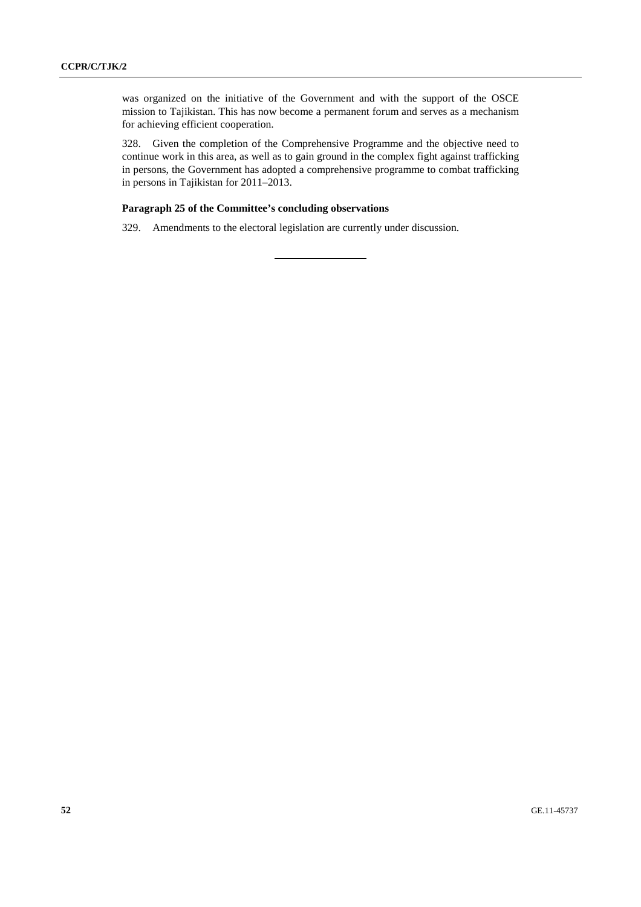was organized on the initiative of the Government and with the support of the OSCE mission to Tajikistan. This has now become a permanent forum and serves as a mechanism for achieving efficient cooperation.

328. Given the completion of the Comprehensive Programme and the objective need to continue work in this area, as well as to gain ground in the complex fight against trafficking in persons, the Government has adopted a comprehensive programme to combat trafficking in persons in Tajikistan for 2011–2013.

**Paragraph 25 of the Committee's concluding observations**

329. Amendments to the electoral legislation are currently under discussion.